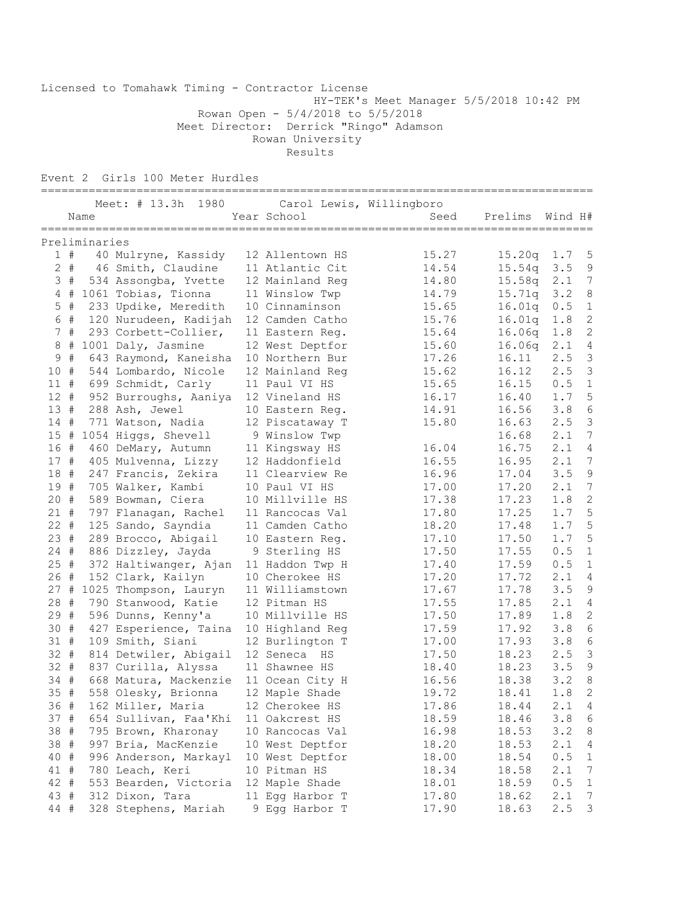Licensed to Tomahawk Timing - Contractor License

HY-TEK's Meet Manager 5/5/2018 10:42 PM

Rowan Open - 5/4/2018 to 5/5/2018

Meet Director: Derrick "Ringo" Adamson

Rowan University

Results

## Event 2 Girls 100 Meter Hurdles

Meet: # 13.3h 1980 Carol Lewis, Willingboro

### Preliminaries

| Place | | Comp# | Name | Year | School | Seed | Prelims | Wind | H# |
|---|---|---|---|---|---|---|---|---|---|
| 1 | # | 40 | Mulryne, Kassidy | 12 | Allentown HS | 15.27 | 15.20q | 1.7 | 5 |
| 2 | # | 46 | Smith, Claudine | 11 | Atlantic Cit | 14.54 | 15.54q | 3.5 | 9 |
| 3 | # | 534 | Assongba, Yvette | 12 | Mainland Reg | 14.80 | 15.58q | 2.1 | 7 |
| 4 | # | 1061 | Tobias, Tionna | 11 | Winslow Twp | 14.79 | 15.71q | 3.2 | 8 |
| 5 | # | 233 | Updike, Meredith | 10 | Cinnaminson | 15.65 | 16.01q | 0.5 | 1 |
| 6 | # | 120 | Nurudeen, Kadijah | 12 | Camden Catho | 15.76 | 16.01q | 1.8 | 2 |
| 7 | # | 293 | Corbett-Collier, | 11 | Eastern Reg. | 15.64 | 16.06q | 1.8 | 2 |
| 8 | # | 1001 | Daly, Jasmine | 12 | West Deptfor | 15.60 | 16.06q | 2.1 | 4 |
| 9 | # | 643 | Raymond, Kaneisha | 10 | Northern Bur | 17.26 | 16.11 | 2.5 | 3 |
| 10 | # | 544 | Lombardo, Nicole | 12 | Mainland Reg | 15.62 | 16.12 | 2.5 | 3 |
| 11 | # | 699 | Schmidt, Carly | 11 | Paul VI HS | 15.65 | 16.15 | 0.5 | 1 |
| 12 | # | 952 | Burroughs, Aaniya | 12 | Vineland HS | 16.17 | 16.40 | 1.7 | 5 |
| 13 | # | 288 | Ash, Jewel | 10 | Eastern Reg. | 14.91 | 16.56 | 3.8 | 6 |
| 14 | # | 771 | Watson, Nadia | 12 | Piscataway T | 15.80 | 16.63 | 2.5 | 3 |
| 15 | # | 1054 | Higgs, Shevell | 9 | Winslow Twp | | 16.68 | 2.1 | 7 |
| 16 | # | 460 | DeMary, Autumn | 11 | Kingsway HS | 16.04 | 16.75 | 2.1 | 4 |
| 17 | # | 405 | Mulvenna, Lizzy | 12 | Haddonfield | 16.55 | 16.95 | 2.1 | 7 |
| 18 | # | 247 | Francis, Zekira | 11 | Clearview Re | 16.96 | 17.04 | 3.5 | 9 |
| 19 | # | 705 | Walker, Kambi | 10 | Paul VI HS | 17.00 | 17.20 | 2.1 | 7 |
| 20 | # | 589 | Bowman, Ciera | 10 | Millville HS | 17.38 | 17.23 | 1.8 | 2 |
| 21 | # | 797 | Flanagan, Rachel | 11 | Rancocas Val | 17.80 | 17.25 | 1.7 | 5 |
| 22 | # | 125 | Sando, Sayndia | 11 | Camden Catho | 18.20 | 17.48 | 1.7 | 5 |
| 23 | # | 289 | Brocco, Abigail | 10 | Eastern Reg. | 17.10 | 17.50 | 1.7 | 5 |
| 24 | # | 886 | Dizzley, Jayda | 9 | Sterling HS | 17.50 | 17.55 | 0.5 | 1 |
| 25 | # | 372 | Haltiwanger, Ajan | 11 | Haddon Twp H | 17.40 | 17.59 | 0.5 | 1 |
| 26 | # | 152 | Clark, Kailyn | 10 | Cherokee HS | 17.20 | 17.72 | 2.1 | 4 |
| 27 | # | 1025 | Thompson, Lauryn | 11 | Williamstown | 17.67 | 17.78 | 3.5 | 9 |
| 28 | # | 790 | Stanwood, Katie | 12 | Pitman HS | 17.55 | 17.85 | 2.1 | 4 |
| 29 | # | 596 | Dunns, Kenny'a | 10 | Millville HS | 17.50 | 17.89 | 1.8 | 2 |
| 30 | # | 427 | Esperience, Taina | 10 | Highland Reg | 17.59 | 17.92 | 3.8 | 6 |
| 31 | # | 109 | Smith, Siani | 12 | Burlington T | 17.00 | 17.93 | 3.8 | 6 |
| 32 | # | 814 | Detwiler, Abigail | 12 | Seneca HS | 17.50 | 18.23 | 2.5 | 3 |
| 32 | # | 837 | Curilla, Alyssa | 11 | Shawnee HS | 18.40 | 18.23 | 3.5 | 9 |
| 34 | # | 668 | Matura, Mackenzie | 11 | Ocean City H | 16.56 | 18.38 | 3.2 | 8 |
| 35 | # | 558 | Olesky, Brionna | 12 | Maple Shade | 19.72 | 18.41 | 1.8 | 2 |
| 36 | # | 162 | Miller, Maria | 12 | Cherokee HS | 17.86 | 18.44 | 2.1 | 4 |
| 37 | # | 654 | Sullivan, Faa'Khi | 11 | Oakcrest HS | 18.59 | 18.46 | 3.8 | 6 |
| 38 | # | 795 | Brown, Kharonay | 10 | Rancocas Val | 16.98 | 18.53 | 3.2 | 8 |
| 38 | # | 997 | Bria, MacKenzie | 10 | West Deptfor | 18.20 | 18.53 | 2.1 | 4 |
| 40 | # | 996 | Anderson, Markayl | 10 | West Deptfor | 18.00 | 18.54 | 0.5 | 1 |
| 41 | # | 780 | Leach, Keri | 10 | Pitman HS | 18.34 | 18.58 | 2.1 | 7 |
| 42 | # | 553 | Bearden, Victoria | 12 | Maple Shade | 18.01 | 18.59 | 0.5 | 1 |
| 43 | # | 312 | Dixon, Tara | 11 | Egg Harbor T | 17.80 | 18.62 | 2.1 | 7 |
| 44 | # | 328 | Stephens, Mariah | 9 | Egg Harbor T | 17.90 | 18.63 | 2.5 | 3 |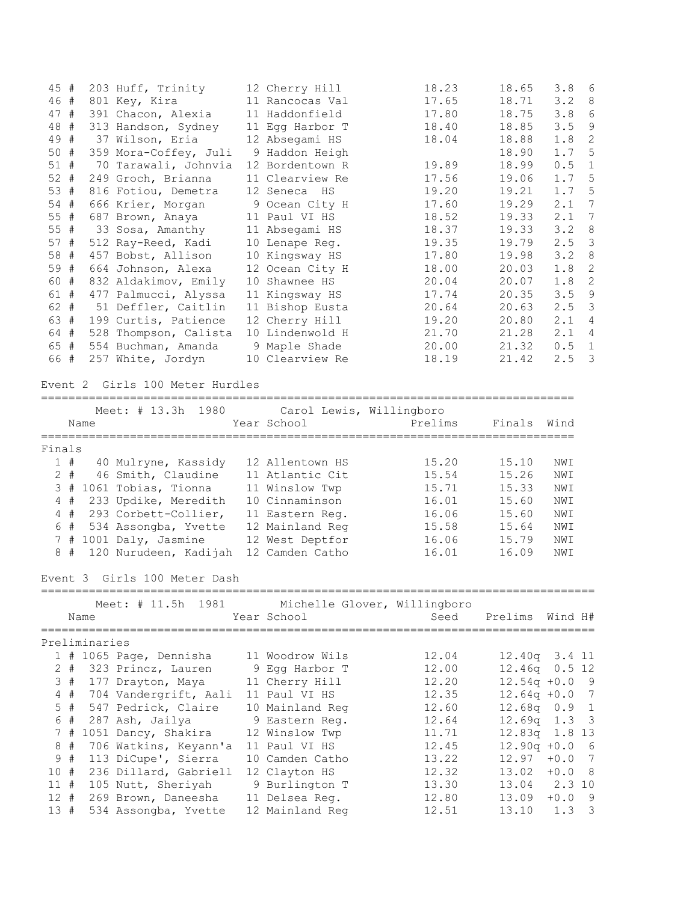| Place | Name | Year | School | Prelims | Finals | Wind | H# |
|---|---|---|---|---|---|---|---|
| 45 # | 203 Huff, Trinity | 12 | Cherry Hill | 18.23 | 18.65 | 3.8 | 6 |
| 46 # | 801 Key, Kira | 11 | Rancocas Val | 17.65 | 18.71 | 3.2 | 8 |
| 47 # | 391 Chacon, Alexia | 11 | Haddonfield | 17.80 | 18.75 | 3.8 | 6 |
| 48 # | 313 Handson, Sydney | 11 | Egg Harbor T | 18.40 | 18.85 | 3.5 | 9 |
| 49 # | 37 Wilson, Eria | 12 | Absegami HS | 18.04 | 18.88 | 1.8 | 2 |
| 50 # | 359 Mora-Coffey, Juli | 9 | Haddon Heigh | | 18.90 | 1.7 | 5 |
| 51 # | 70 Tarawali, Johnvia | 12 | Bordentown R | 19.89 | 18.99 | 0.5 | 1 |
| 52 # | 249 Groch, Brianna | 11 | Clearview Re | 17.56 | 19.06 | 1.7 | 5 |
| 53 # | 816 Fotiou, Demetra | 12 | Seneca HS | 19.20 | 19.21 | 1.7 | 5 |
| 54 # | 666 Krier, Morgan | 9 | Ocean City H | 17.60 | 19.29 | 2.1 | 7 |
| 55 # | 687 Brown, Anaya | 11 | Paul VI HS | 18.52 | 19.33 | 2.1 | 7 |
| 55 # | 33 Sosa, Amanthy | 11 | Absegami HS | 18.37 | 19.33 | 3.2 | 8 |
| 57 # | 512 Ray-Reed, Kadi | 10 | Lenape Reg. | 19.35 | 19.79 | 2.5 | 3 |
| 58 # | 457 Bobst, Allison | 10 | Kingsway HS | 17.80 | 19.98 | 3.2 | 8 |
| 59 # | 664 Johnson, Alexa | 12 | Ocean City H | 18.00 | 20.03 | 1.8 | 2 |
| 60 # | 832 Aldakimov, Emily | 10 | Shawnee HS | 20.04 | 20.07 | 1.8 | 2 |
| 61 # | 477 Palmucci, Alyssa | 11 | Kingsway HS | 17.74 | 20.35 | 3.5 | 9 |
| 62 # | 51 Deffler, Caitlin | 11 | Bishop Eusta | 20.64 | 20.63 | 2.5 | 3 |
| 63 # | 199 Curtis, Patience | 12 | Cherry Hill | 19.20 | 20.80 | 2.1 | 4 |
| 64 # | 528 Thompson, Calista | 10 | Lindenwold H | 21.70 | 21.28 | 2.1 | 4 |
| 65 # | 554 Buchman, Amanda | 9 | Maple Shade | 20.00 | 21.32 | 0.5 | 1 |
| 66 # | 257 White, Jordyn | 10 | Clearview Re | 18.19 | 21.42 | 2.5 | 3 |

## Event 2 Girls 100 Meter Hurdles

Meet: # 13.3h 1980 Carol Lewis, Willingboro

**Finals**

| Place | Name | Year | School | Prelims | Finals | Wind |
|---|---|---|---|---|---|---|
| 1 # | 40 Mulryne, Kassidy | 12 | Allentown HS | 15.20 | 15.10 | NWI |
| 2 # | 46 Smith, Claudine | 11 | Atlantic Cit | 15.54 | 15.26 | NWI |
| 3 # | 1061 Tobias, Tionna | 11 | Winslow Twp | 15.71 | 15.33 | NWI |
| 4 # | 233 Updike, Meredith | 10 | Cinnaminson | 16.01 | 15.60 | NWI |
| 4 # | 293 Corbett-Collier, | 11 | Eastern Reg. | 16.06 | 15.60 | NWI |
| 6 # | 534 Assongba, Yvette | 12 | Mainland Reg | 15.58 | 15.64 | NWI |
| 7 # | 1001 Daly, Jasmine | 12 | West Deptfor | 16.06 | 15.79 | NWI |
| 8 # | 120 Nurudeen, Kadijah | 12 | Camden Catho | 16.01 | 16.09 | NWI |

## Event 3 Girls 100 Meter Dash

Meet: # 11.5h 1981 Michelle Glover, Willingboro

**Preliminaries**

| Place | Name | Year | School | Seed | Prelims | Wind | H# |
|---|---|---|---|---|---|---|---|
| 1 # | 1065 Page, Dennisha | 11 | Woodrow Wils | 12.04 | 12.40q | 3.4 | 11 |
| 2 # | 323 Princz, Lauren | 9 | Egg Harbor T | 12.00 | 12.46q | 0.5 | 12 |
| 3 # | 177 Drayton, Maya | 11 | Cherry Hill | 12.20 | 12.54q | +0.0 | 9 |
| 4 # | 704 Vandergrift, Aali | 11 | Paul VI HS | 12.35 | 12.64q | +0.0 | 7 |
| 5 # | 547 Pedrick, Claire | 10 | Mainland Reg | 12.60 | 12.68q | 0.9 | 1 |
| 6 # | 287 Ash, Jailya | 9 | Eastern Reg. | 12.64 | 12.69q | 1.3 | 3 |
| 7 # | 1051 Dancy, Shakira | 12 | Winslow Twp | 11.71 | 12.83q | 1.8 | 13 |
| 8 # | 706 Watkins, Keyann'a | 11 | Paul VI HS | 12.45 | 12.90q | +0.0 | 6 |
| 9 # | 113 DiCupe', Sierra | 10 | Camden Catho | 13.22 | 12.97 | +0.0 | 7 |
| 10 # | 236 Dillard, Gabriell | 12 | Clayton HS | 12.32 | 13.02 | +0.0 | 8 |
| 11 # | 105 Nutt, Sheriyah | 9 | Burlington T | 13.30 | 13.04 | 2.3 | 10 |
| 12 # | 269 Brown, Daneesha | 11 | Delsea Reg. | 12.80 | 13.09 | +0.0 | 9 |
| 13 # | 534 Assongba, Yvette | 12 | Mainland Reg | 12.51 | 13.10 | 1.3 | 3 |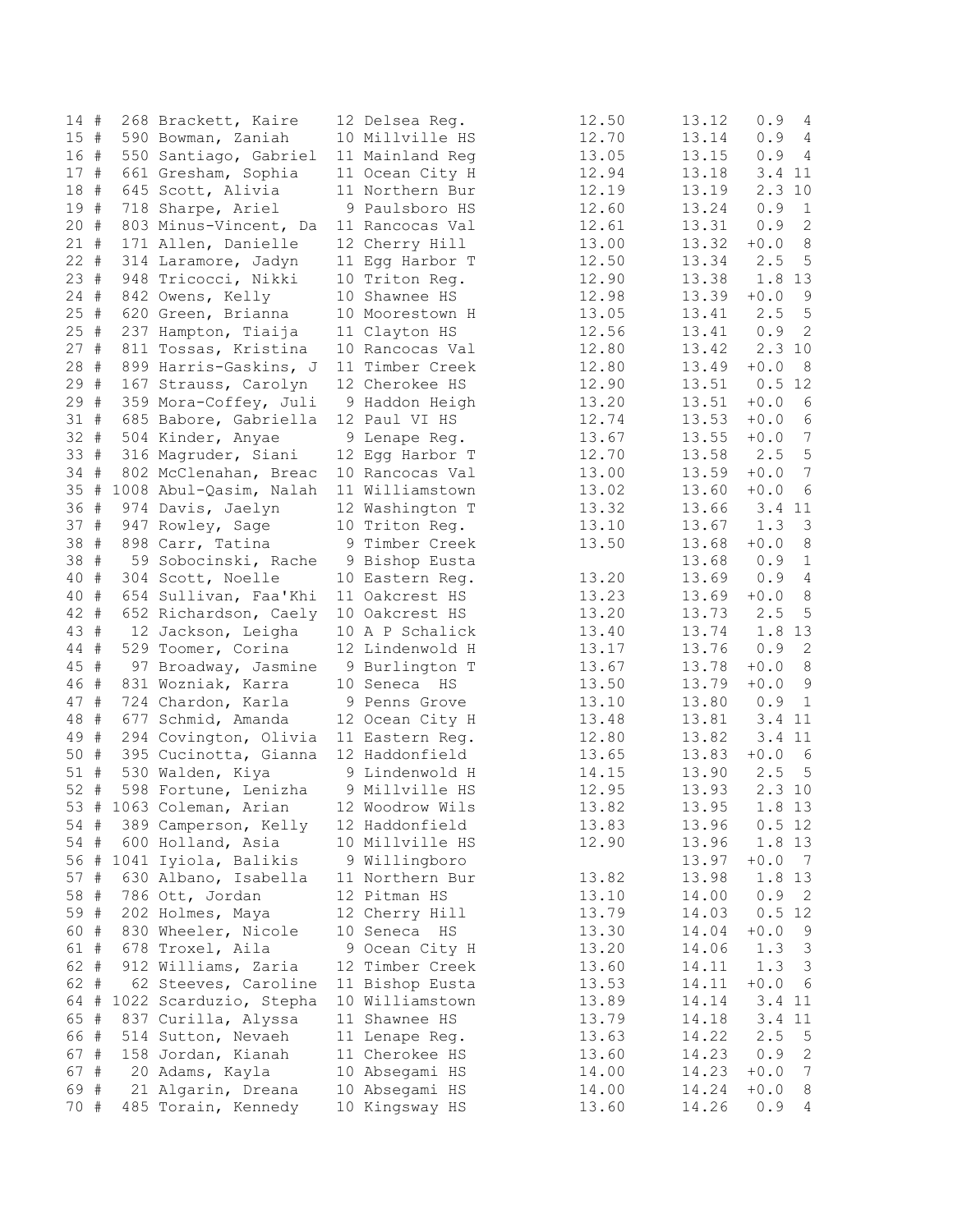| Place | # | Bib | Name | Yr | School | Seed | Time | Wind | Heat |
|---|---|---|---|---|---|---|---|---|---|
| 14 | # | 268 | Brackett, Kaire | 12 | Delsea Reg. | 12.50 | 13.12 | 0.9 | 4 |
| 15 | # | 590 | Bowman, Zaniah | 10 | Millville HS | 12.70 | 13.14 | 0.9 | 4 |
| 16 | # | 550 | Santiago, Gabriel | 11 | Mainland Reg | 13.05 | 13.15 | 0.9 | 4 |
| 17 | # | 661 | Gresham, Sophia | 11 | Ocean City H | 12.94 | 13.18 | 3.4 | 11 |
| 18 | # | 645 | Scott, Alivia | 11 | Northern Bur | 12.19 | 13.19 | 2.3 | 10 |
| 19 | # | 718 | Sharpe, Ariel | 9 | Paulsboro HS | 12.60 | 13.24 | 0.9 | 1 |
| 20 | # | 803 | Minus-Vincent, Da | 11 | Rancocas Val | 12.61 | 13.31 | 0.9 | 2 |
| 21 | # | 171 | Allen, Danielle | 12 | Cherry Hill | 13.00 | 13.32 | +0.0 | 8 |
| 22 | # | 314 | Laramore, Jadyn | 11 | Egg Harbor T | 12.50 | 13.34 | 2.5 | 5 |
| 23 | # | 948 | Tricocci, Nikki | 10 | Triton Reg. | 12.90 | 13.38 | 1.8 | 13 |
| 24 | # | 842 | Owens, Kelly | 10 | Shawnee HS | 12.98 | 13.39 | +0.0 | 9 |
| 25 | # | 620 | Green, Brianna | 10 | Moorestown H | 13.05 | 13.41 | 2.5 | 5 |
| 25 | # | 237 | Hampton, Tiaija | 11 | Clayton HS | 12.56 | 13.41 | 0.9 | 2 |
| 27 | # | 811 | Tossas, Kristina | 10 | Rancocas Val | 12.80 | 13.42 | 2.3 | 10 |
| 28 | # | 899 | Harris-Gaskins, J | 11 | Timber Creek | 12.80 | 13.49 | +0.0 | 8 |
| 29 | # | 167 | Strauss, Carolyn | 12 | Cherokee HS | 12.90 | 13.51 | 0.5 | 12 |
| 29 | # | 359 | Mora-Coffey, Juli | 9 | Haddon Heigh | 13.20 | 13.51 | +0.0 | 6 |
| 31 | # | 685 | Babore, Gabriella | 12 | Paul VI HS | 12.74 | 13.53 | +0.0 | 6 |
| 32 | # | 504 | Kinder, Anyae | 9 | Lenape Reg. | 13.67 | 13.55 | +0.0 | 7 |
| 33 | # | 316 | Magruder, Siani | 12 | Egg Harbor T | 12.70 | 13.58 | 2.5 | 5 |
| 34 | # | 802 | McClenahan, Breac | 10 | Rancocas Val | 13.00 | 13.59 | +0.0 | 7 |
| 35 | # | 1008 | Abul-Qasim, Nalah | 11 | Williamstown | 13.02 | 13.60 | +0.0 | 6 |
| 36 | # | 974 | Davis, Jaelyn | 12 | Washington T | 13.32 | 13.66 | 3.4 | 11 |
| 37 | # | 947 | Rowley, Sage | 10 | Triton Reg. | 13.10 | 13.67 | 1.3 | 3 |
| 38 | # | 898 | Carr, Tatina | 9 | Timber Creek | 13.50 | 13.68 | +0.0 | 8 |
| 38 | # | 59 | Sobocinski, Rache | 9 | Bishop Eusta | | 13.68 | 0.9 | 1 |
| 40 | # | 304 | Scott, Noelle | 10 | Eastern Reg. | 13.20 | 13.69 | 0.9 | 4 |
| 40 | # | 654 | Sullivan, Faa'Khi | 11 | Oakcrest HS | 13.23 | 13.69 | +0.0 | 8 |
| 42 | # | 652 | Richardson, Caely | 10 | Oakcrest HS | 13.20 | 13.73 | 2.5 | 5 |
| 43 | # | 12 | Jackson, Leigha | 10 | A P Schalick | 13.40 | 13.74 | 1.8 | 13 |
| 44 | # | 529 | Toomer, Corina | 12 | Lindenwold H | 13.17 | 13.76 | 0.9 | 2 |
| 45 | # | 97 | Broadway, Jasmine | 9 | Burlington T | 13.67 | 13.78 | +0.0 | 8 |
| 46 | # | 831 | Wozniak, Karra | 10 | Seneca HS | 13.50 | 13.79 | +0.0 | 9 |
| 47 | # | 724 | Chardon, Karla | 9 | Penns Grove | 13.10 | 13.80 | 0.9 | 1 |
| 48 | # | 677 | Schmid, Amanda | 12 | Ocean City H | 13.48 | 13.81 | 3.4 | 11 |
| 49 | # | 294 | Covington, Olivia | 11 | Eastern Reg. | 12.80 | 13.82 | 3.4 | 11 |
| 50 | # | 395 | Cucinotta, Gianna | 12 | Haddonfield | 13.65 | 13.83 | +0.0 | 6 |
| 51 | # | 530 | Walden, Kiya | 9 | Lindenwold H | 14.15 | 13.90 | 2.5 | 5 |
| 52 | # | 598 | Fortune, Lenizha | 9 | Millville HS | 12.95 | 13.93 | 2.3 | 10 |
| 53 | # | 1063 | Coleman, Arian | 12 | Woodrow Wils | 13.82 | 13.95 | 1.8 | 13 |
| 54 | # | 389 | Camperson, Kelly | 12 | Haddonfield | 13.83 | 13.96 | 0.5 | 12 |
| 54 | # | 600 | Holland, Asia | 10 | Millville HS | 12.90 | 13.96 | 1.8 | 13 |
| 56 | # | 1041 | Iyiola, Balikis | 9 | Willingboro | | 13.97 | +0.0 | 7 |
| 57 | # | 630 | Albano, Isabella | 11 | Northern Bur | 13.82 | 13.98 | 1.8 | 13 |
| 58 | # | 786 | Ott, Jordan | 12 | Pitman HS | 13.10 | 14.00 | 0.9 | 2 |
| 59 | # | 202 | Holmes, Maya | 12 | Cherry Hill | 13.79 | 14.03 | 0.5 | 12 |
| 60 | # | 830 | Wheeler, Nicole | 10 | Seneca HS | 13.30 | 14.04 | +0.0 | 9 |
| 61 | # | 678 | Troxel, Aila | 9 | Ocean City H | 13.20 | 14.06 | 1.3 | 3 |
| 62 | # | 912 | Williams, Zaria | 12 | Timber Creek | 13.60 | 14.11 | 1.3 | 3 |
| 62 | # | 62 | Steeves, Caroline | 11 | Bishop Eusta | 13.53 | 14.11 | +0.0 | 6 |
| 64 | # | 1022 | Scarduzio, Stepha | 10 | Williamstown | 13.89 | 14.14 | 3.4 | 11 |
| 65 | # | 837 | Curilla, Alyssa | 11 | Shawnee HS | 13.79 | 14.18 | 3.4 | 11 |
| 66 | # | 514 | Sutton, Nevaeh | 11 | Lenape Reg. | 13.63 | 14.22 | 2.5 | 5 |
| 67 | # | 158 | Jordan, Kianah | 11 | Cherokee HS | 13.60 | 14.23 | 0.9 | 2 |
| 67 | # | 20 | Adams, Kayla | 10 | Absegami HS | 14.00 | 14.23 | +0.0 | 7 |
| 69 | # | 21 | Algarin, Dreana | 10 | Absegami HS | 14.00 | 14.24 | +0.0 | 8 |
| 70 | # | 485 | Torain, Kennedy | 10 | Kingsway HS | 13.60 | 14.26 | 0.9 | 4 |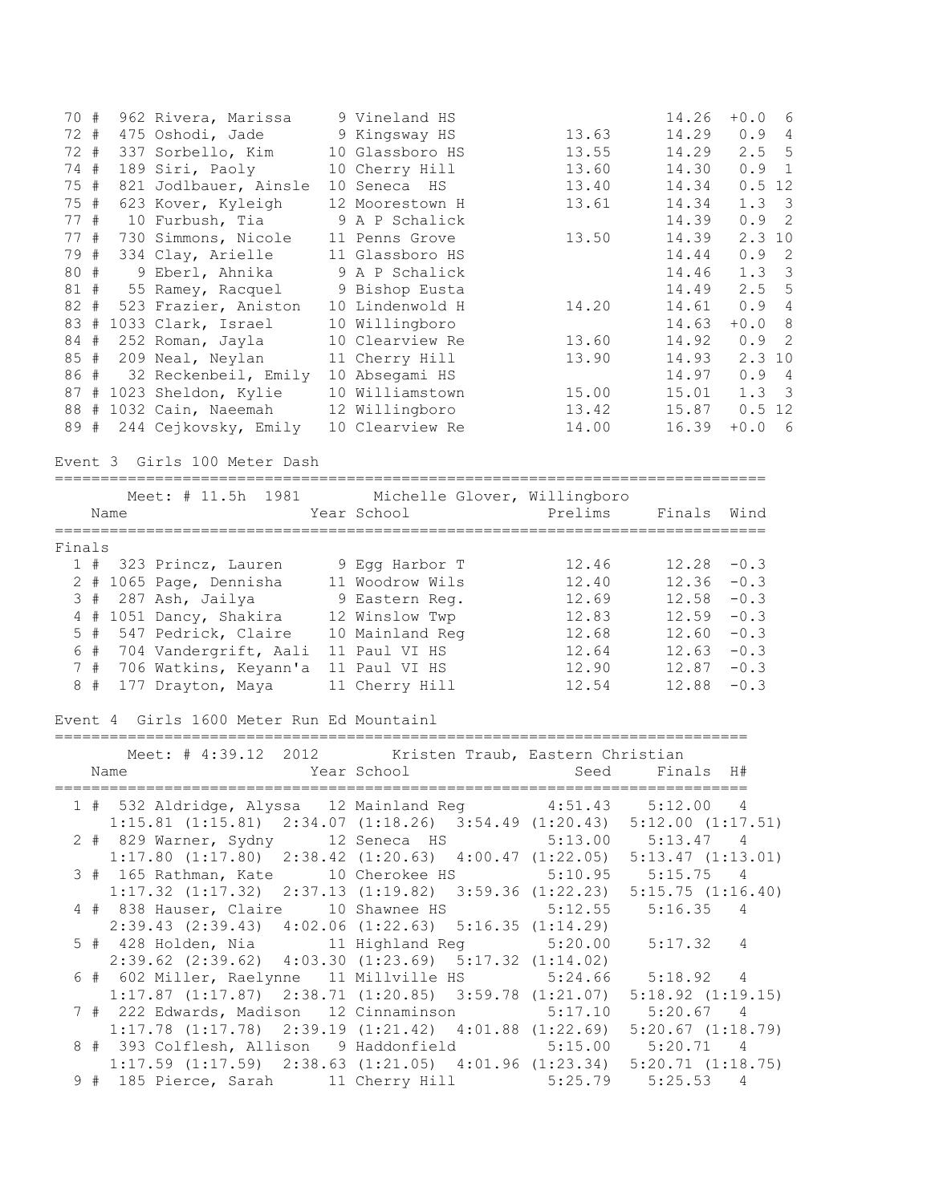| Place | Name | Year | School | Prelims | Finals | Wind | H# |
|---|---|---|---|---|---|---|---|
| 70 # | 962 Rivera, Marissa | 9 | Vineland HS | | 14.26 | +0.0 | 6 |
| 72 # | 475 Oshodi, Jade | 9 | Kingsway HS | 13.63 | 14.29 | 0.9 | 4 |
| 72 # | 337 Sorbello, Kim | 10 | Glassboro HS | 13.55 | 14.29 | 2.5 | 5 |
| 74 # | 189 Siri, Paoly | 10 | Cherry Hill | 13.60 | 14.30 | 0.9 | 1 |
| 75 # | 821 Jodlbauer, Ainsle | 10 | Seneca HS | 13.40 | 14.34 | 0.5 | 12 |
| 75 # | 623 Kover, Kyleigh | 12 | Moorestown H | 13.61 | 14.34 | 1.3 | 3 |
| 77 # | 10 Furbush, Tia | 9 | A P Schalick | | 14.39 | 0.9 | 2 |
| 77 # | 730 Simmons, Nicole | 11 | Penns Grove | 13.50 | 14.39 | 2.3 | 10 |
| 79 # | 334 Clay, Arielle | 11 | Glassboro HS | | 14.44 | 0.9 | 2 |
| 80 # | 9 Eberl, Ahnika | 9 | A P Schalick | | 14.46 | 1.3 | 3 |
| 81 # | 55 Ramey, Racquel | 9 | Bishop Eusta | | 14.49 | 2.5 | 5 |
| 82 # | 523 Frazier, Aniston | 10 | Lindenwold H | 14.20 | 14.61 | 0.9 | 4 |
| 83 # | 1033 Clark, Israel | 10 | Willingboro | | 14.63 | +0.0 | 8 |
| 84 # | 252 Roman, Jayla | 10 | Clearview Re | 13.60 | 14.92 | 0.9 | 2 |
| 85 # | 209 Neal, Neylan | 11 | Cherry Hill | 13.90 | 14.93 | 2.3 | 10 |
| 86 # | 32 Reckenbeil, Emily | 10 | Absegami HS | | 14.97 | 0.9 | 4 |
| 87 # | 1023 Sheldon, Kylie | 10 | Williamstown | 15.00 | 15.01 | 1.3 | 3 |
| 88 # | 1032 Cain, Naeemah | 12 | Willingboro | 13.42 | 15.87 | 0.5 | 12 |
| 89 # | 244 Cejkovsky, Emily | 10 | Clearview Re | 14.00 | 16.39 | +0.0 | 6 |

## Event 3 Girls 100 Meter Dash

Meet: # 11.5h 1981 Michelle Glover, Willingboro

**Finals**

| Place | Name | Year | School | Prelims | Finals | Wind |
|---|---|---|---|---|---|---|
| 1 # | 323 Princz, Lauren | 9 | Egg Harbor T | 12.46 | 12.28 | -0.3 |
| 2 # | 1065 Page, Dennisha | 11 | Woodrow Wils | 12.40 | 12.36 | -0.3 |
| 3 # | 287 Ash, Jailya | 9 | Eastern Reg. | 12.69 | 12.58 | -0.3 |
| 4 # | 1051 Dancy, Shakira | 12 | Winslow Twp | 12.83 | 12.59 | -0.3 |
| 5 # | 547 Pedrick, Claire | 10 | Mainland Reg | 12.68 | 12.60 | -0.3 |
| 6 # | 704 Vandergrift, Aali | 11 | Paul VI HS | 12.64 | 12.63 | -0.3 |
| 7 # | 706 Watkins, Keyann'a | 11 | Paul VI HS | 12.90 | 12.87 | -0.3 |
| 8 # | 177 Drayton, Maya | 11 | Cherry Hill | 12.54 | 12.88 | -0.3 |

## Event 4 Girls 1600 Meter Run Ed Mountainl

Meet: # 4:39.12 2012 Kristen Traub, Eastern Christian

| Place | Name | Year | School | Seed | Finals | H# |
|---|---|---|---|---|---|---|
| 1 # | 532 Aldridge, Alyssa | 12 | Mainland Reg | 4:51.43 | 5:12.00 | 4 |
| | 1:15.81 (1:15.81) 2:34.07 (1:18.26) 3:54.49 (1:20.43) 5:12.00 (1:17.51) | | | | | |
| 2 # | 829 Warner, Sydny | 12 | Seneca HS | 5:13.00 | 5:13.47 | 4 |
| | 1:17.80 (1:17.80) 2:38.42 (1:20.63) 4:00.47 (1:22.05) 5:13.47 (1:13.01) | | | | | |
| 3 # | 165 Rathman, Kate | 10 | Cherokee HS | 5:10.95 | 5:15.75 | 4 |
| | 1:17.32 (1:17.32) 2:37.13 (1:19.82) 3:59.36 (1:22.23) 5:15.75 (1:16.40) | | | | | |
| 4 # | 838 Hauser, Claire | 10 | Shawnee HS | 5:12.55 | 5:16.35 | 4 |
| | 2:39.43 (2:39.43) 4:02.06 (1:22.63) 5:16.35 (1:14.29) | | | | | |
| 5 # | 428 Holden, Nia | 11 | Highland Reg | 5:20.00 | 5:17.32 | 4 |
| | 2:39.62 (2:39.62) 4:03.30 (1:23.69) 5:17.32 (1:14.02) | | | | | |
| 6 # | 602 Miller, Raelynne | 11 | Millville HS | 5:24.66 | 5:18.92 | 4 |
| | 1:17.87 (1:17.87) 2:38.71 (1:20.85) 3:59.78 (1:21.07) 5:18.92 (1:19.15) | | | | | |
| 7 # | 222 Edwards, Madison | 12 | Cinnaminson | 5:17.10 | 5:20.67 | 4 |
| | 1:17.78 (1:17.78) 2:39.19 (1:21.42) 4:01.88 (1:22.69) 5:20.67 (1:18.79) | | | | | |
| 8 # | 393 Colflesh, Allison | 9 | Haddonfield | 5:15.00 | 5:20.71 | 4 |
| | 1:17.59 (1:17.59) 2:38.63 (1:21.05) 4:01.96 (1:23.34) 5:20.71 (1:18.75) | | | | | |
| 9 # | 185 Pierce, Sarah | 11 | Cherry Hill | 5:25.79 | 5:25.53 | 4 |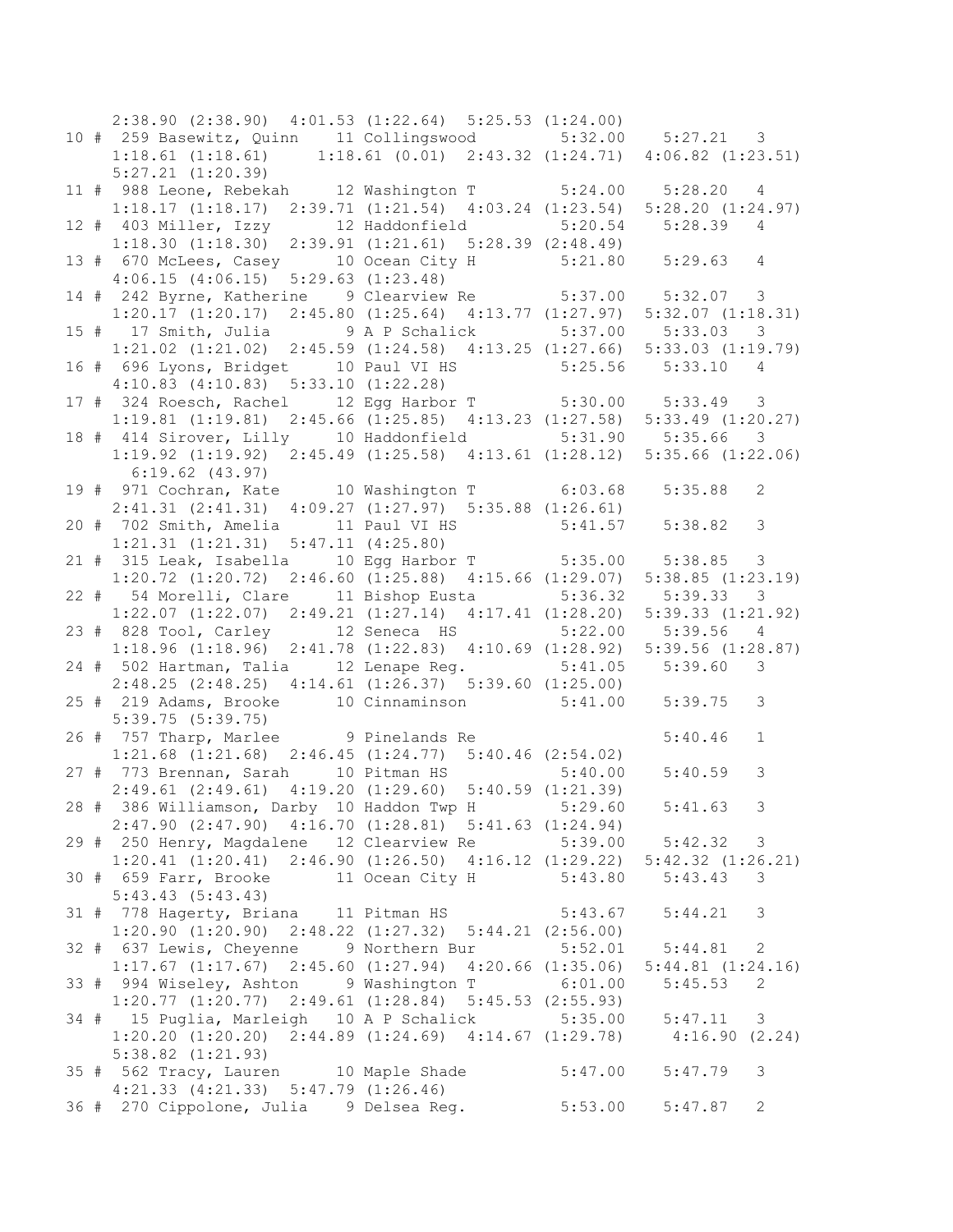```
     2:38.90 (2:38.90)  4:01.53 (1:22.64)  5:25.53 (1:24.00)
 10 #  259 Basewitz, Quinn    11 Collingswood         5:32.00    5:27.21   3
     1:18.61 (1:18.61)     1:18.61 (0.01)  2:43.32 (1:24.71)  4:06.82 (1:23.51)
     5:27.21 (1:20.39)
 11 #  988 Leone, Rebekah     12 Washington T         5:24.00    5:28.20   4
     1:18.17 (1:18.17)  2:39.71 (1:21.54)  4:03.24 (1:23.54)  5:28.20 (1:24.97)
 12 #  403 Miller, Izzy       12 Haddonfield          5:20.54    5:28.39   4
     1:18.30 (1:18.30)  2:39.91 (1:21.61)  5:28.39 (2:48.49)
 13 #  670 McLees, Casey      10 Ocean City H         5:21.80    5:29.63   4
     4:06.15 (4:06.15)  5:29.63 (1:23.48)
 14 #  242 Byrne, Katherine    9 Clearview Re         5:37.00    5:32.07   3
     1:20.17 (1:20.17)  2:45.80 (1:25.64)  4:13.77 (1:27.97)  5:32.07 (1:18.31)
 15 #   17 Smith, Julia        9 A P Schalick         5:37.00    5:33.03   3
     1:21.02 (1:21.02)  2:45.59 (1:24.58)  4:13.25 (1:27.66)  5:33.03 (1:19.79)
 16 #  696 Lyons, Bridget     10 Paul VI HS           5:25.56    5:33.10   4
     4:10.83 (4:10.83)  5:33.10 (1:22.28)
 17 #  324 Roesch, Rachel     12 Egg Harbor T         5:30.00    5:33.49   3
     1:19.81 (1:19.81)  2:45.66 (1:25.85)  4:13.23 (1:27.58)  5:33.49 (1:20.27)
 18 #  414 Sirover, Lilly     10 Haddonfield          5:31.90    5:35.66   3
     1:19.92 (1:19.92)  2:45.49 (1:25.58)  4:13.61 (1:28.12)  5:35.66 (1:22.06)
      6:19.62 (43.97)
 19 #  971 Cochran, Kate      10 Washington T         6:03.68    5:35.88   2
     2:41.31 (2:41.31)  4:09.27 (1:27.97)  5:35.88 (1:26.61)
 20 #  702 Smith, Amelia      11 Paul VI HS           5:41.57    5:38.82   3
     1:21.31 (1:21.31)  5:47.11 (4:25.80)
 21 #  315 Leak, Isabella     10 Egg Harbor T         5:35.00    5:38.85   3
     1:20.72 (1:20.72)  2:46.60 (1:25.88)  4:15.66 (1:29.07)  5:38.85 (1:23.19)
 22 #   54 Morelli, Clare     11 Bishop Eusta         5:36.32    5:39.33   3
     1:22.07 (1:22.07)  2:49.21 (1:27.14)  4:17.41 (1:28.20)  5:39.33 (1:21.92)
 23 #  828 Tool, Carley       12 Seneca  HS           5:22.00    5:39.56   4
     1:18.96 (1:18.96)  2:41.78 (1:22.83)  4:10.69 (1:28.92)  5:39.56 (1:28.87)
 24 #  502 Hartman, Talia     12 Lenape Reg.          5:41.05    5:39.60   3
     2:48.25 (2:48.25)  4:14.61 (1:26.37)  5:39.60 (1:25.00)
 25 #  219 Adams, Brooke      10 Cinnaminson          5:41.00    5:39.75   3
     5:39.75 (5:39.75)
 26 #  757 Tharp, Marlee      9 Pinelands Re                     5:40.46   1
     1:21.68 (1:21.68)  2:46.45 (1:24.77)  5:40.46 (2:54.02)
 27 #  773 Brennan, Sarah     10 Pitman HS            5:40.00    5:40.59   3
     2:49.61 (2:49.61)  4:19.20 (1:29.60)  5:40.59 (1:21.39)
 28 #  386 Williamson, Darby  10 Haddon Twp H         5:29.60    5:41.63   3
     2:47.90 (2:47.90)  4:16.70 (1:28.81)  5:41.63 (1:24.94)
 29 #  250 Henry, Magdalene   12 Clearview Re         5:39.00    5:42.32   3
     1:20.41 (1:20.41)  2:46.90 (1:26.50)  4:16.12 (1:29.22)  5:42.32 (1:26.21)
 30 #  659 Farr, Brooke       11 Ocean City H         5:43.80    5:43.43   3
     5:43.43 (5:43.43)
 31 #  778 Hagerty, Briana    11 Pitman HS            5:43.67    5:44.21   3
     1:20.90 (1:20.90)  2:48.22 (1:27.32)  5:44.21 (2:56.00)
 32 #  637 Lewis, Cheyenne     9 Northern Bur         5:52.01    5:44.81   2
     1:17.67 (1:17.67)  2:45.60 (1:27.94)  4:20.66 (1:35.06)  5:44.81 (1:24.16)
 33 #  994 Wiseley, Ashton     9 Washington T         6:01.00    5:45.53   2
     1:20.77 (1:20.77)  2:49.61 (1:28.84)  5:45.53 (2:55.93)
 34 #   15 Puglia, Marleigh   10 A P Schalick         5:35.00    5:47.11   3
     1:20.20 (1:20.20)  2:44.89 (1:24.69)  4:14.67 (1:29.78)    4:16.90 (2.24)
     5:38.82 (1:21.93)
 35 #  562 Tracy, Lauren      10 Maple Shade          5:47.00    5:47.79   3
     4:21.33 (4:21.33)  5:47.79 (1:26.46)
 36 #  270 Cippolone, Julia    9 Delsea Reg.          5:53.00    5:47.87   2
```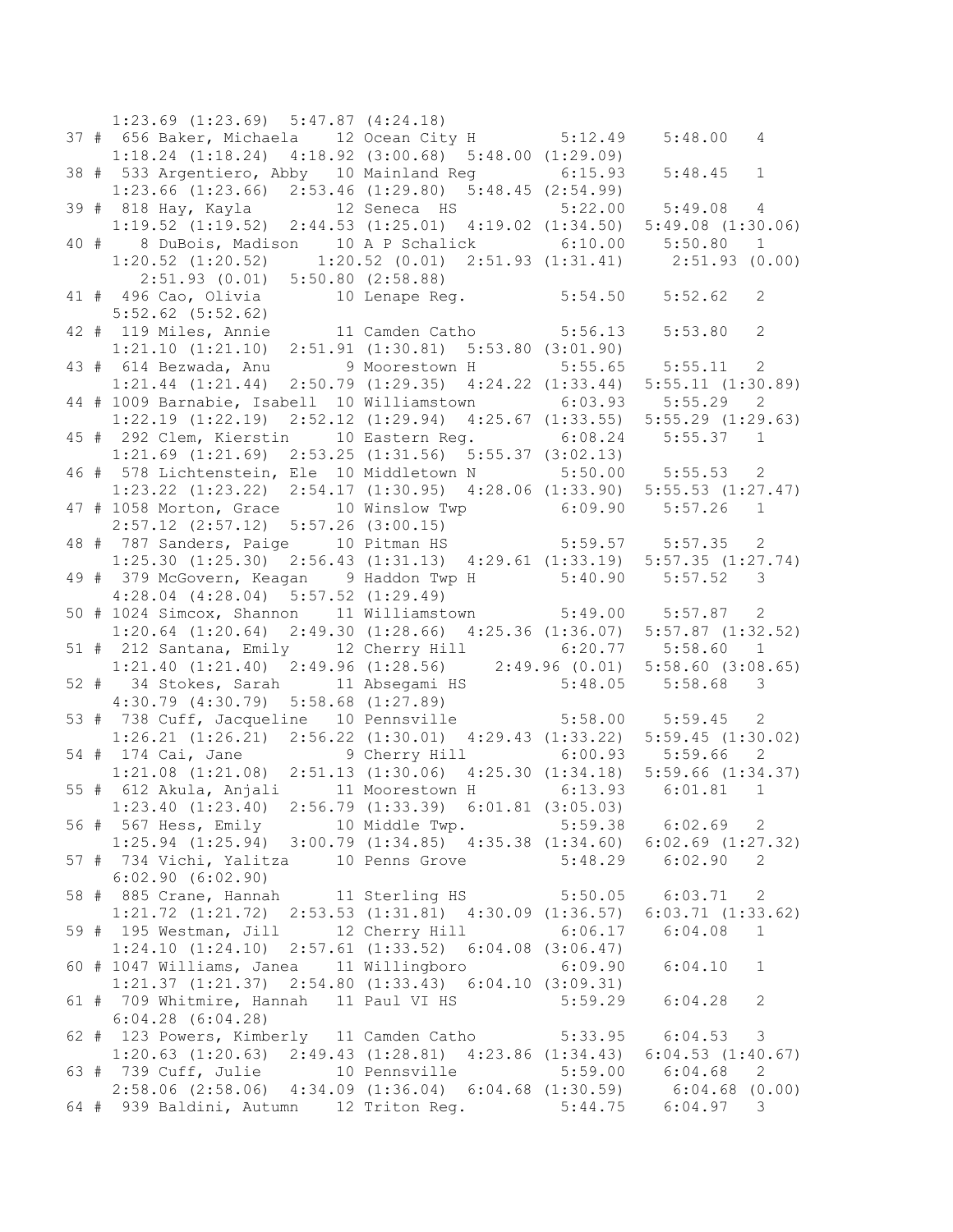```
     1:23.69 (1:23.69)  5:47.87 (4:24.18)
 37 #  656 Baker, Michaela    12 Ocean City H         5:12.49    5:48.00   4
     1:18.24 (1:18.24)  4:18.92 (3:00.68)  5:48.00 (1:29.09)
 38 #  533 Argentiero, Abby   10 Mainland Reg         6:15.93    5:48.45   1
     1:23.66 (1:23.66)  2:53.46 (1:29.80)  5:48.45 (2:54.99)
 39 #  818 Hay, Kayla         12 Seneca  HS           5:22.00    5:49.08   4
     1:19.52 (1:19.52)  2:44.53 (1:25.01)  4:19.02 (1:34.50)  5:49.08 (1:30.06)
 40 #    8 DuBois, Madison    10 A P Schalick         6:10.00    5:50.80   1
     1:20.52 (1:20.52)     1:20.52 (0.01)  2:51.93 (1:31.41)     2:51.93 (0.00)
        2:51.93 (0.01)  5:50.80 (2:58.88)
 41 #  496 Cao, Olivia        10 Lenape Reg.          5:54.50    5:52.62   2
     5:52.62 (5:52.62)
 42 #  119 Miles, Annie       11 Camden Catho         5:56.13    5:53.80   2
     1:21.10 (1:21.10)  2:51.91 (1:30.81)  5:53.80 (3:01.90)
 43 #  614 Bezwada, Anu        9 Moorestown H         5:55.65    5:55.11   2
     1:21.44 (1:21.44)  2:50.79 (1:29.35)  4:24.22 (1:33.44)  5:55.11 (1:30.89)
 44 # 1009 Barnabie, Isabell  10 Williamstown         6:03.93    5:55.29   2
     1:22.19 (1:22.19)  2:52.12 (1:29.94)  4:25.67 (1:33.55)  5:55.29 (1:29.63)
 45 #  292 Clem, Kierstin     10 Eastern Reg.         6:08.24    5:55.37   1
     1:21.69 (1:21.69)  2:53.25 (1:31.56)  5:55.37 (3:02.13)
 46 #  578 Lichtenstein, Ele  10 Middletown N        5:50.00    5:55.53   2
     1:23.22 (1:23.22)  2:54.17 (1:30.95)  4:28.06 (1:33.90)  5:55.53 (1:27.47)
 47 # 1058 Morton, Grace      10 Winslow Twp          6:09.90    5:57.26   1
     2:57.12 (2:57.12)  5:57.26 (3:00.15)
 48 #  787 Sanders, Paige     10 Pitman HS            5:59.57    5:57.35   2
     1:25.30 (1:25.30)  2:56.43 (1:31.13)  4:29.61 (1:33.19)  5:57.35 (1:27.74)
 49 #  379 McGovern, Keagan    9 Haddon Twp H         5:40.90    5:57.52   3
     4:28.04 (4:28.04)  5:57.52 (1:29.49)
 50 # 1024 Simcox, Shannon    11 Williamstown         5:49.00    5:57.87   2
     1:20.64 (1:20.64)  2:49.30 (1:28.66)  4:25.36 (1:36.07)  5:57.87 (1:32.52)
 51 #  212 Santana, Emily     12 Cherry Hill          6:20.77    5:58.60   1
     1:21.40 (1:21.40)  2:49.96 (1:28.56)     2:49.96 (0.01)  5:58.60 (3:08.65)
 52 #   34 Stokes, Sarah      11 Absegami HS          5:48.05    5:58.68   3
     4:30.79 (4:30.79)  5:58.68 (1:27.89)
 53 #  738 Cuff, Jacqueline   10 Pennsville           5:58.00    5:59.45   2
     1:26.21 (1:26.21)  2:56.22 (1:30.01)  4:29.43 (1:33.22)  5:59.45 (1:30.02)
 54 #  174 Cai, Jane           9 Cherry Hill          6:00.93    5:59.66   2
     1:21.08 (1:21.08)  2:51.13 (1:30.06)  4:25.30 (1:34.18)  5:59.66 (1:34.37)
 55 #  612 Akula, Anjali      11 Moorestown H         6:13.93    6:01.81   1
     1:23.40 (1:23.40)  2:56.79 (1:33.39)  6:01.81 (3:05.03)
 56 #  567 Hess, Emily        10 Middle Twp.          5:59.38    6:02.69   2
     1:25.94 (1:25.94)  3:00.79 (1:34.85)  4:35.38 (1:34.60)  6:02.69 (1:27.32)
 57 #  734 Vichi, Yalitza     10 Penns Grove          5:48.29    6:02.90   2
     6:02.90 (6:02.90)
 58 #  885 Crane, Hannah      11 Sterling HS          5:50.05    6:03.71   2
     1:21.72 (1:21.72)  2:53.53 (1:31.81)  4:30.09 (1:36.57)  6:03.71 (1:33.62)
 59 #  195 Westman, Jill      12 Cherry Hill          6:06.17    6:04.08   1
     1:24.10 (1:24.10)  2:57.61 (1:33.52)  6:04.08 (3:06.47)
 60 # 1047 Williams, Janea    11 Willingboro          6:09.90    6:04.10   1
     1:21.37 (1:21.37)  2:54.80 (1:33.43)  6:04.10 (3:09.31)
 61 #  709 Whitmire, Hannah   11 Paul VI HS           5:59.29    6:04.28   2
     6:04.28 (6:04.28)
 62 #  123 Powers, Kimberly   11 Camden Catho         5:33.95    6:04.53   3
     1:20.63 (1:20.63)  2:49.43 (1:28.81)  4:23.86 (1:34.43)  6:04.53 (1:40.67)
 63 #  739 Cuff, Julie        10 Pennsville           5:59.00    6:04.68   2
     2:58.06 (2:58.06)  4:34.09 (1:36.04)  6:04.68 (1:30.59)     6:04.68 (0.00)
 64 #  939 Baldini, Autumn    12 Triton Reg.          5:44.75    6:04.97   3
```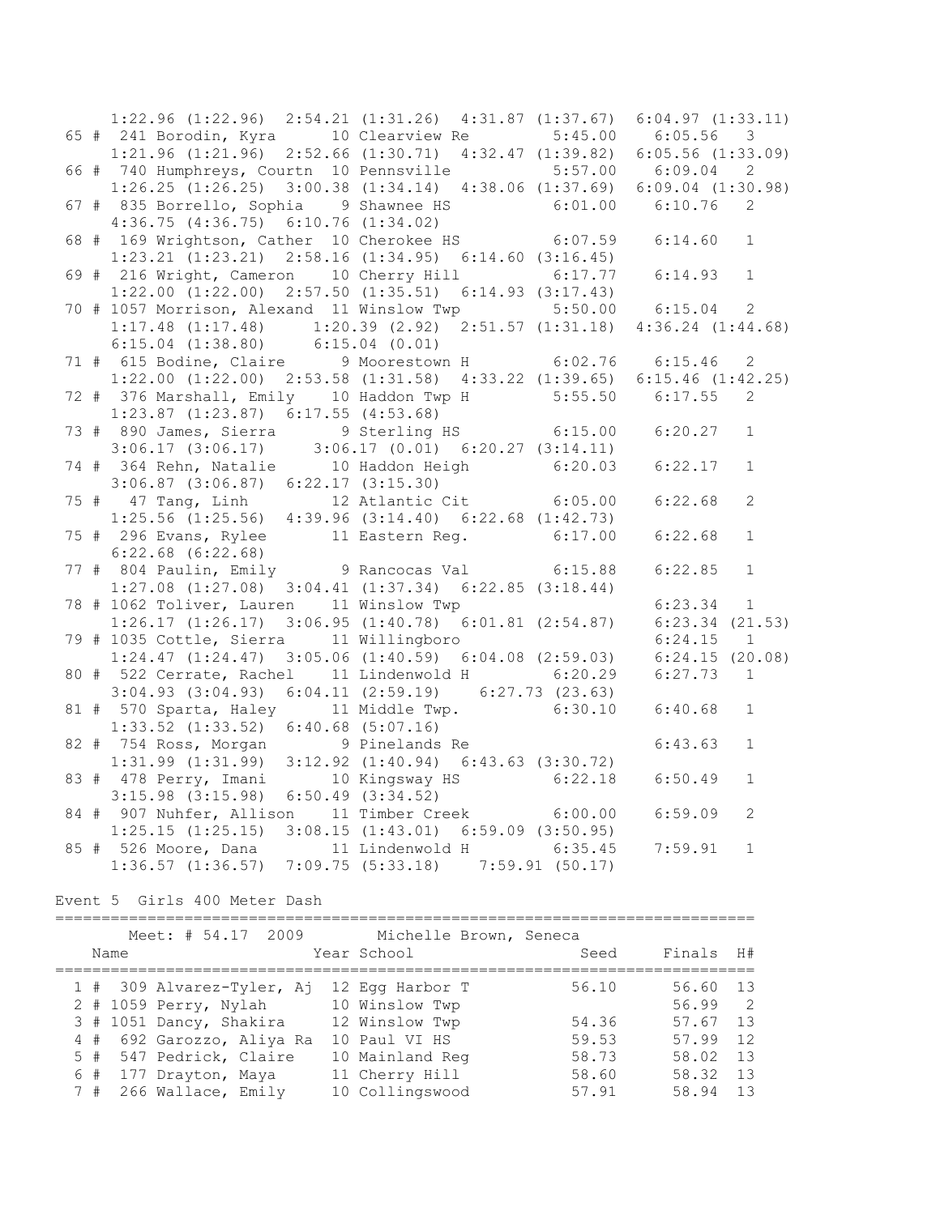```
    1:22.96 (1:22.96)  2:54.21 (1:31.26)  4:31.87 (1:37.67)  6:04.97 (1:33.11)
 65 #  241 Borodin, Kyra      10 Clearview Re         5:45.00     6:05.56   3
    1:21.96 (1:21.96)  2:52.66 (1:30.71)  4:32.47 (1:39.82)  6:05.56 (1:33.09)
 66 #  740 Humphreys, Courtn  10 Pennsville           5:57.00     6:09.04   2
    1:26.25 (1:26.25)  3:00.38 (1:34.14)  4:38.06 (1:37.69)  6:09.04 (1:30.98)
 67 #  835 Borrello, Sophia   9 Shawnee HS           6:01.00     6:10.76   2
    4:36.75 (4:36.75)  6:10.76 (1:34.02)
 68 #  169 Wrightson, Cather  10 Cherokee HS          6:07.59     6:14.60   1
    1:23.21 (1:23.21)  2:58.16 (1:34.95)  6:14.60 (3:16.45)
 69 #  216 Wright, Cameron    10 Cherry Hill          6:17.77     6:14.93   1
    1:22.00 (1:22.00)  2:57.50 (1:35.51)  6:14.93 (3:17.43)
 70 # 1057 Morrison, Alexand  11 Winslow Twp          5:50.00     6:15.04   2
    1:17.48 (1:17.48)     1:20.39 (2.92)  2:51.57 (1:31.18)  4:36.24 (1:44.68)
    6:15.04 (1:38.80)     6:15.04 (0.01)
 71 #  615 Bodine, Claire      9 Moorestown H         6:02.76     6:15.46   2
    1:22.00 (1:22.00)  2:53.58 (1:31.58)  4:33.22 (1:39.65)  6:15.46 (1:42.25)
 72 #  376 Marshall, Emily   10 Haddon Twp H         5:55.50     6:17.55   2
    1:23.87 (1:23.87)  6:17.55 (4:53.68)
 73 #  890 James, Sierra      9 Sterling HS          6:15.00     6:20.27   1
    3:06.17 (3:06.17)     3:06.17 (0.01)  6:20.27 (3:14.11)
 74 #  364 Rehn, Natalie     10 Haddon Heigh         6:20.03     6:22.17   1
    3:06.87 (3:06.87)  6:22.17 (3:15.30)
 75 #   47 Tang, Linh        12 Atlantic Cit         6:05.00     6:22.68   2
    1:25.56 (1:25.56)  4:39.96 (3:14.40)  6:22.68 (1:42.73)
 75 #  296 Evans, Rylee      11 Eastern Reg.         6:17.00     6:22.68   1
    6:22.68 (6:22.68)
 77 #  804 Paulin, Emily      9 Rancocas Val         6:15.88     6:22.85   1
    1:27.08 (1:27.08)  3:04.41 (1:37.34)  6:22.85 (3:18.44)
 78 # 1062 Toliver, Lauren   11 Winslow Twp                       6:23.34   1
    1:26.17 (1:26.17)  3:06.95 (1:40.78)  6:01.81 (2:54.87)    6:23.34 (21.53)
 79 # 1035 Cottle, Sierra    11 Willingboro                       6:24.15   1
    1:24.47 (1:24.47)  3:05.06 (1:40.59)  6:04.08 (2:59.03)    6:24.15 (20.08)
 80 #  522 Cerrate, Rachel   11 Lindenwold H         6:20.29     6:27.73   1
    3:04.93 (3:04.93)  6:04.11 (2:59.19)    6:27.73 (23.63)
 81 #  570 Sparta, Haley     11 Middle Twp.          6:30.10     6:40.68   1
    1:33.52 (1:33.52)  6:40.68 (5:07.16)
 82 #  754 Ross, Morgan       9 Pinelands Re                      6:43.63   1
    1:31.99 (1:31.99)  3:12.92 (1:40.94)  6:43.63 (3:30.72)
 83 #  478 Perry, Imani      10 Kingsway HS          6:22.18     6:50.49   1
    3:15.98 (3:15.98)  6:50.49 (3:34.52)
 84 #  907 Nuhfer, Allison   11 Timber Creek         6:00.00     6:59.09   2
    1:25.15 (1:25.15)  3:08.15 (1:43.01)  6:59.09 (3:50.95)
 85 #  526 Moore, Dana       11 Lindenwold H         6:35.45     7:59.91   1
    1:36.57 (1:36.57)  7:09.75 (5:33.18)    7:59.91 (50.17)
```

Event 5  Girls 400 Meter Dash

```
===========================================================================
      Meet: # 54.17  2009      Michelle Brown, Seneca
    Name                    Year School                 Seed     Finals  H#
===========================================================================
  1 #  309 Alvarez-Tyler, Aj  12 Egg Harbor T          56.10      56.60  13
  2 # 1059 Perry, Nylah       10 Winslow Twp                      56.99   2
  3 # 1051 Dancy, Shakira     12 Winslow Twp           54.36      57.67  13
  4 #  692 Garozzo, Aliya Ra  10 Paul VI HS            59.53      57.99  12
  5 #  547 Pedrick, Claire    10 Mainland Reg          58.73      58.02  13
  6 #  177 Drayton, Maya      11 Cherry Hill           58.60      58.32  13
  7 #  266 Wallace, Emily     10 Collingswood          57.91      58.94  13
```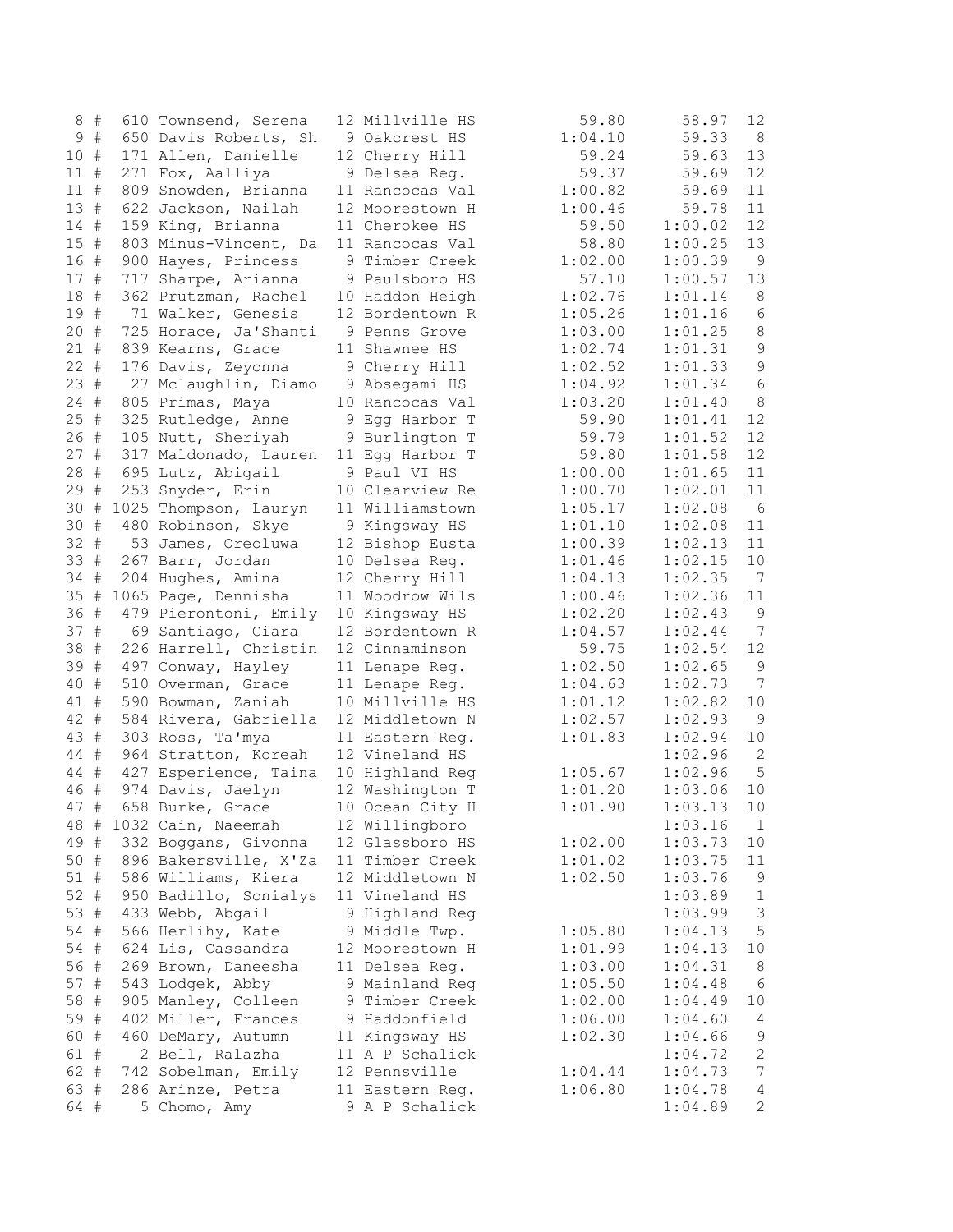```
 8 #  610 Townsend, Serena   12 Millville HS        59.80      58.97  12
 9 #  650 Davis Roberts, Sh   9 Oakcrest HS       1:04.10      59.33   8
10 #  171 Allen, Danielle    12 Cherry Hill         59.24      59.63  13
11 #  271 Fox, Aalliya        9 Delsea Reg.         59.37      59.69  12
11 #  809 Snowden, Brianna   11 Rancocas Val      1:00.82      59.69  11
13 #  622 Jackson, Nailah    12 Moorestown H      1:00.46      59.78  11
14 #  159 King, Brianna      11 Cherokee HS         59.50    1:00.02  12
15 #  803 Minus-Vincent, Da  11 Rancocas Val        58.80    1:00.25  13
16 #  900 Hayes, Princess     9 Timber Creek      1:02.00    1:00.39   9
17 #  717 Sharpe, Arianna     9 Paulsboro HS        57.10    1:00.57  13
18 #  362 Prutzman, Rachel   10 Haddon Heigh      1:02.76    1:01.14   8
19 #   71 Walker, Genesis    12 Bordentown R      1:05.26    1:01.16   6
20 #  725 Horace, Ja'Shanti   9 Penns Grove       1:03.00    1:01.25   8
21 #  839 Kearns, Grace      11 Shawnee HS        1:02.74    1:01.31   9
22 #  176 Davis, Zeyonna      9 Cherry Hill       1:02.52    1:01.33   9
23 #   27 Mclaughlin, Diamo   9 Absegami HS       1:04.92    1:01.34   6
24 #  805 Primas, Maya       10 Rancocas Val      1:03.20    1:01.40   8
25 #  325 Rutledge, Anne      9 Egg Harbor T        59.90    1:01.41  12
26 #  105 Nutt, Sheriyah      9 Burlington T        59.79    1:01.52  12
27 #  317 Maldonado, Lauren  11 Egg Harbor T        59.80    1:01.58  12
28 #  695 Lutz, Abigail       9 Paul VI HS        1:00.00    1:01.65  11
29 #  253 Snyder, Erin       10 Clearview Re      1:00.70    1:02.01  11
30 # 1025 Thompson, Lauryn   11 Williamstown      1:05.17    1:02.08   6
30 #  480 Robinson, Skye      9 Kingsway HS       1:01.10    1:02.08  11
32 #   53 James, Oreoluwa    12 Bishop Eusta      1:00.39    1:02.13  11
33 #  267 Barr, Jordan       10 Delsea Reg.       1:01.46    1:02.15  10
34 #  204 Hughes, Amina      12 Cherry Hill       1:04.13    1:02.35   7
35 # 1065 Page, Dennisha     11 Woodrow Wils      1:00.46    1:02.36  11
36 #  479 Pierontoni, Emily  10 Kingsway HS       1:02.20    1:02.43   9
37 #   69 Santiago, Ciara    12 Bordentown R      1:04.57    1:02.44   7
38 #  226 Harrell, Christin  12 Cinnaminson         59.75    1:02.54  12
39 #  497 Conway, Hayley     11 Lenape Reg.       1:02.50    1:02.65   9
40 #  510 Overman, Grace     11 Lenape Reg.       1:04.63    1:02.73   7
41 #  590 Bowman, Zaniah     10 Millville HS      1:01.12    1:02.82  10
42 #  584 Rivera, Gabriella  12 Middletown N      1:02.57    1:02.93   9
43 #  303 Ross, Ta'mya       11 Eastern Reg.      1:01.83    1:02.94  10
44 #  964 Stratton, Koreah   12 Vineland HS                  1:02.96   2
44 #  427 Esperience, Taina  10 Highland Reg      1:05.67    1:02.96   5
46 #  974 Davis, Jaelyn      12 Washington T      1:01.20    1:03.06  10
47 #  658 Burke, Grace       10 Ocean City H      1:01.90    1:03.13  10
48 # 1032 Cain, Naeemah      12 Willingboro                  1:03.16   1
49 #  332 Boggans, Givonna   12 Glassboro HS      1:02.00    1:03.73  10
50 #  896 Bakersville, X'Za  11 Timber Creek      1:01.02    1:03.75  11
51 #  586 Williams, Kiera    12 Middletown N      1:02.50    1:03.76   9
52 #  950 Badillo, Sonialys  11 Vineland HS                  1:03.89   1
53 #  433 Webb, Abgail        9 Highland Reg                 1:03.99   3
54 #  566 Herlihy, Kate       9 Middle Twp.       1:05.80    1:04.13   5
54 #  624 Lis, Cassandra     12 Moorestown H      1:01.99    1:04.13  10
56 #  269 Brown, Daneesha    11 Delsea Reg.       1:03.00    1:04.31   8
57 #  543 Lodgek, Abby        9 Mainland Reg      1:05.50    1:04.48   6
58 #  905 Manley, Colleen     9 Timber Creek      1:02.00    1:04.49  10
59 #  402 Miller, Frances     9 Haddonfield       1:06.00    1:04.60   4
60 #  460 DeMary, Autumn     11 Kingsway HS       1:02.30    1:04.66   9
61 #    2 Bell, Ralazha      11 A P Schalick                 1:04.72   2
62 #  742 Sobelman, Emily    12 Pennsville        1:04.44    1:04.73   7
63 #  286 Arinze, Petra      11 Eastern Reg.      1:06.80    1:04.78   4
64 #    5 Chomo, Amy          9 A P Schalick                 1:04.89   2
```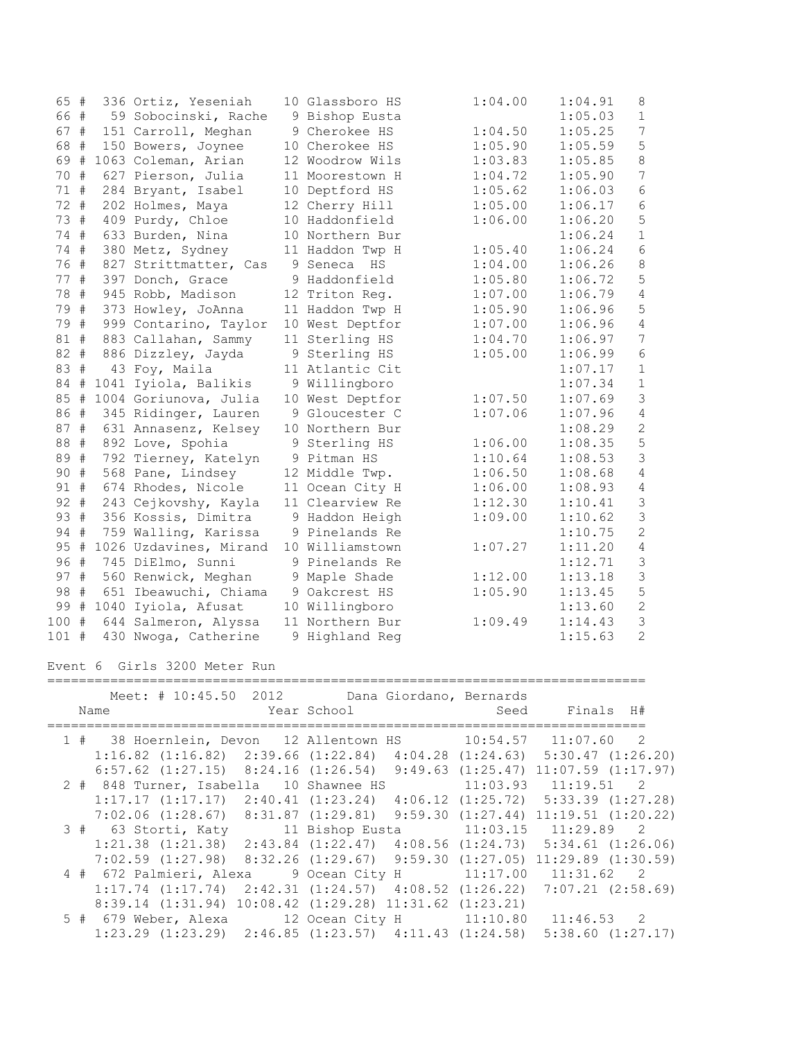| Place | # | Comp | Name | Year | School | Seed | Finals | H# |
|---|---|---|---|---|---|---|---|---|
| 65 | # | 336 | Ortiz, Yeseniah | 10 | Glassboro HS | 1:04.00 | 1:04.91 | 8 |
| 66 | # | 59 | Sobocinski, Rache | 9 | Bishop Eusta | | 1:05.03 | 1 |
| 67 | # | 151 | Carroll, Meghan | 9 | Cherokee HS | 1:04.50 | 1:05.25 | 7 |
| 68 | # | 150 | Bowers, Joynee | 10 | Cherokee HS | 1:05.90 | 1:05.59 | 5 |
| 69 | # | 1063 | Coleman, Arian | 12 | Woodrow Wils | 1:03.83 | 1:05.85 | 8 |
| 70 | # | 627 | Pierson, Julia | 11 | Moorestown H | 1:04.72 | 1:05.90 | 7 |
| 71 | # | 284 | Bryant, Isabel | 10 | Deptford HS | 1:05.62 | 1:06.03 | 6 |
| 72 | # | 202 | Holmes, Maya | 12 | Cherry Hill | 1:05.00 | 1:06.17 | 6 |
| 73 | # | 409 | Purdy, Chloe | 10 | Haddonfield | 1:06.00 | 1:06.20 | 5 |
| 74 | # | 633 | Burden, Nina | 10 | Northern Bur | | 1:06.24 | 1 |
| 74 | # | 380 | Metz, Sydney | 11 | Haddon Twp H | 1:05.40 | 1:06.24 | 6 |
| 76 | # | 827 | Strittmatter, Cas | 9 | Seneca HS | 1:04.00 | 1:06.26 | 8 |
| 77 | # | 397 | Donch, Grace | 9 | Haddonfield | 1:05.80 | 1:06.72 | 5 |
| 78 | # | 945 | Robb, Madison | 12 | Triton Reg. | 1:07.00 | 1:06.79 | 4 |
| 79 | # | 373 | Howley, JoAnna | 11 | Haddon Twp H | 1:05.90 | 1:06.96 | 5 |
| 79 | # | 999 | Contarino, Taylor | 10 | West Deptfor | 1:07.00 | 1:06.96 | 4 |
| 81 | # | 883 | Callahan, Sammy | 11 | Sterling HS | 1:04.70 | 1:06.97 | 7 |
| 82 | # | 886 | Dizzley, Jayda | 9 | Sterling HS | 1:05.00 | 1:06.99 | 6 |
| 83 | # | 43 | Foy, Maila | 11 | Atlantic Cit | | 1:07.17 | 1 |
| 84 | # | 1041 | Iyiola, Balikis | 9 | Willingboro | | 1:07.34 | 1 |
| 85 | # | 1004 | Goriunova, Julia | 10 | West Deptfor | 1:07.50 | 1:07.69 | 3 |
| 86 | # | 345 | Ridinger, Lauren | 9 | Gloucester C | 1:07.06 | 1:07.96 | 4 |
| 87 | # | 631 | Annasenz, Kelsey | 10 | Northern Bur | | 1:08.29 | 2 |
| 88 | # | 892 | Love, Spohia | 9 | Sterling HS | 1:06.00 | 1:08.35 | 5 |
| 89 | # | 792 | Tierney, Katelyn | 9 | Pitman HS | 1:10.64 | 1:08.53 | 3 |
| 90 | # | 568 | Pane, Lindsey | 12 | Middle Twp. | 1:06.50 | 1:08.68 | 4 |
| 91 | # | 674 | Rhodes, Nicole | 11 | Ocean City H | 1:06.00 | 1:08.93 | 4 |
| 92 | # | 243 | Cejkovshy, Kayla | 11 | Clearview Re | 1:12.30 | 1:10.41 | 3 |
| 93 | # | 356 | Kossis, Dimitra | 9 | Haddon Heigh | 1:09.00 | 1:10.62 | 3 |
| 94 | # | 759 | Walling, Karissa | 9 | Pinelands Re | | 1:10.75 | 2 |
| 95 | # | 1026 | Uzdavines, Mirand | 10 | Williamstown | 1:07.27 | 1:11.20 | 4 |
| 96 | # | 745 | DiElmo, Sunni | 9 | Pinelands Re | | 1:12.71 | 3 |
| 97 | # | 560 | Renwick, Meghan | 9 | Maple Shade | 1:12.00 | 1:13.18 | 3 |
| 98 | # | 651 | Ibeawuchi, Chiama | 9 | Oakcrest HS | 1:05.90 | 1:13.45 | 5 |
| 99 | # | 1040 | Iyiola, Afusat | 10 | Willingboro | | 1:13.60 | 2 |
| 100 | # | 644 | Salmeron, Alyssa | 11 | Northern Bur | 1:09.49 | 1:14.43 | 3 |
| 101 | # | 430 | Nwoga, Catherine | 9 | Highland Reg | | 1:15.63 | 2 |

## Event 6 Girls 3200 Meter Run

Meet: # 10:45.50 2012 Dana Giordano, Bernards

| Place | # | Comp | Name | Year | School | Seed | Finals | H# |
|---|---|---|---|---|---|---|---|---|
| 1 | # | 38 | Hoernlein, Devon | 12 | Allentown HS | 10:54.57 | 11:07.60 | 2 |
| | | | 1:16.82 (1:16.82) 2:39.66 (1:22.84) 4:04.28 (1:24.63) 5:30.47 (1:26.20) 6:57.62 (1:27.15) 8:24.16 (1:26.54) 9:49.63 (1:25.47) 11:07.59 (1:17.97) | | | | | |
| 2 | # | 848 | Turner, Isabella | 10 | Shawnee HS | 11:03.93 | 11:19.51 | 2 |
| | | | 1:17.17 (1:17.17) 2:40.41 (1:23.24) 4:06.12 (1:25.72) 5:33.39 (1:27.28) 7:02.06 (1:28.67) 8:31.87 (1:29.81) 9:59.30 (1:27.44) 11:19.51 (1:20.22) | | | | | |
| 3 | # | 63 | Storti, Katy | 11 | Bishop Eusta | 11:03.15 | 11:29.89 | 2 |
| | | | 1:21.38 (1:21.38) 2:43.84 (1:22.47) 4:08.56 (1:24.73) 5:34.61 (1:26.06) 7:02.59 (1:27.98) 8:32.26 (1:29.67) 9:59.30 (1:27.05) 11:29.89 (1:30.59) | | | | | |
| 4 | # | 672 | Palmieri, Alexa | 9 | Ocean City H | 11:17.00 | 11:31.62 | 2 |
| | | | 1:17.74 (1:17.74) 2:42.31 (1:24.57) 4:08.52 (1:26.22) 7:07.21 (2:58.69) 8:39.14 (1:31.94) 10:08.42 (1:29.28) 11:31.62 (1:23.21) | | | | | |
| 5 | # | 679 | Weber, Alexa | 12 | Ocean City H | 11:10.80 | 11:46.53 | 2 |
| | | | 1:23.29 (1:23.29) 2:46.85 (1:23.57) 4:11.43 (1:24.58) 5:38.60 (1:27.17) | | | | | |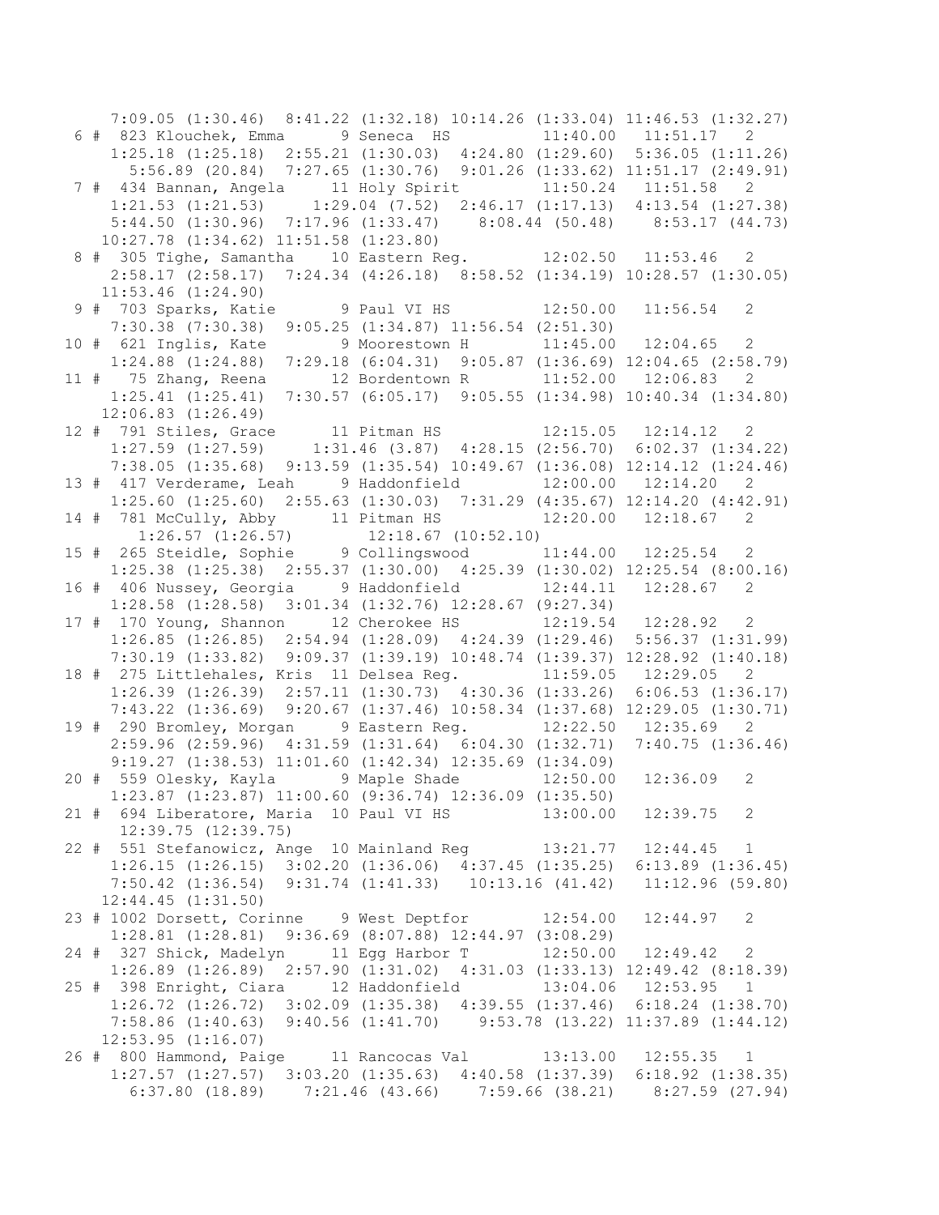```
     7:09.05 (1:30.46)  8:41.22 (1:32.18) 10:14.26 (1:33.04) 11:46.53 (1:32.27)
  6 #  823 Klouchek, Emma      9 Seneca  HS          11:40.00   11:51.17   2 
     1:25.18 (1:25.18)  2:55.21 (1:30.03)  4:24.80 (1:29.60)  5:36.05 (1:11.26)
       5:56.89 (20.84)  7:27.65 (1:30.76)  9:01.26 (1:33.62) 11:51.17 (2:49.91)
  7 #  434 Bannan, Angela     11 Holy Spirit         11:50.24   11:51.58   2 
     1:21.53 (1:21.53)     1:29.04 (7.52)  2:46.17 (1:17.13)  4:13.54 (1:27.38)
     5:44.50 (1:30.96)  7:17.96 (1:33.47)    8:08.44 (50.48)    8:53.17 (44.73)
    10:27.78 (1:34.62) 11:51.58 (1:23.80)
  8 #  305 Tighe, Samantha    10 Eastern Reg.        12:02.50   11:53.46   2 
     2:58.17 (2:58.17)  7:24.34 (4:26.18)  8:58.52 (1:34.19) 10:28.57 (1:30.05)
    11:53.46 (1:24.90)
  9 #  703 Sparks, Katie       9 Paul VI HS          12:50.00   11:56.54   2 
     7:30.38 (7:30.38)  9:05.25 (1:34.87) 11:56.54 (2:51.30)
 10 #  621 Inglis, Kate        9 Moorestown H        11:45.00   12:04.65   2 
     1:24.88 (1:24.88)  7:29.18 (6:04.31)  9:05.87 (1:36.69) 12:04.65 (2:58.79)
 11 #   75 Zhang, Reena       12 Bordentown R        11:52.00   12:06.83   2 
     1:25.41 (1:25.41)  7:30.57 (6:05.17)  9:05.55 (1:34.98) 10:40.34 (1:34.80)
    12:06.83 (1:26.49)
 12 #  791 Stiles, Grace      11 Pitman HS           12:15.05   12:14.12   2 
     1:27.59 (1:27.59)     1:31.46 (3.87)  4:28.15 (2:56.70)  6:02.37 (1:34.22)
     7:38.05 (1:35.68)  9:13.59 (1:35.54) 10:49.67 (1:36.08) 12:14.12 (1:24.46)
 13 #  417 Verderame, Leah     9 Haddonfield         12:00.00   12:14.20   2 
     1:25.60 (1:25.60)  2:55.63 (1:30.03)  7:31.29 (4:35.67) 12:14.20 (4:42.91)
 14 #  781 McCully, Abby      11 Pitman HS           12:20.00   12:18.67   2 
       1:26.57 (1:26.57)        12:18.67 (10:52.10)
 15 #  265 Steidle, Sophie     9 Collingswood        11:44.00   12:25.54   2 
     1:25.38 (1:25.38)  2:55.37 (1:30.00)  4:25.39 (1:30.02) 12:25.54 (8:00.16)
 16 #  406 Nussey, Georgia     9 Haddonfield         12:44.11   12:28.67   2 
     1:28.58 (1:28.58)  3:01.34 (1:32.76) 12:28.67 (9:27.34)
 17 #  170 Young, Shannon     12 Cherokee HS         12:19.54   12:28.92   2 
     1:26.85 (1:26.85)  2:54.94 (1:28.09)  4:24.39 (1:29.46)  5:56.37 (1:31.99)
     7:30.19 (1:33.82)  9:09.37 (1:39.19) 10:48.74 (1:39.37) 12:28.92 (1:40.18)
 18 #  275 Littlehales, Kris  11 Delsea Reg.         11:59.05   12:29.05   2 
     1:26.39 (1:26.39)  2:57.11 (1:30.73)  4:30.36 (1:33.26)  6:06.53 (1:36.17)
     7:43.22 (1:36.69)  9:20.67 (1:37.46) 10:58.34 (1:37.68) 12:29.05 (1:30.71)
 19 #  290 Bromley, Morgan     9 Eastern Reg.        12:22.50   12:35.69   2 
     2:59.96 (2:59.96)  4:31.59 (1:31.64)  6:04.30 (1:32.71)  7:40.75 (1:36.46)
     9:19.27 (1:38.53) 11:01.60 (1:42.34) 12:35.69 (1:34.09)
 20 #  559 Olesky, Kayla       9 Maple Shade         12:50.00   12:36.09   2 
     1:23.87 (1:23.87) 11:00.60 (9:36.74) 12:36.09 (1:35.50)
 21 #  694 Liberatore, Maria  10 Paul VI HS          13:00.00   12:39.75   2 
      12:39.75 (12:39.75)
 22 #  551 Stefanowicz, Ange  10 Mainland Reg        13:21.77   12:44.45   1 
     1:26.15 (1:26.15)  3:02.20 (1:36.06)  4:37.45 (1:35.25)  6:13.89 (1:36.45)
     7:50.42 (1:36.54)  9:31.74 (1:41.33)   10:13.16 (41.42)   11:12.96 (59.80)
    12:44.45 (1:31.50)
 23 # 1002 Dorsett, Corinne    9 West Deptfor        12:54.00   12:44.97   2 
     1:28.81 (1:28.81)  9:36.69 (8:07.88) 12:44.97 (3:08.29)
 24 #  327 Shick, Madelyn     11 Egg Harbor T        12:50.00   12:49.42   2 
     1:26.89 (1:26.89)  2:57.90 (1:31.02)  4:31.03 (1:33.13) 12:49.42 (8:18.39)
 25 #  398 Enright, Ciara     12 Haddonfield         13:04.06   12:53.95   1 
     1:26.72 (1:26.72)  3:02.09 (1:35.38)  4:39.55 (1:37.46)  6:18.24 (1:38.70)
     7:58.86 (1:40.63)  9:40.56 (1:41.70)    9:53.78 (13.22) 11:37.89 (1:44.12)
    12:53.95 (1:16.07)
 26 #  800 Hammond, Paige     11 Rancocas Val        13:13.00   12:55.35   1 
     1:27.57 (1:27.57)  3:03.20 (1:35.63)  4:40.58 (1:37.39)  6:18.92 (1:38.35)
       6:37.80 (18.89)    7:21.46 (43.66)    7:59.66 (38.21)    8:27.59 (27.94)
```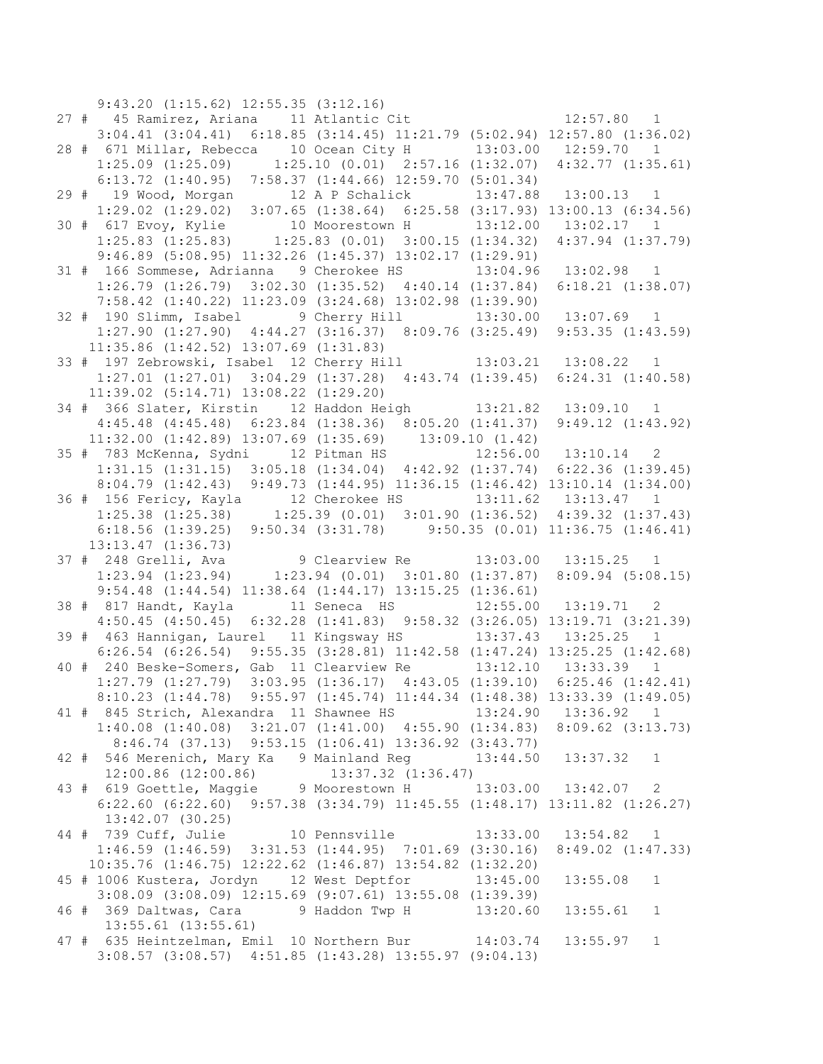```
     9:43.20 (1:15.62) 12:55.35 (3:12.16)
27 #   45 Ramirez, Ariana    11 Atlantic Cit                     12:57.80   1
     3:04.41 (3:04.41)  6:18.85 (3:14.45) 11:21.79 (5:02.94) 12:57.80 (1:36.02)
28 #  671 Millar, Rebecca    10 Ocean City H        13:03.00   12:59.70   1
     1:25.09 (1:25.09)     1:25.10 (0.01)  2:57.16 (1:32.07)  4:32.77 (1:35.61)
     6:13.72 (1:40.95)  7:58.37 (1:44.66) 12:59.70 (5:01.34)
29 #   19 Wood, Morgan       12 A P Schalick        13:47.88   13:00.13   1
     1:29.02 (1:29.02)  3:07.65 (1:38.64)  6:25.58 (3:17.93) 13:00.13 (6:34.56)
30 #  617 Evoy, Kylie        10 Moorestown H        13:12.00   13:02.17   1
     1:25.83 (1:25.83)     1:25.83 (0.01)  3:00.15 (1:34.32)  4:37.94 (1:37.79)
     9:46.89 (5:08.95) 11:32.26 (1:45.37) 13:02.17 (1:29.91)
31 #  166 Sommese, Adrianna   9 Cherokee HS         13:04.96   13:02.98   1
     1:26.79 (1:26.79)  3:02.30 (1:35.52)  4:40.14 (1:37.84)  6:18.21 (1:38.07)
     7:58.42 (1:40.22) 11:23.09 (3:24.68) 13:02.98 (1:39.90)
32 #  190 Slimm, Isabel       9 Cherry Hill         13:30.00   13:07.69   1
     1:27.90 (1:27.90)  4:44.27 (3:16.37)  8:09.76 (3:25.49)  9:53.35 (1:43.59)
    11:35.86 (1:42.52) 13:07.69 (1:31.83)
33 #  197 Zebrowski, Isabel  12 Cherry Hill         13:03.21   13:08.22   1
     1:27.01 (1:27.01)  3:04.29 (1:37.28)  4:43.74 (1:39.45)  6:24.31 (1:40.58)
    11:39.02 (5:14.71) 13:08.22 (1:29.20)
34 #  366 Slater, Kirstin    12 Haddon Heigh        13:21.82   13:09.10   1
     4:45.48 (4:45.48)  6:23.84 (1:38.36)  8:05.20 (1:41.37)  9:49.12 (1:43.92)
    11:32.00 (1:42.89) 13:07.69 (1:35.69)    13:09.10 (1.42)
35 #  783 McKenna, Sydni     12 Pitman HS           12:56.00   13:10.14   2
     1:31.15 (1:31.15)  3:05.18 (1:34.04)  4:42.92 (1:37.74)  6:22.36 (1:39.45)
     8:04.79 (1:42.43)  9:49.73 (1:44.95) 11:36.15 (1:46.42) 13:10.14 (1:34.00)
36 #  156 Fericy, Kayla      12 Cherokee HS         13:11.62   13:13.47   1
     1:25.38 (1:25.38)     1:25.39 (0.01)  3:01.90 (1:36.52)  4:39.32 (1:37.43)
     6:18.56 (1:39.25)  9:50.34 (3:31.78)     9:50.35 (0.01) 11:36.75 (1:46.41)
    13:13.47 (1:36.73)
37 #  248 Grelli, Ava         9 Clearview Re        13:03.00   13:15.25   1
     1:23.94 (1:23.94)     1:23.94 (0.01)  3:01.80 (1:37.87)  8:09.94 (5:08.15)
     9:54.48 (1:44.54) 11:38.64 (1:44.17) 13:15.25 (1:36.61)
38 #  817 Handt, Kayla       11 Seneca  HS          12:55.00   13:19.71   2
     4:50.45 (4:50.45)  6:32.28 (1:41.83)  9:58.32 (3:26.05) 13:19.71 (3:21.39)
39 #  463 Hannigan, Laurel   11 Kingsway HS         13:37.43   13:25.25   1
     6:26.54 (6:26.54)  9:55.35 (3:28.81) 11:42.58 (1:47.24) 13:25.25 (1:42.68)
40 #  240 Beske-Somers, Gab  11 Clearview Re        13:12.10   13:33.39   1
     1:27.79 (1:27.79)  3:03.95 (1:36.17)  4:43.05 (1:39.10)  6:25.46 (1:42.41)
     8:10.23 (1:44.78)  9:55.97 (1:45.74) 11:44.34 (1:48.38) 13:33.39 (1:49.05)
41 #  845 Strich, Alexandra  11 Shawnee HS          13:24.90   13:36.92   1
     1:40.08 (1:40.08)  3:21.07 (1:41.00)  4:55.90 (1:34.83)  8:09.62 (3:13.73)
      8:46.74 (37.13)  9:53.15 (1:06.41) 13:36.92 (3:43.77)
42 #  546 Merenich, Mary Ka   9 Mainland Reg        13:44.50   13:37.32   1
     12:00.86 (12:00.86)        13:37.32 (1:36.47)
43 #  619 Goettle, Maggie     9 Moorestown H        13:03.00   13:42.07   2
     6:22.60 (6:22.60)  9:57.38 (3:34.79) 11:45.55 (1:48.17) 13:11.82 (1:26.27)
     13:42.07 (30.25)
44 #  739 Cuff, Julie        10 Pennsville          13:33.00   13:54.82   1
     1:46.59 (1:46.59)  3:31.53 (1:44.95)  7:01.69 (3:30.16)  8:49.02 (1:47.33)
    10:35.76 (1:46.75) 12:22.62 (1:46.87) 13:54.82 (1:32.20)
45 # 1006 Kustera, Jordyn    12 West Deptfor        13:45.00   13:55.08   1
     3:08.09 (3:08.09) 12:15.69 (9:07.61) 13:55.08 (1:39.39)
46 #  369 Daltwas, Cara       9 Haddon Twp H        13:20.60   13:55.61   1
     13:55.61 (13:55.61)
47 #  635 Heintzelman, Emil  10 Northern Bur        14:03.74   13:55.97   1
     3:08.57 (3:08.57)  4:51.85 (1:43.28) 13:55.97 (9:04.13)
```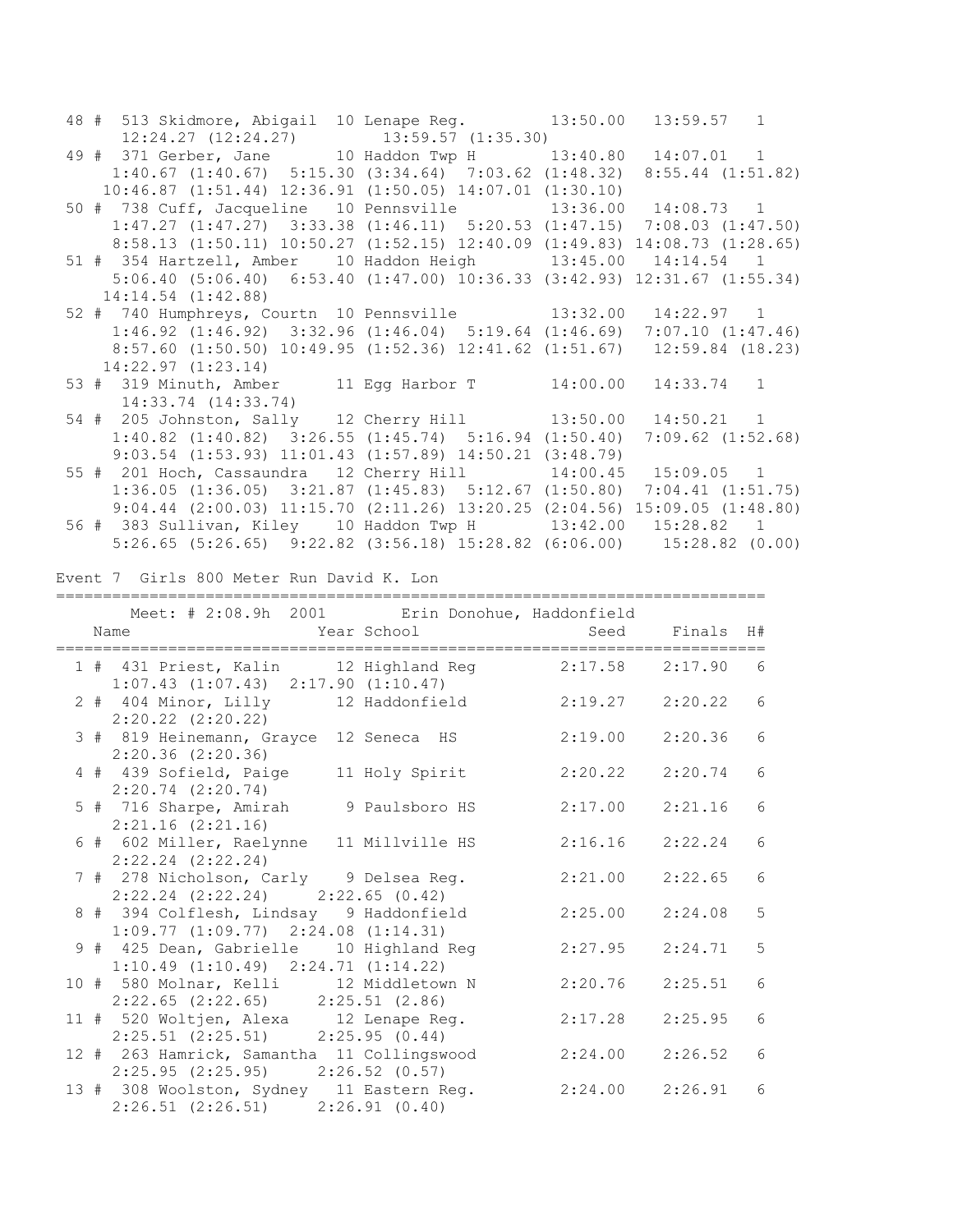```
 48 #  513 Skidmore, Abigail  10 Lenape Reg.         13:50.00   13:59.57   1
      12:24.27 (12:24.27)          13:59.57 (1:35.30)
 49 #  371 Gerber, Jane       10 Haddon Twp H        13:40.80   14:07.01   1
      1:40.67 (1:40.67)  5:15.30 (3:34.64)  7:03.62 (1:48.32)  8:55.44 (1:51.82)
     10:46.87 (1:51.44) 12:36.91 (1:50.05) 14:07.01 (1:30.10)
 50 #  738 Cuff, Jacqueline   10 Pennsville          13:36.00   14:08.73   1
      1:47.27 (1:47.27)  3:33.38 (1:46.11)  5:20.53 (1:47.15)  7:08.03 (1:47.50)
      8:58.13 (1:50.11) 10:50.27 (1:52.15) 12:40.09 (1:49.83) 14:08.73 (1:28.65)
 51 #  354 Hartzell, Amber    10 Haddon Heigh        13:45.00   14:14.54   1
      5:06.40 (5:06.40)  6:53.40 (1:47.00) 10:36.33 (3:42.93) 12:31.67 (1:55.34)
     14:14.54 (1:42.88)
 52 #  740 Humphreys, Courtn  10 Pennsville          13:32.00   14:22.97   1
      1:46.92 (1:46.92)  3:32.96 (1:46.04)  5:19.64 (1:46.69)  7:07.10 (1:47.46)
      8:57.60 (1:50.50) 10:49.95 (1:52.36) 12:41.62 (1:51.67)   12:59.84 (18.23)
     14:22.97 (1:23.14)
 53 #  319 Minuth, Amber      11 Egg Harbor T        14:00.00   14:33.74   1
      14:33.74 (14:33.74)
 54 #  205 Johnston, Sally    12 Cherry Hill         13:50.00   14:50.21   1
      1:40.82 (1:40.82)  3:26.55 (1:45.74)  5:16.94 (1:50.40)  7:09.62 (1:52.68)
      9:03.54 (1:53.93) 11:01.43 (1:57.89) 14:50.21 (3:48.79)
 55 #  201 Hoch, Cassaundra   12 Cherry Hill         14:00.45   15:09.05   1
      1:36.05 (1:36.05)  3:21.87 (1:45.83)  5:12.67 (1:50.80)  7:04.41 (1:51.75)
      9:04.44 (2:00.03) 11:15.70 (2:11.26) 13:20.25 (2:04.56) 15:09.05 (1:48.80)
 56 #  383 Sullivan, Kiley    10 Haddon Twp H        13:42.00   15:28.82   1
      5:26.65 (5:26.65)  9:22.82 (3:56.18) 15:28.82 (6:06.00)    15:28.82 (0.00)
```

Event 7  Girls 800 Meter Run David K. Lon

```
=============================================================================
       Meet: # 2:08.9h  2001        Erin Donohue, Haddonfield
    Name                    Year School                  Seed    Finals  H#
=============================================================================
  1 #  431 Priest, Kalin      12 Highland Reg         2:17.58    2:17.90   6
      1:07.43 (1:07.43)  2:17.90 (1:10.47)
  2 #  404 Minor, Lilly       12 Haddonfield          2:19.27    2:20.22   6
      2:20.22 (2:20.22)
  3 #  819 Heinemann, Grayce  12 Seneca  HS           2:19.00    2:20.36   6
      2:20.36 (2:20.36)
  4 #  439 Sofield, Paige     11 Holy Spirit          2:20.22    2:20.74   6
      2:20.74 (2:20.74)
  5 #  716 Sharpe, Amirah      9 Paulsboro HS         2:17.00    2:21.16   6
      2:21.16 (2:21.16)
  6 #  602 Miller, Raelynne   11 Millville HS         2:16.16    2:22.24   6
      2:22.24 (2:22.24)
  7 #  278 Nicholson, Carly    9 Delsea Reg.          2:21.00    2:22.65   6
      2:22.24 (2:22.24)     2:22.65 (0.42)
  8 #  394 Colflesh, Lindsay   9 Haddonfield          2:25.00    2:24.08   5
      1:09.77 (1:09.77)  2:24.08 (1:14.31)
  9 #  425 Dean, Gabrielle    10 Highland Reg         2:27.95    2:24.71   5
      1:10.49 (1:10.49)  2:24.71 (1:14.22)
 10 #  580 Molnar, Kelli      12 Middletown N         2:20.76    2:25.51   6
      2:22.65 (2:22.65)     2:25.51 (2.86)
 11 #  520 Woltjen, Alexa     12 Lenape Reg.          2:17.28    2:25.95   6
      2:25.51 (2:25.51)     2:25.95 (0.44)
 12 #  263 Hamrick, Samantha  11 Collingswood         2:24.00    2:26.52   6
      2:25.95 (2:25.95)     2:26.52 (0.57)
 13 #  308 Woolston, Sydney   11 Eastern Reg.         2:24.00    2:26.91   6
      2:26.51 (2:26.51)     2:26.91 (0.40)
```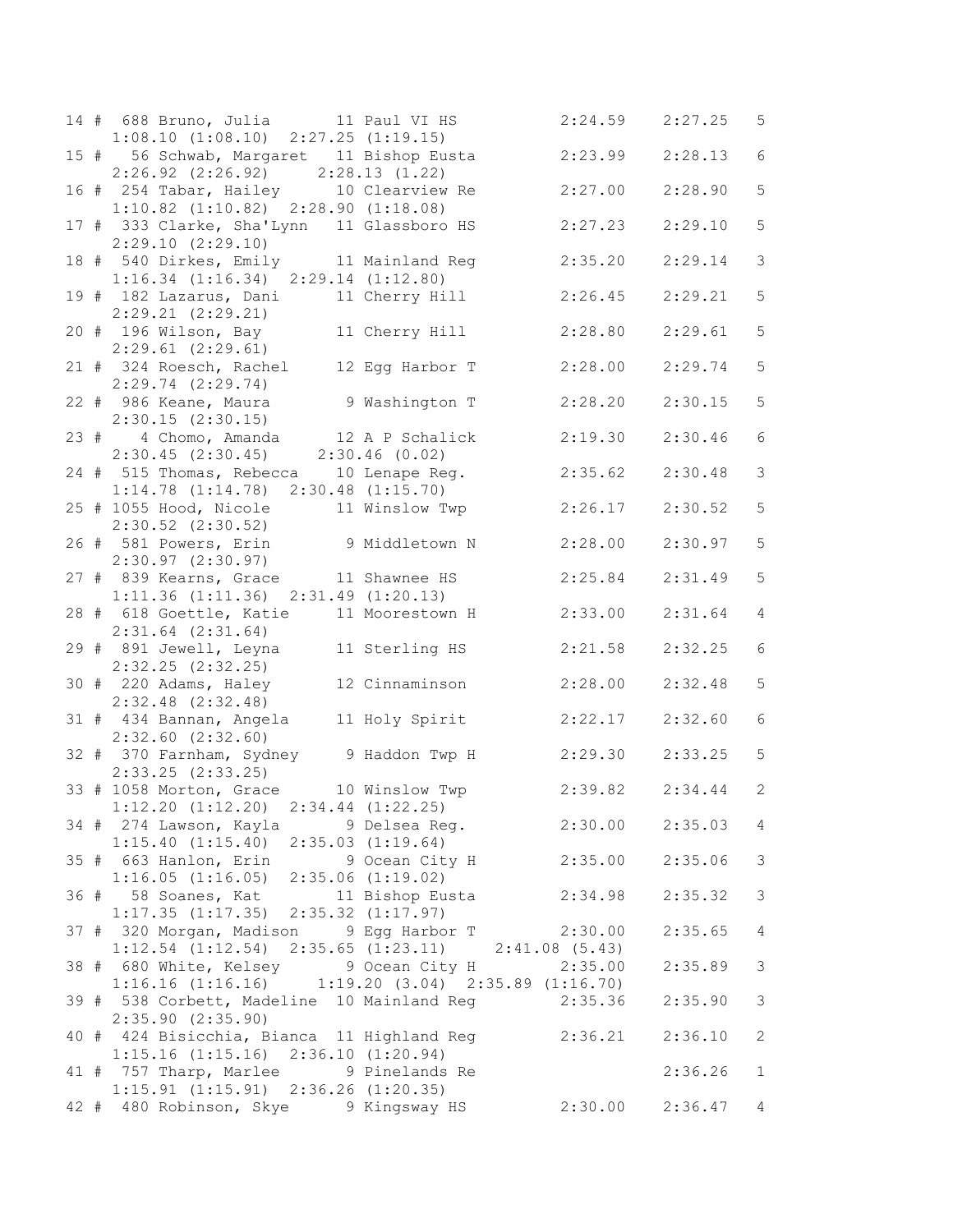```
14 #  688 Bruno, Julia       11 Paul VI HS          2:24.59    2:27.25   5
    1:08.10 (1:08.10)  2:27.25 (1:19.15)
15 #   56 Schwab, Margaret   11 Bishop Eusta        2:23.99    2:28.13   6
    2:26.92 (2:26.92)     2:28.13 (1.22)
16 #  254 Tabar, Hailey      10 Clearview Re        2:27.00    2:28.90   5
    1:10.82 (1:10.82)  2:28.90 (1:18.08)
17 #  333 Clarke, Sha'Lynn   11 Glassboro HS        2:27.23    2:29.10   5
    2:29.10 (2:29.10)
18 #  540 Dirkes, Emily      11 Mainland Reg        2:35.20    2:29.14   3
    1:16.34 (1:16.34)  2:29.14 (1:12.80)
19 #  182 Lazarus, Dani      11 Cherry Hill         2:26.45    2:29.21   5
    2:29.21 (2:29.21)
20 #  196 Wilson, Bay        11 Cherry Hill         2:28.80    2:29.61   5
    2:29.61 (2:29.61)
21 #  324 Roesch, Rachel     12 Egg Harbor T        2:28.00    2:29.74   5
    2:29.74 (2:29.74)
22 #  986 Keane, Maura        9 Washington T        2:28.20    2:30.15   5
    2:30.15 (2:30.15)
23 #    4 Chomo, Amanda      12 A P Schalick        2:19.30    2:30.46   6
    2:30.45 (2:30.45)     2:30.46 (0.02)
24 #  515 Thomas, Rebecca    10 Lenape Reg.         2:35.62    2:30.48   3
    1:14.78 (1:14.78)  2:30.48 (1:15.70)
25 # 1055 Hood, Nicole       11 Winslow Twp         2:26.17    2:30.52   5
    2:30.52 (2:30.52)
26 #  581 Powers, Erin        9 Middletown N        2:28.00    2:30.97   5
    2:30.97 (2:30.97)
27 #  839 Kearns, Grace      11 Shawnee HS          2:25.84    2:31.49   5
    1:11.36 (1:11.36)  2:31.49 (1:20.13)
28 #  618 Goettle, Katie     11 Moorestown H        2:33.00    2:31.64   4
    2:31.64 (2:31.64)
29 #  891 Jewell, Leyna      11 Sterling HS         2:21.58    2:32.25   6
    2:32.25 (2:32.25)
30 #  220 Adams, Haley       12 Cinnaminson         2:28.00    2:32.48   5
    2:32.48 (2:32.48)
31 #  434 Bannan, Angela     11 Holy Spirit         2:22.17    2:32.60   6
    2:32.60 (2:32.60)
32 #  370 Farnham, Sydney     9 Haddon Twp H        2:29.30    2:33.25   5
    2:33.25 (2:33.25)
33 # 1058 Morton, Grace      10 Winslow Twp         2:39.82    2:34.44   2
    1:12.20 (1:12.20)  2:34.44 (1:22.25)
34 #  274 Lawson, Kayla       9 Delsea Reg.         2:30.00    2:35.03   4
    1:15.40 (1:15.40)  2:35.03 (1:19.64)
35 #  663 Hanlon, Erin        9 Ocean City H        2:35.00    2:35.06   3
    1:16.05 (1:16.05)  2:35.06 (1:19.02)
36 #   58 Soanes, Kat        11 Bishop Eusta        2:34.98    2:35.32   3
    1:17.35 (1:17.35)  2:35.32 (1:17.97)
37 #  320 Morgan, Madison     9 Egg Harbor T        2:30.00    2:35.65   4
    1:12.54 (1:12.54)  2:35.65 (1:23.11)     2:41.08 (5.43)
38 #  680 White, Kelsey       9 Ocean City H        2:35.00    2:35.89   3
    1:16.16 (1:16.16)     1:19.20 (3.04)  2:35.89 (1:16.70)
39 #  538 Corbett, Madeline  10 Mainland Reg        2:35.36    2:35.90   3
    2:35.90 (2:35.90)
40 #  424 Bisicchia, Bianca  11 Highland Reg        2:36.21    2:36.10   2
    1:15.16 (1:15.16)  2:36.10 (1:20.94)
41 #  757 Tharp, Marlee       9 Pinelands Re                   2:36.26   1
    1:15.91 (1:15.91)  2:36.26 (1:20.35)
42 #  480 Robinson, Skye      9 Kingsway HS         2:30.00    2:36.47   4
```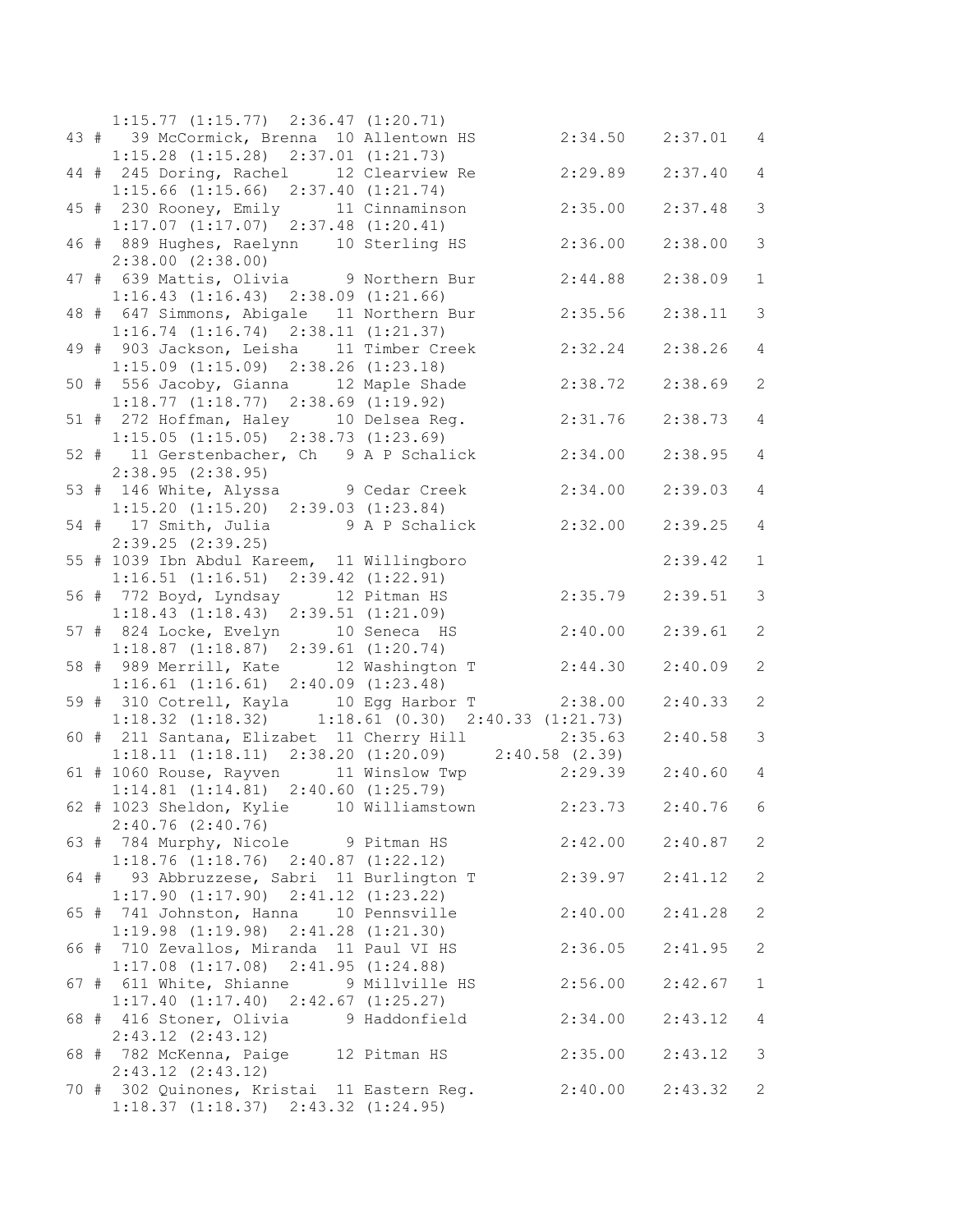```
     1:15.77 (1:15.77)  2:36.47 (1:20.71)
 43 #   39 McCormick, Brenna  10 Allentown HS         2:34.50    2:37.01   4
     1:15.28 (1:15.28)  2:37.01 (1:21.73)
 44 #  245 Doring, Rachel     12 Clearview Re         2:29.89    2:37.40   4
     1:15.66 (1:15.66)  2:37.40 (1:21.74)
 45 #  230 Rooney, Emily      11 Cinnaminson          2:35.00    2:37.48   3
     1:17.07 (1:17.07)  2:37.48 (1:20.41)
 46 #  889 Hughes, Raelynn    10 Sterling HS          2:36.00    2:38.00   3
     2:38.00 (2:38.00)
 47 #  639 Mattis, Olivia      9 Northern Bur         2:44.88    2:38.09   1
     1:16.43 (1:16.43)  2:38.09 (1:21.66)
 48 #  647 Simmons, Abigale   11 Northern Bur         2:35.56    2:38.11   3
     1:16.74 (1:16.74)  2:38.11 (1:21.37)
 49 #  903 Jackson, Leisha    11 Timber Creek         2:32.24    2:38.26   4
     1:15.09 (1:15.09)  2:38.26 (1:23.18)
 50 #  556 Jacoby, Gianna     12 Maple Shade          2:38.72    2:38.69   2
     1:18.77 (1:18.77)  2:38.69 (1:19.92)
 51 #  272 Hoffman, Haley     10 Delsea Reg.          2:31.76    2:38.73   4
     1:15.05 (1:15.05)  2:38.73 (1:23.69)
 52 #   11 Gerstenbacher, Ch   9 A P Schalick         2:34.00    2:38.95   4
     2:38.95 (2:38.95)
 53 #  146 White, Alyssa       9 Cedar Creek          2:34.00    2:39.03   4
     1:15.20 (1:15.20)  2:39.03 (1:23.84)
 54 #   17 Smith, Julia        9 A P Schalick         2:32.00    2:39.25   4
     2:39.25 (2:39.25)
 55 # 1039 Ibn Abdul Kareem,  11 Willingboro                     2:39.42   1
     1:16.51 (1:16.51)  2:39.42 (1:22.91)
 56 #  772 Boyd, Lyndsay      12 Pitman HS            2:35.79    2:39.51   3
     1:18.43 (1:18.43)  2:39.51 (1:21.09)
 57 #  824 Locke, Evelyn      10 Seneca  HS           2:40.00    2:39.61   2
     1:18.87 (1:18.87)  2:39.61 (1:20.74)
 58 #  989 Merrill, Kate      12 Washington T         2:44.30    2:40.09   2
     1:16.61 (1:16.61)  2:40.09 (1:23.48)
 59 #  310 Cotrell, Kayla     10 Egg Harbor T         2:38.00    2:40.33   2
     1:18.32 (1:18.32)     1:18.61 (0.30)  2:40.33 (1:21.73)
 60 #  211 Santana, Elizabet  11 Cherry Hill          2:35.63    2:40.58   3
     1:18.11 (1:18.11)  2:38.20 (1:20.09)     2:40.58 (2.39)
 61 # 1060 Rouse, Rayven      11 Winslow Twp          2:29.39    2:40.60   4
     1:14.81 (1:14.81)  2:40.60 (1:25.79)
 62 # 1023 Sheldon, Kylie     10 Williamstown         2:23.73    2:40.76   6
     2:40.76 (2:40.76)
 63 #  784 Murphy, Nicole      9 Pitman HS            2:42.00    2:40.87   2
     1:18.76 (1:18.76)  2:40.87 (1:22.12)
 64 #   93 Abbruzzese, Sabri  11 Burlington T         2:39.97    2:41.12   2
     1:17.90 (1:17.90)  2:41.12 (1:23.22)
 65 #  741 Johnston, Hanna    10 Pennsville           2:40.00    2:41.28   2
     1:19.98 (1:19.98)  2:41.28 (1:21.30)
 66 #  710 Zevallos, Miranda  11 Paul VI HS           2:36.05    2:41.95   2
     1:17.08 (1:17.08)  2:41.95 (1:24.88)
 67 #  611 White, Shianne      9 Millville HS         2:56.00    2:42.67   1
     1:17.40 (1:17.40)  2:42.67 (1:25.27)
 68 #  416 Stoner, Olivia      9 Haddonfield          2:34.00    2:43.12   4
     2:43.12 (2:43.12)
 68 #  782 McKenna, Paige     12 Pitman HS            2:35.00    2:43.12   3
     2:43.12 (2:43.12)
 70 #  302 Quinones, Kristai  11 Eastern Reg.         2:40.00    2:43.32   2
     1:18.37 (1:18.37)  2:43.32 (1:24.95)
```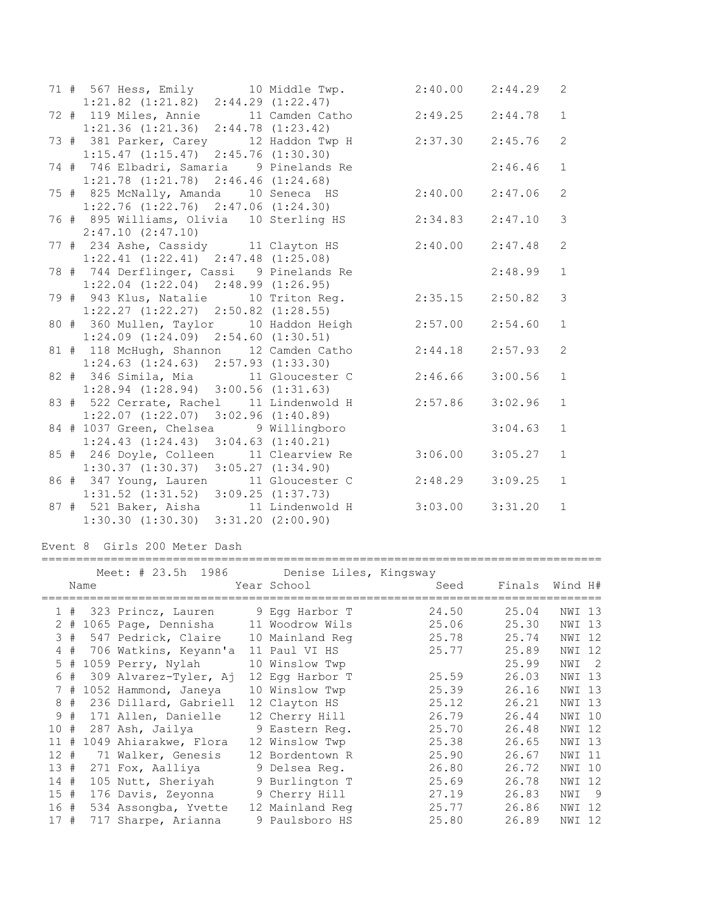| Place | # | Name | Year | School | Seed | Finals | H# |
|---|---|---|---|---|---|---|---|
| 71 | # 567 | Hess, Emily | 10 | Middle Twp. | 2:40.00 | 2:44.29 | 2 |
| | | 1:21.82 (1:21.82) 2:44.29 (1:22.47) | | | | | |
| 72 | # 119 | Miles, Annie | 11 | Camden Catho | 2:49.25 | 2:44.78 | 1 |
| | | 1:21.36 (1:21.36) 2:44.78 (1:23.42) | | | | | |
| 73 | # 381 | Parker, Carey | 12 | Haddon Twp H | 2:37.30 | 2:45.76 | 2 |
| | | 1:15.47 (1:15.47) 2:45.76 (1:30.30) | | | | | |
| 74 | # 746 | Elbadri, Samaria | 9 | Pinelands Re | | 2:46.46 | 1 |
| | | 1:21.78 (1:21.78) 2:46.46 (1:24.68) | | | | | |
| 75 | # 825 | McNally, Amanda | 10 | Seneca HS | 2:40.00 | 2:47.06 | 2 |
| | | 1:22.76 (1:22.76) 2:47.06 (1:24.30) | | | | | |
| 76 | # 895 | Williams, Olivia | 10 | Sterling HS | 2:34.83 | 2:47.10 | 3 |
| | | 2:47.10 (2:47.10) | | | | | |
| 77 | # 234 | Ashe, Cassidy | 11 | Clayton HS | 2:40.00 | 2:47.48 | 2 |
| | | 1:22.41 (1:22.41) 2:47.48 (1:25.08) | | | | | |
| 78 | # 744 | Derflinger, Cassi | 9 | Pinelands Re | | 2:48.99 | 1 |
| | | 1:22.04 (1:22.04) 2:48.99 (1:26.95) | | | | | |
| 79 | # 943 | Klus, Natalie | 10 | Triton Reg. | 2:35.15 | 2:50.82 | 3 |
| | | 1:22.27 (1:22.27) 2:50.82 (1:28.55) | | | | | |
| 80 | # 360 | Mullen, Taylor | 10 | Haddon Heigh | 2:57.00 | 2:54.60 | 1 |
| | | 1:24.09 (1:24.09) 2:54.60 (1:30.51) | | | | | |
| 81 | # 118 | McHugh, Shannon | 12 | Camden Catho | 2:44.18 | 2:57.93 | 2 |
| | | 1:24.63 (1:24.63) 2:57.93 (1:33.30) | | | | | |
| 82 | # 346 | Simila, Mia | 11 | Gloucester C | 2:46.66 | 3:00.56 | 1 |
| | | 1:28.94 (1:28.94) 3:00.56 (1:31.63) | | | | | |
| 83 | # 522 | Cerrate, Rachel | 11 | Lindenwold H | 2:57.86 | 3:02.96 | 1 |
| | | 1:22.07 (1:22.07) 3:02.96 (1:40.89) | | | | | |
| 84 | # 1037 | Green, Chelsea | 9 | Willingboro | | 3:04.63 | 1 |
| | | 1:24.43 (1:24.43) 3:04.63 (1:40.21) | | | | | |
| 85 | # 246 | Doyle, Colleen | 11 | Clearview Re | 3:06.00 | 3:05.27 | 1 |
| | | 1:30.37 (1:30.37) 3:05.27 (1:34.90) | | | | | |
| 86 | # 347 | Young, Lauren | 11 | Gloucester C | 2:48.29 | 3:09.25 | 1 |
| | | 1:31.52 (1:31.52) 3:09.25 (1:37.73) | | | | | |
| 87 | # 521 | Baker, Aisha | 11 | Lindenwold H | 3:03.00 | 3:31.20 | 1 |
| | | 1:30.30 (1:30.30) 3:31.20 (2:00.90) | | | | | |

Event 8 Girls 200 Meter Dash

Meet: # 23.5h 1986 Denise Liles, Kingsway

| Place | # | Name | Year | School | Seed | Finals | Wind | H# |
|---|---|---|---|---|---|---|---|---|
| 1 | # 323 | Princz, Lauren | 9 | Egg Harbor T | 24.50 | 25.04 | NWI | 13 |
| 2 | # 1065 | Page, Dennisha | 11 | Woodrow Wils | 25.06 | 25.30 | NWI | 13 |
| 3 | # 547 | Pedrick, Claire | 10 | Mainland Reg | 25.78 | 25.74 | NWI | 12 |
| 4 | # 706 | Watkins, Keyann'a | 11 | Paul VI HS | 25.77 | 25.89 | NWI | 12 |
| 5 | # 1059 | Perry, Nylah | 10 | Winslow Twp | | 25.99 | NWI | 2 |
| 6 | # 309 | Alvarez-Tyler, Aj | 12 | Egg Harbor T | 25.59 | 26.03 | NWI | 13 |
| 7 | # 1052 | Hammond, Janeya | 10 | Winslow Twp | 25.39 | 26.16 | NWI | 13 |
| 8 | # 236 | Dillard, Gabriell | 12 | Clayton HS | 25.12 | 26.21 | NWI | 13 |
| 9 | # 171 | Allen, Danielle | 12 | Cherry Hill | 26.79 | 26.44 | NWI | 10 |
| 10 | # 287 | Ash, Jailya | 9 | Eastern Reg. | 25.70 | 26.48 | NWI | 12 |
| 11 | # 1049 | Ahiarakwe, Flora | 12 | Winslow Twp | 25.38 | 26.65 | NWI | 13 |
| 12 | # 71 | Walker, Genesis | 12 | Bordentown R | 25.90 | 26.67 | NWI | 11 |
| 13 | # 271 | Fox, Aalliya | 9 | Delsea Reg. | 26.80 | 26.72 | NWI | 10 |
| 14 | # 105 | Nutt, Sheriyah | 9 | Burlington T | 25.69 | 26.78 | NWI | 12 |
| 15 | # 176 | Davis, Zeyonna | 9 | Cherry Hill | 27.19 | 26.83 | NWI | 9 |
| 16 | # 534 | Assongba, Yvette | 12 | Mainland Reg | 25.77 | 26.86 | NWI | 12 |
| 17 | # 717 | Sharpe, Arianna | 9 | Paulsboro HS | 25.80 | 26.89 | NWI | 12 |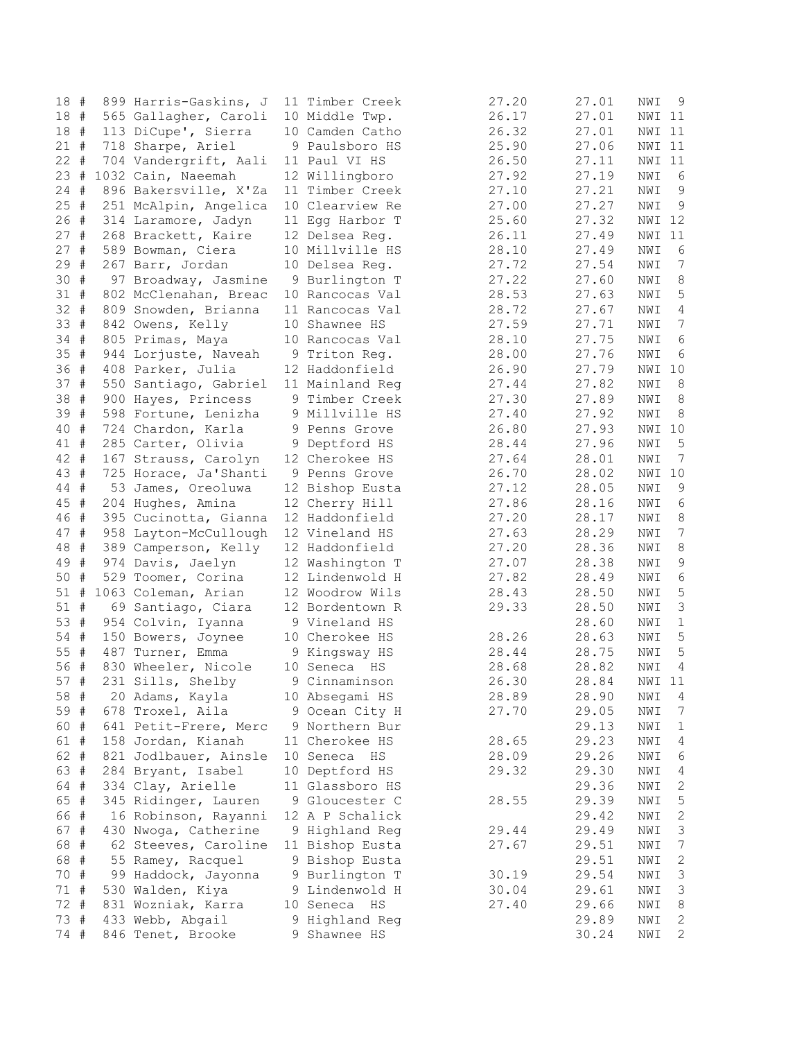```
18 #  899 Harris-Gaskins, J  11 Timber Creek          27.20       27.01    NWI  9
18 #  565 Gallagher, Caroli  10 Middle Twp.           26.17       27.01    NWI 11
18 #  113 DiCupe', Sierra    10 Camden Catho          26.32       27.01    NWI 11
21 #  718 Sharpe, Ariel       9 Paulsboro HS          25.90       27.06    NWI 11
22 #  704 Vandergrift, Aali  11 Paul VI HS            26.50       27.11    NWI 11
23 # 1032 Cain, Naeemah      12 Willingboro           27.92       27.19    NWI  6
24 #  896 Bakersville, X'Za  11 Timber Creek          27.10       27.21    NWI  9
25 #  251 McAlpin, Angelica  10 Clearview Re          27.00       27.27    NWI  9
26 #  314 Laramore, Jadyn    11 Egg Harbor T          25.60       27.32    NWI 12
27 #  268 Brackett, Kaire    12 Delsea Reg.           26.11       27.49    NWI 11
27 #  589 Bowman, Ciera      10 Millville HS          28.10       27.49    NWI  6
29 #  267 Barr, Jordan       10 Delsea Reg.           27.72       27.54    NWI  7
30 #   97 Broadway, Jasmine   9 Burlington T          27.22       27.60    NWI  8
31 #  802 McClenahan, Breac  10 Rancocas Val          28.53       27.63    NWI  5
32 #  809 Snowden, Brianna   11 Rancocas Val          28.72       27.67    NWI  4
33 #  842 Owens, Kelly       10 Shawnee HS            27.59       27.71    NWI  7
34 #  805 Primas, Maya       10 Rancocas Val          28.10       27.75    NWI  6
35 #  944 Lorjuste, Naveah    9 Triton Reg.           28.00       27.76    NWI  6
36 #  408 Parker, Julia      12 Haddonfield           26.90       27.79    NWI 10
37 #  550 Santiago, Gabriel  11 Mainland Reg          27.44       27.82    NWI  8
38 #  900 Hayes, Princess     9 Timber Creek          27.30       27.89    NWI  8
39 #  598 Fortune, Lenizha    9 Millville HS          27.40       27.92    NWI  8
40 #  724 Chardon, Karla      9 Penns Grove           26.80       27.93    NWI 10
41 #  285 Carter, Olivia      9 Deptford HS           28.44       27.96    NWI  5
42 #  167 Strauss, Carolyn   12 Cherokee HS           27.64       28.01    NWI  7
43 #  725 Horace, Ja'Shanti   9 Penns Grove           26.70       28.02    NWI 10
44 #   53 James, Oreoluwa    12 Bishop Eusta          27.12       28.05    NWI  9
45 #  204 Hughes, Amina      12 Cherry Hill           27.86       28.16    NWI  6
46 #  395 Cucinotta, Gianna  12 Haddonfield           27.20       28.17    NWI  8
47 #  958 Layton-McCullough  12 Vineland HS           27.63       28.29    NWI  7
48 #  389 Camperson, Kelly   12 Haddonfield           27.20       28.36    NWI  8
49 #  974 Davis, Jaelyn      12 Washington T          27.07       28.38    NWI  9
50 #  529 Toomer, Corina     12 Lindenwold H          27.82       28.49    NWI  6
51 # 1063 Coleman, Arian     12 Woodrow Wils          28.43       28.50    NWI  5
51 #   69 Santiago, Ciara    12 Bordentown R          29.33       28.50    NWI  3
53 #  954 Colvin, Iyanna      9 Vineland HS                       28.60    NWI  1
54 #  150 Bowers, Joynee     10 Cherokee HS           28.26       28.63    NWI  5
55 #  487 Turner, Emma        9 Kingsway HS           28.44       28.75    NWI  5
56 #  830 Wheeler, Nicole    10 Seneca  HS            28.68       28.82    NWI  4
57 #  231 Sills, Shelby       9 Cinnaminson           26.30       28.84    NWI 11
58 #   20 Adams, Kayla       10 Absegami HS           28.89       28.90    NWI  4
59 #  678 Troxel, Aila        9 Ocean City H          27.70       29.05    NWI  7
60 #  641 Petit-Frere, Merc   9 Northern Bur                      29.13    NWI  1
61 #  158 Jordan, Kianah     11 Cherokee HS           28.65       29.23    NWI  4
62 #  821 Jodlbauer, Ainsle  10 Seneca  HS            28.09       29.26    NWI  6
63 #  284 Bryant, Isabel     10 Deptford HS           29.32       29.30    NWI  4
64 #  334 Clay, Arielle      11 Glassboro HS                      29.36    NWI  2
65 #  345 Ridinger, Lauren    9 Gloucester C          28.55       29.39    NWI  5
66 #   16 Robinson, Rayanni  12 A P Schalick                      29.42    NWI  2
67 #  430 Nwoga, Catherine    9 Highland Reg          29.44       29.49    NWI  3
68 #   62 Steeves, Caroline  11 Bishop Eusta          27.67       29.51    NWI  7
68 #   55 Ramey, Racquel      9 Bishop Eusta                      29.51    NWI  2
70 #   99 Haddock, Jayonna    9 Burlington T          30.19       29.54    NWI  3
71 #  530 Walden, Kiya        9 Lindenwold H          30.04       29.61    NWI  3
72 #  831 Wozniak, Karra     10 Seneca  HS            27.40       29.66    NWI  8
73 #  433 Webb, Abgail        9 Highland Reg                      29.89    NWI  2
74 #  846 Tenet, Brooke       9 Shawnee HS                        30.24    NWI  2
```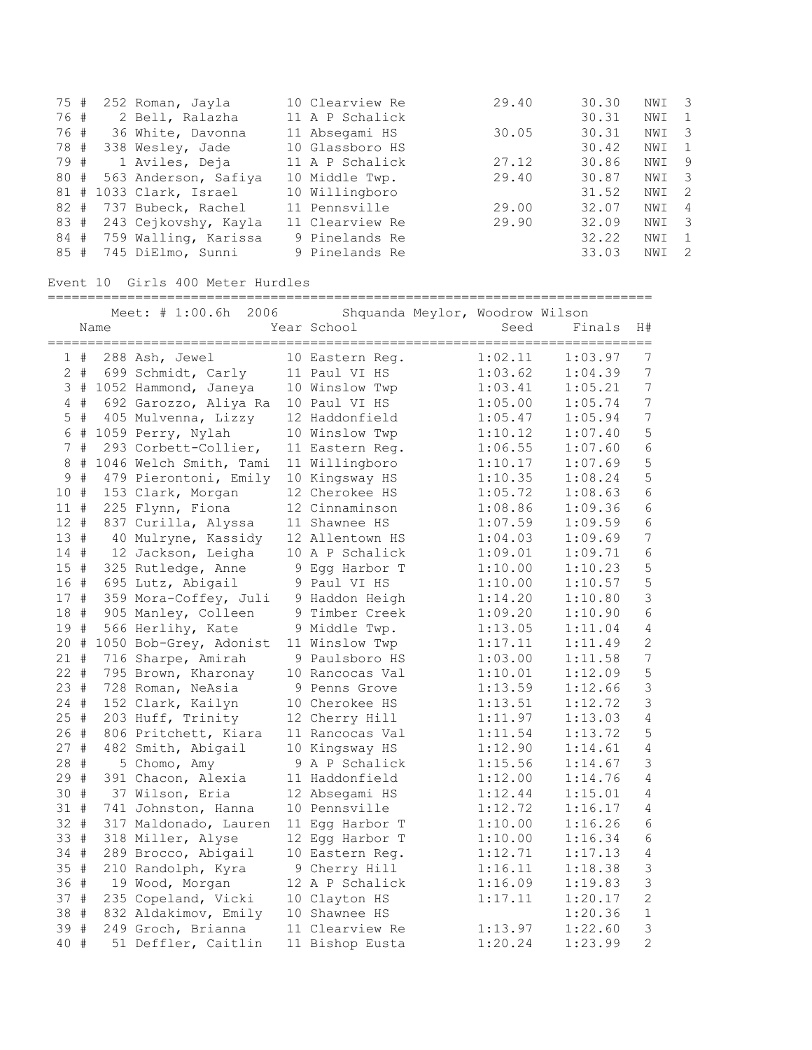| Place | # | Bib | Name | Year | School | Seed | Finals | Wind | H# |
|---|---|---|---|---|---|---|---|---|---|
| 75 | # | 252 | Roman, Jayla | 10 | Clearview Re | 29.40 | 30.30 | NWI | 3 |
| 76 | # | 2 | Bell, Ralazha | 11 | A P Schalick | | 30.31 | NWI | 1 |
| 76 | # | 36 | White, Davonna | 11 | Absegami HS | 30.05 | 30.31 | NWI | 3 |
| 78 | # | 338 | Wesley, Jade | 10 | Glassboro HS | | 30.42 | NWI | 1 |
| 79 | # | 1 | Aviles, Deja | 11 | A P Schalick | 27.12 | 30.86 | NWI | 9 |
| 80 | # | 563 | Anderson, Safiya | 10 | Middle Twp. | 29.40 | 30.87 | NWI | 3 |
| 81 | # | 1033 | Clark, Israel | 10 | Willingboro | | 31.52 | NWI | 2 |
| 82 | # | 737 | Bubeck, Rachel | 11 | Pennsville | 29.00 | 32.07 | NWI | 4 |
| 83 | # | 243 | Cejkovshy, Kayla | 11 | Clearview Re | 29.90 | 32.09 | NWI | 3 |
| 84 | # | 759 | Walling, Karissa | 9 | Pinelands Re | | 32.22 | NWI | 1 |
| 85 | # | 745 | DiElmo, Sunni | 9 | Pinelands Re | | 33.03 | NWI | 2 |

Event 10 Girls 400 Meter Hurdles

Meet: # 1:00.6h 2006 Shquanda Meylor, Woodrow Wilson

| Place | # | Bib | Name | Year | School | Seed | Finals | H# |
|---|---|---|---|---|---|---|---|---|
| 1 | # | 288 | Ash, Jewel | 10 | Eastern Reg. | 1:02.11 | 1:03.97 | 7 |
| 2 | # | 699 | Schmidt, Carly | 11 | Paul VI HS | 1:03.62 | 1:04.39 | 7 |
| 3 | # | 1052 | Hammond, Janeya | 10 | Winslow Twp | 1:03.41 | 1:05.21 | 7 |
| 4 | # | 692 | Garozzo, Aliya Ra | 10 | Paul VI HS | 1:05.00 | 1:05.74 | 7 |
| 5 | # | 405 | Mulvenna, Lizzy | 12 | Haddonfield | 1:05.47 | 1:05.94 | 7 |
| 6 | # | 1059 | Perry, Nylah | 10 | Winslow Twp | 1:10.12 | 1:07.40 | 5 |
| 7 | # | 293 | Corbett-Collier, | 11 | Eastern Reg. | 1:06.55 | 1:07.60 | 6 |
| 8 | # | 1046 | Welch Smith, Tami | 11 | Willingboro | 1:10.17 | 1:07.69 | 5 |
| 9 | # | 479 | Pierontoni, Emily | 10 | Kingsway HS | 1:10.35 | 1:08.24 | 5 |
| 10 | # | 153 | Clark, Morgan | 12 | Cherokee HS | 1:05.72 | 1:08.63 | 6 |
| 11 | # | 225 | Flynn, Fiona | 12 | Cinnaminson | 1:08.86 | 1:09.36 | 6 |
| 12 | # | 837 | Curilla, Alyssa | 11 | Shawnee HS | 1:07.59 | 1:09.59 | 6 |
| 13 | # | 40 | Mulryne, Kassidy | 12 | Allentown HS | 1:04.03 | 1:09.69 | 7 |
| 14 | # | 12 | Jackson, Leigha | 10 | A P Schalick | 1:09.01 | 1:09.71 | 6 |
| 15 | # | 325 | Rutledge, Anne | 9 | Egg Harbor T | 1:10.00 | 1:10.23 | 5 |
| 16 | # | 695 | Lutz, Abigail | 9 | Paul VI HS | 1:10.00 | 1:10.57 | 5 |
| 17 | # | 359 | Mora-Coffey, Juli | 9 | Haddon Heigh | 1:14.20 | 1:10.80 | 3 |
| 18 | # | 905 | Manley, Colleen | 9 | Timber Creek | 1:09.20 | 1:10.90 | 6 |
| 19 | # | 566 | Herlihy, Kate | 9 | Middle Twp. | 1:13.05 | 1:11.04 | 4 |
| 20 | # | 1050 | Bob-Grey, Adonist | 11 | Winslow Twp | 1:17.11 | 1:11.49 | 2 |
| 21 | # | 716 | Sharpe, Amirah | 9 | Paulsboro HS | 1:03.00 | 1:11.58 | 7 |
| 22 | # | 795 | Brown, Kharonay | 10 | Rancocas Val | 1:10.01 | 1:12.09 | 5 |
| 23 | # | 728 | Roman, NeAsia | 9 | Penns Grove | 1:13.59 | 1:12.66 | 3 |
| 24 | # | 152 | Clark, Kailyn | 10 | Cherokee HS | 1:13.51 | 1:12.72 | 3 |
| 25 | # | 203 | Huff, Trinity | 12 | Cherry Hill | 1:11.97 | 1:13.03 | 4 |
| 26 | # | 806 | Pritchett, Kiara | 11 | Rancocas Val | 1:11.54 | 1:13.72 | 5 |
| 27 | # | 482 | Smith, Abigail | 10 | Kingsway HS | 1:12.90 | 1:14.61 | 4 |
| 28 | # | 5 | Chomo, Amy | 9 | A P Schalick | 1:15.56 | 1:14.67 | 3 |
| 29 | # | 391 | Chacon, Alexia | 11 | Haddonfield | 1:12.00 | 1:14.76 | 4 |
| 30 | # | 37 | Wilson, Eria | 12 | Absegami HS | 1:12.44 | 1:15.01 | 4 |
| 31 | # | 741 | Johnston, Hanna | 10 | Pennsville | 1:12.72 | 1:16.17 | 4 |
| 32 | # | 317 | Maldonado, Lauren | 11 | Egg Harbor T | 1:10.00 | 1:16.26 | 6 |
| 33 | # | 318 | Miller, Alyse | 12 | Egg Harbor T | 1:10.00 | 1:16.34 | 6 |
| 34 | # | 289 | Brocco, Abigail | 10 | Eastern Reg. | 1:12.71 | 1:17.13 | 4 |
| 35 | # | 210 | Randolph, Kyra | 9 | Cherry Hill | 1:16.11 | 1:18.38 | 3 |
| 36 | # | 19 | Wood, Morgan | 12 | A P Schalick | 1:16.09 | 1:19.83 | 3 |
| 37 | # | 235 | Copeland, Vicki | 10 | Clayton HS | 1:17.11 | 1:20.17 | 2 |
| 38 | # | 832 | Aldakimov, Emily | 10 | Shawnee HS | | 1:20.36 | 1 |
| 39 | # | 249 | Groch, Brianna | 11 | Clearview Re | 1:13.97 | 1:22.60 | 3 |
| 40 | # | 51 | Deffler, Caitlin | 11 | Bishop Eusta | 1:20.24 | 1:23.99 | 2 |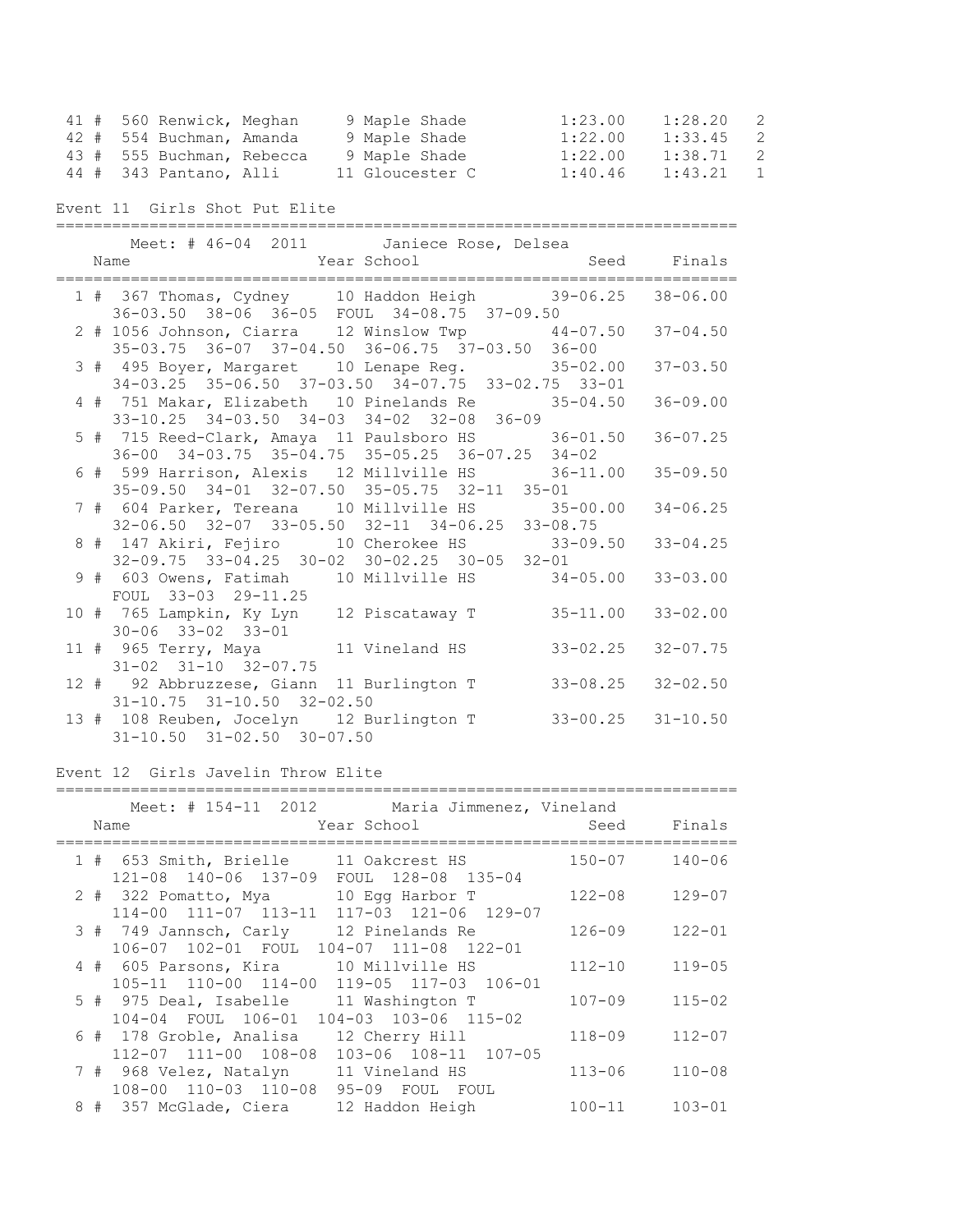| Place | Name | Year | School | Seed | Finals | Heat |
|---|---|---|---|---|---|---|
| 41 # | 560 Renwick, Meghan | 9 | Maple Shade | 1:23.00 | 1:28.20 | 2 |
| 42 # | 554 Buchman, Amanda | 9 | Maple Shade | 1:22.00 | 1:33.45 | 2 |
| 43 # | 555 Buchman, Rebecca | 9 | Maple Shade | 1:22.00 | 1:38.71 | 2 |
| 44 # | 343 Pantano, Alli | 11 | Gloucester C | 1:40.46 | 1:43.21 | 1 |

## Event 11 Girls Shot Put Elite

Meet: # 46-04 2011 Janiece Rose, Delsea

| Place | Name | Year | School | Seed | Finals |
|---|---|---|---|---|---|
| 1 # | 367 Thomas, Cydney | 10 | Haddon Heigh | 39-06.25 | 38-06.00 |
| | 36-03.50 38-06 36-05 FOUL 34-08.75 37-09.50 | | | | |
| 2 # | 1056 Johnson, Ciarra | 12 | Winslow Twp | 44-07.50 | 37-04.50 |
| | 35-03.75 36-07 37-04.50 36-06.75 37-03.50 36-00 | | | | |
| 3 # | 495 Boyer, Margaret | 10 | Lenape Reg. | 35-02.00 | 37-03.50 |
| | 34-03.25 35-06.50 37-03.50 34-07.75 33-02.75 33-01 | | | | |
| 4 # | 751 Makar, Elizabeth | 10 | Pinelands Re | 35-04.50 | 36-09.00 |
| | 33-10.25 34-03.50 34-03 34-02 32-08 36-09 | | | | |
| 5 # | 715 Reed-Clark, Amaya | 11 | Paulsboro HS | 36-01.50 | 36-07.25 |
| | 36-00 34-03.75 35-04.75 35-05.25 36-07.25 34-02 | | | | |
| 6 # | 599 Harrison, Alexis | 12 | Millville HS | 36-11.00 | 35-09.50 |
| | 35-09.50 34-01 32-07.50 35-05.75 32-11 35-01 | | | | |
| 7 # | 604 Parker, Tereana | 10 | Millville HS | 35-00.00 | 34-06.25 |
| | 32-06.50 32-07 33-05.50 32-11 34-06.25 33-08.75 | | | | |
| 8 # | 147 Akiri, Fejiro | 10 | Cherokee HS | 33-09.50 | 33-04.25 |
| | 32-09.75 33-04.25 30-02 30-02.25 30-05 32-01 | | | | |
| 9 # | 603 Owens, Fatimah | 10 | Millville HS | 34-05.00 | 33-03.00 |
| | FOUL 33-03 29-11.25 | | | | |
| 10 # | 765 Lampkin, Ky Lyn | 12 | Piscataway T | 35-11.00 | 33-02.00 |
| | 30-06 33-02 33-01 | | | | |
| 11 # | 965 Terry, Maya | 11 | Vineland HS | 33-02.25 | 32-07.75 |
| | 31-02 31-10 32-07.75 | | | | |
| 12 # | 92 Abbruzzese, Giann | 11 | Burlington T | 33-08.25 | 32-02.50 |
| | 31-10.75 31-10.50 32-02.50 | | | | |
| 13 # | 108 Reuben, Jocelyn | 12 | Burlington T | 33-00.25 | 31-10.50 |
| | 31-10.50 31-02.50 30-07.50 | | | | |

## Event 12 Girls Javelin Throw Elite

Meet: # 154-11 2012 Maria Jimmenez, Vineland

| Place | Name | Year | School | Seed | Finals |
|---|---|---|---|---|---|
| 1 # | 653 Smith, Brielle | 11 | Oakcrest HS | 150-07 | 140-06 |
| | 121-08 140-06 137-09 FOUL 128-08 135-04 | | | | |
| 2 # | 322 Pomatto, Mya | 10 | Egg Harbor T | 122-08 | 129-07 |
| | 114-00 111-07 113-11 117-03 121-06 129-07 | | | | |
| 3 # | 749 Jannsch, Carly | 12 | Pinelands Re | 126-09 | 122-01 |
| | 106-07 102-01 FOUL 104-07 111-08 122-01 | | | | |
| 4 # | 605 Parsons, Kira | 10 | Millville HS | 112-10 | 119-05 |
| | 105-11 110-00 114-00 119-05 117-03 106-01 | | | | |
| 5 # | 975 Deal, Isabelle | 11 | Washington T | 107-09 | 115-02 |
| | 104-04 FOUL 106-01 104-03 103-06 115-02 | | | | |
| 6 # | 178 Groble, Analisa | 12 | Cherry Hill | 118-09 | 112-07 |
| | 112-07 111-00 108-08 103-06 108-11 107-05 | | | | |
| 7 # | 968 Velez, Natalyn | 11 | Vineland HS | 113-06 | 110-08 |
| | 108-00 110-03 110-08 95-09 FOUL FOUL | | | | |
| 8 # | 357 McGlade, Ciera | 12 | Haddon Heigh | 100-11 | 103-01 |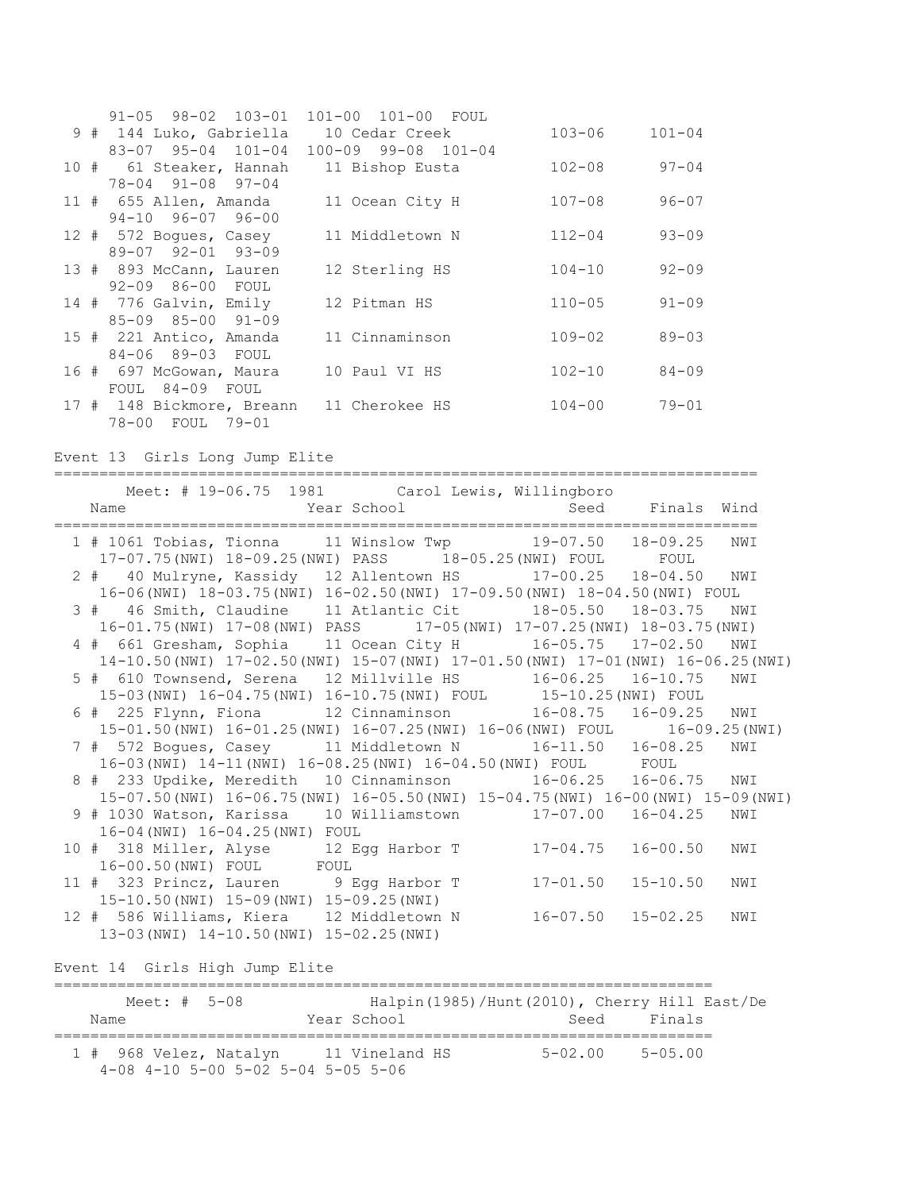```
      91-05  98-02  103-01  101-00  101-00  FOUL
  9 #  144 Luko, Gabriella    10 Cedar Creek          103-06     101-04
      83-07  95-04  101-04  100-09  99-08  101-04
 10 #   61 Steaker, Hannah    11 Bishop Eusta         102-08      97-04
      78-04  91-08  97-04
 11 #  655 Allen, Amanda      11 Ocean City H         107-08      96-07
      94-10  96-07  96-00
 12 #  572 Bogues, Casey      11 Middletown N         112-04      93-09
      89-07  92-01  93-09
 13 #  893 McCann, Lauren     12 Sterling HS          104-10      92-09
      92-09  86-00  FOUL
 14 #  776 Galvin, Emily      12 Pitman HS            110-05      91-09
      85-09  85-00  91-09
 15 #  221 Antico, Amanda     11 Cinnaminson          109-02      89-03
      84-06  89-03  FOUL
 16 #  697 McGowan, Maura     10 Paul VI HS           102-10      84-09
      FOUL  84-09  FOUL
 17 #  148 Bickmore, Breann   11 Cherokee HS          104-00      79-01
      78-00  FOUL  79-01
```

Event 13  Girls Long Jump Elite

```
==============================================================================
        Meet: # 19-06.75  1981        Carol Lewis, Willingboro
    Name                    Year School                Seed     Finals  Wind
==============================================================================
  1 # 1061 Tobias, Tionna     11 Winslow Twp        19-07.50   18-09.25   NWI
     17-07.75(NWI) 18-09.25(NWI) PASS      18-05.25(NWI) FOUL      FOUL
  2 #   40 Mulryne, Kassidy   12 Allentown HS       17-00.25   18-04.50   NWI
     16-06(NWI) 18-03.75(NWI) 16-02.50(NWI) 17-09.50(NWI) 18-04.50(NWI) FOUL
  3 #   46 Smith, Claudine    11 Atlantic Cit       18-05.50   18-03.75   NWI
     16-01.75(NWI) 17-08(NWI) PASS      17-05(NWI) 17-07.25(NWI) 18-03.75(NWI)
  4 #  661 Gresham, Sophia    11 Ocean City H       16-05.75   17-02.50   NWI
     14-10.50(NWI) 17-02.50(NWI) 15-07(NWI) 17-01.50(NWI) 17-01(NWI) 16-06.25(NWI)
  5 #  610 Townsend, Serena   12 Millville HS       16-06.25   16-10.75   NWI
     15-03(NWI) 16-04.75(NWI) 16-10.75(NWI) FOUL      15-10.25(NWI) FOUL
  6 #  225 Flynn, Fiona       12 Cinnaminson        16-08.75   16-09.25   NWI
     15-01.50(NWI) 16-01.25(NWI) 16-07.25(NWI) 16-06(NWI) FOUL      16-09.25(NWI)
  7 #  572 Bogues, Casey      11 Middletown N       16-11.50   16-08.25   NWI
     16-03(NWI) 14-11(NWI) 16-08.25(NWI) 16-04.50(NWI) FOUL      FOUL
  8 #  233 Updike, Meredith   10 Cinnaminson        16-06.25   16-06.75   NWI
     15-07.50(NWI) 16-06.75(NWI) 16-05.50(NWI) 15-04.75(NWI) 16-00(NWI) 15-09(NWI)
  9 # 1030 Watson, Karissa    10 Williamstown       17-07.00   16-04.25   NWI
     16-04(NWI) 16-04.25(NWI) FOUL
 10 #  318 Miller, Alyse      12 Egg Harbor T       17-04.75   16-00.50   NWI
     16-00.50(NWI) FOUL      FOUL
 11 #  323 Princz, Lauren      9 Egg Harbor T       17-01.50   15-10.50   NWI
     15-10.50(NWI) 15-09(NWI) 15-09.25(NWI)
 12 #  586 Williams, Kiera    12 Middletown N       16-07.50   15-02.25   NWI
     13-03(NWI) 14-10.50(NWI) 15-02.25(NWI)
```

Event 14  Girls High Jump Elite

```
=========================================================================
        Meet: #  5-08             Halpin(1985)/Hunt(2010), Cherry Hill East/De
    Name                    Year School                Seed     Finals
=========================================================================
  1 #  968 Velez, Natalyn     11 Vineland HS          5-02.00    5-05.00
     4-08 4-10 5-00 5-02 5-04 5-05 5-06
```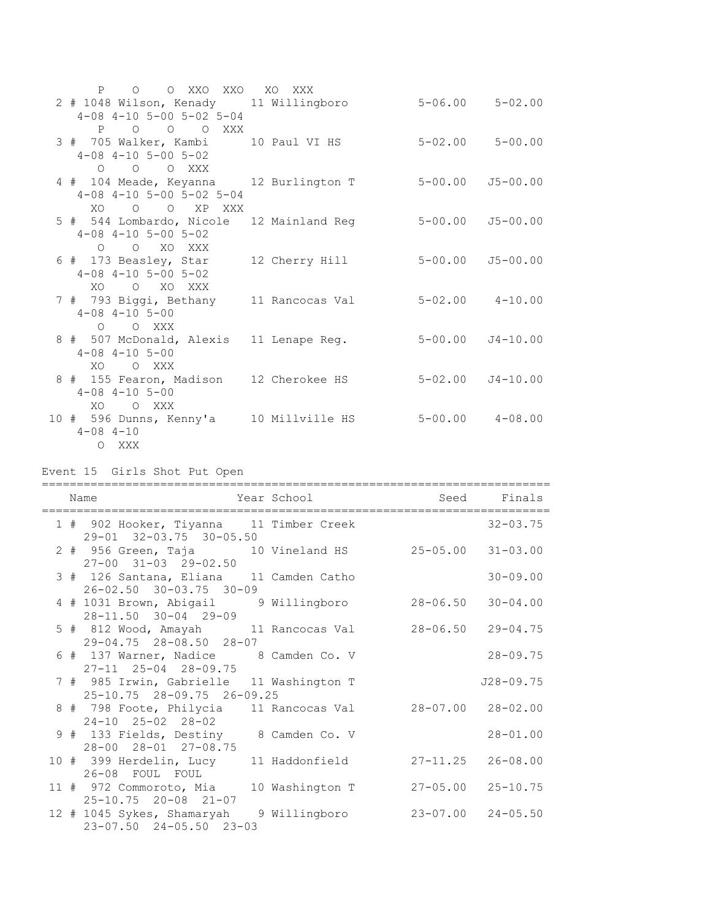```
       P    O    O  XXO  XXO   XO  XXX
  2 # 1048 Wilson, Kenady     11 Willingboro          5-06.00    5-02.00
     4-08 4-10 5-00 5-02 5-04
       P    O    O    O  XXX
  3 #  705 Walker, Kambi      10 Paul VI HS           5-02.00    5-00.00
     4-08 4-10 5-00 5-02
       O    O    O  XXX
  4 #  104 Meade, Keyanna     12 Burlington T         5-00.00   J5-00.00
     4-08 4-10 5-00 5-02 5-04
      XO    O    O   XP  XXX
  5 #  544 Lombardo, Nicole   12 Mainland Reg         5-00.00   J5-00.00
     4-08 4-10 5-00 5-02
       O    O   XO  XXX
  6 #  173 Beasley, Star      12 Cherry Hill          5-00.00   J5-00.00
     4-08 4-10 5-00 5-02
      XO    O   XO  XXX
  7 #  793 Biggi, Bethany     11 Rancocas Val         5-02.00    4-10.00
     4-08 4-10 5-00
       O    O  XXX
  8 #  507 McDonald, Alexis   11 Lenape Reg.          5-00.00   J4-10.00
     4-08 4-10 5-00
      XO    O  XXX
  8 #  155 Fearon, Madison    12 Cherokee HS          5-02.00   J4-10.00
     4-08 4-10 5-00
      XO    O  XXX
 10 #  596 Dunns, Kenny'a     10 Millville HS         5-00.00    4-08.00
     4-08 4-10
       O  XXX
```

Event 15  Girls Shot Put Open

```
==========================================================================
    Name                    Year School                 Seed     Finals
==========================================================================
  1 #  902 Hooker, Tiyanna    11 Timber Creek                   32-03.75
     29-01  32-03.75  30-05.50
  2 #  956 Green, Taja        10 Vineland HS         25-05.00   31-03.00
     27-00  31-03  29-02.50
  3 #  126 Santana, Eliana    11 Camden Catho                   30-09.00
     26-02.50  30-03.75  30-09
  4 # 1031 Brown, Abigail      9 Willingboro         28-06.50   30-04.00
     28-11.50  30-04  29-09
  5 #  812 Wood, Amayah       11 Rancocas Val        28-06.50   29-04.75
     29-04.75  28-08.50  28-07
  6 #  137 Warner, Nadice      8 Camden Co. V                   28-09.75
     27-11  25-04  28-09.75
  7 #  985 Irwin, Gabrielle   11 Washington T                  J28-09.75
     25-10.75  28-09.75  26-09.25
  8 #  798 Foote, Philycia    11 Rancocas Val        28-07.00   28-02.00
     24-10  25-02  28-02
  9 #  133 Fields, Destiny     8 Camden Co. V                   28-01.00
     28-00  28-01  27-08.75
 10 #  399 Herdelin, Lucy     11 Haddonfield         27-11.25   26-08.00
     26-08  FOUL  FOUL
 11 #  972 Commoroto, Mia     10 Washington T        27-05.00   25-10.75
     25-10.75  20-08  21-07
 12 # 1045 Sykes, Shamaryah    9 Willingboro         23-07.00   24-05.50
     23-07.50  24-05.50  23-03
```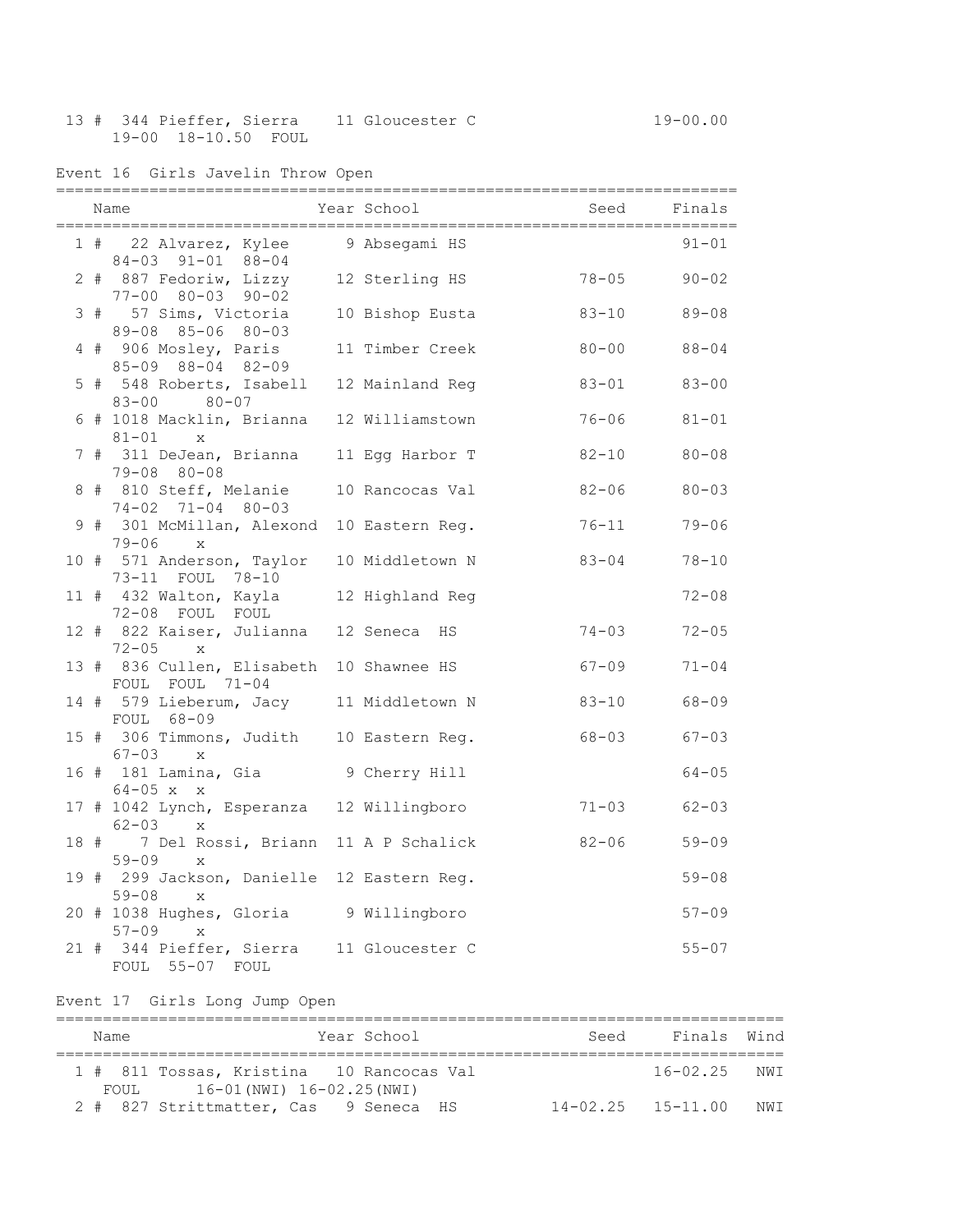| Place | Name | Year | School | Seed | Finals |
|---|---|---|---|---|---|
| 13 # | 344 Pieffer, Sierra | 11 | Gloucester C | | 19-00.00 |
| | 19-00 18-10.50 FOUL | | | | |

### Event 16 Girls Javelin Throw Open

| Place | Name | Year | School | Seed | Finals |
|---|---|---|---|---|---|
| 1 # | 22 Alvarez, Kylee | 9 | Absegami HS | | 91-01 |
| | 84-03 91-01 88-04 | | | | |
| 2 # | 887 Fedoriw, Lizzy | 12 | Sterling HS | 78-05 | 90-02 |
| | 77-00 80-03 90-02 | | | | |
| 3 # | 57 Sims, Victoria | 10 | Bishop Eusta | 83-10 | 89-08 |
| | 89-08 85-06 80-03 | | | | |
| 4 # | 906 Mosley, Paris | 11 | Timber Creek | 80-00 | 88-04 |
| | 85-09 88-04 82-09 | | | | |
| 5 # | 548 Roberts, Isabell | 12 | Mainland Reg | 83-01 | 83-00 |
| | 83-00 80-07 | | | | |
| 6 # | 1018 Macklin, Brianna | 12 | Williamstown | 76-06 | 81-01 |
| | 81-01 x | | | | |
| 7 # | 311 DeJean, Brianna | 11 | Egg Harbor T | 82-10 | 80-08 |
| | 79-08 80-08 | | | | |
| 8 # | 810 Steff, Melanie | 10 | Rancocas Val | 82-06 | 80-03 |
| | 74-02 71-04 80-03 | | | | |
| 9 # | 301 McMillan, Alexond | 10 | Eastern Reg. | 76-11 | 79-06 |
| | 79-06 x | | | | |
| 10 # | 571 Anderson, Taylor | 10 | Middletown N | 83-04 | 78-10 |
| | 73-11 FOUL 78-10 | | | | |
| 11 # | 432 Walton, Kayla | 12 | Highland Reg | | 72-08 |
| | 72-08 FOUL FOUL | | | | |
| 12 # | 822 Kaiser, Julianna | 12 | Seneca HS | 74-03 | 72-05 |
| | 72-05 x | | | | |
| 13 # | 836 Cullen, Elisabeth | 10 | Shawnee HS | 67-09 | 71-04 |
| | FOUL FOUL 71-04 | | | | |
| 14 # | 579 Lieberum, Jacy | 11 | Middletown N | 83-10 | 68-09 |
| | FOUL 68-09 | | | | |
| 15 # | 306 Timmons, Judith | 10 | Eastern Reg. | 68-03 | 67-03 |
| | 67-03 x | | | | |
| 16 # | 181 Lamina, Gia | 9 | Cherry Hill | | 64-05 |
| | 64-05 x x | | | | |
| 17 # | 1042 Lynch, Esperanza | 12 | Willingboro | 71-03 | 62-03 |
| | 62-03 x | | | | |
| 18 # | 7 Del Rossi, Briann | 11 | A P Schalick | 82-06 | 59-09 |
| | 59-09 x | | | | |
| 19 # | 299 Jackson, Danielle | 12 | Eastern Reg. | | 59-08 |
| | 59-08 x | | | | |
| 20 # | 1038 Hughes, Gloria | 9 | Willingboro | | 57-09 |
| | 57-09 x | | | | |
| 21 # | 344 Pieffer, Sierra | 11 | Gloucester C | | 55-07 |
| | FOUL 55-07 FOUL | | | | |

### Event 17 Girls Long Jump Open

| Place | Name | Year | School | Seed | Finals | Wind |
|---|---|---|---|---|---|---|
| 1 # | 811 Tossas, Kristina | 10 | Rancocas Val | | 16-02.25 | NWI |
| | FOUL 16-01(NWI) 16-02.25(NWI) | | | | | |
| 2 # | 827 Strittmatter, Cas | 9 | Seneca HS | 14-02.25 | 15-11.00 | NWI |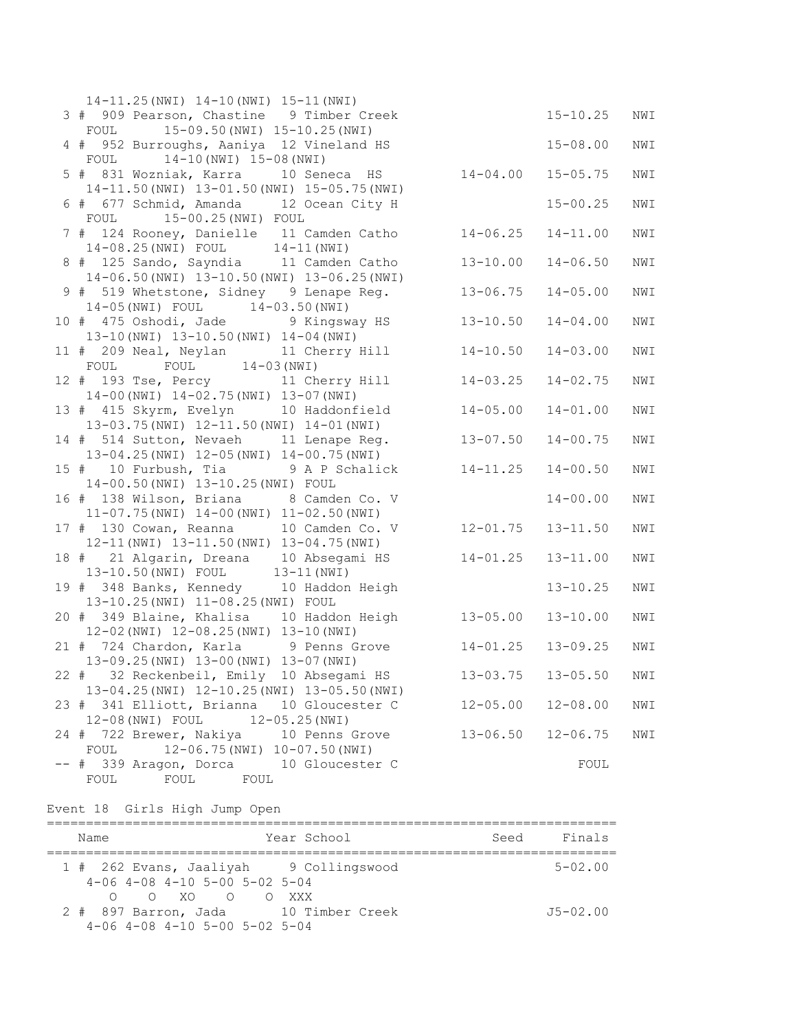```
    14-11.25(NWI) 14-10(NWI) 15-11(NWI)
  3 #  909 Pearson, Chastine   9 Timber Creek                    15-10.25   NWI
    FOUL      15-09.50(NWI) 15-10.25(NWI)
  4 #  952 Burroughs, Aaniya  12 Vineland HS                     15-08.00   NWI
    FOUL      14-10(NWI) 15-08(NWI)
  5 #  831 Wozniak, Karra     10 Seneca  HS          14-04.00   15-05.75   NWI
    14-11.50(NWI) 13-01.50(NWI) 15-05.75(NWI)
  6 #  677 Schmid, Amanda     12 Ocean City H                    15-00.25   NWI
    FOUL      15-00.25(NWI) FOUL
  7 #  124 Rooney, Danielle   11 Camden Catho        14-06.25   14-11.00   NWI
    14-08.25(NWI) FOUL      14-11(NWI)
  8 #  125 Sando, Sayndia     11 Camden Catho        13-10.00   14-06.50   NWI
    14-06.50(NWI) 13-10.50(NWI) 13-06.25(NWI)
  9 #  519 Whetstone, Sidney   9 Lenape Reg.         13-06.75   14-05.00   NWI
    14-05(NWI) FOUL      14-03.50(NWI)
 10 #  475 Oshodi, Jade        9 Kingsway HS         13-10.50   14-04.00   NWI
    13-10(NWI) 13-10.50(NWI) 14-04(NWI)
 11 #  209 Neal, Neylan       11 Cherry Hill         14-10.50   14-03.00   NWI
    FOUL      FOUL      14-03(NWI)
 12 #  193 Tse, Percy         11 Cherry Hill         14-03.25   14-02.75   NWI
    14-00(NWI) 14-02.75(NWI) 13-07(NWI)
 13 #  415 Skyrm, Evelyn     10 Haddonfield         14-05.00   14-01.00   NWI
    13-03.75(NWI) 12-11.50(NWI) 14-01(NWI)
 14 #  514 Sutton, Nevaeh     11 Lenape Reg.         13-07.50   14-00.75   NWI
    13-04.25(NWI) 12-05(NWI) 14-00.75(NWI)
 15 #   10 Furbush, Tia        9 A P Schalick        14-11.25   14-00.50   NWI
    14-00.50(NWI) 13-10.25(NWI) FOUL
 16 #  138 Wilson, Briana      8 Camden Co. V                    14-00.00   NWI
    11-07.75(NWI) 14-00(NWI) 11-02.50(NWI)
 17 #  130 Cowan, Reanna      10 Camden Co. V        12-01.75   13-11.50   NWI
    12-11(NWI) 13-11.50(NWI) 13-04.75(NWI)
 18 #   21 Algarin, Dreana    10 Absegami HS         14-01.25   13-11.00   NWI
    13-10.50(NWI) FOUL      13-11(NWI)
 19 #  348 Banks, Kennedy     10 Haddon Heigh                    13-10.25   NWI
    13-10.25(NWI) 11-08.25(NWI) FOUL
 20 #  349 Blaine, Khalisa    10 Haddon Heigh        13-05.00   13-10.00   NWI
    12-02(NWI) 12-08.25(NWI) 13-10(NWI)
 21 #  724 Chardon, Karla      9 Penns Grove         14-01.25   13-09.25   NWI
    13-09.25(NWI) 13-00(NWI) 13-07(NWI)
 22 #   32 Reckenbeil, Emily  10 Absegami HS         13-03.75   13-05.50   NWI
    13-04.25(NWI) 12-10.25(NWI) 13-05.50(NWI)
 23 #  341 Elliott, Brianna   10 Gloucester C        12-05.00   12-08.00   NWI
    12-08(NWI) FOUL      12-05.25(NWI)
 24 #  722 Brewer, Nakiya     10 Penns Grove         13-06.50   12-06.75   NWI
    FOUL      12-06.75(NWI) 10-07.50(NWI)
 -- #  339 Aragon, Dorca      10 Gloucester C                        FOUL
    FOUL      FOUL      FOUL
```

Event 18  Girls High Jump Open

```
=========================================================================
    Name                    Year School                  Seed     Finals
=========================================================================
  1 #  262 Evans, Jaaliyah     9 Collingswood                     5-02.00
    4-06 4-08 4-10 5-00 5-02 5-04
       O    O   XO    O    O  XXX
  2 #  897 Barron, Jada       10 Timber Creek                    J5-02.00
    4-06 4-08 4-10 5-00 5-02 5-04
```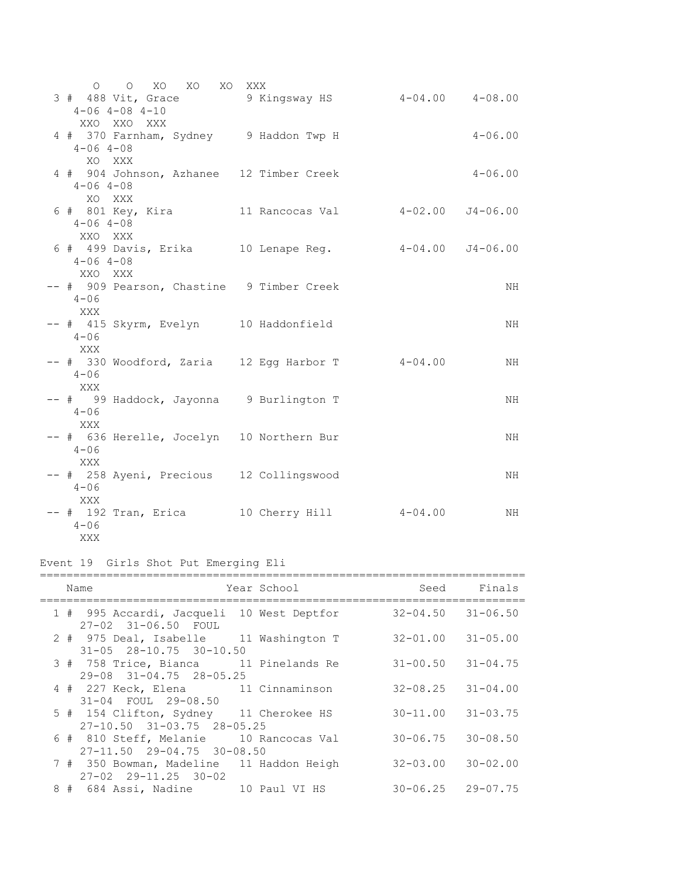```
       O    O   XO   XO   XO  XXX
  3 #  488 Vit, Grace          9 Kingsway HS          4-04.00    4-08.00
     4-06 4-08 4-10
      XXO  XXO  XXX
  4 #  370 Farnham, Sydney     9 Haddon Twp H                    4-06.00
     4-06 4-08
       XO  XXX
  4 #  904 Johnson, Azhanee   12 Timber Creek                    4-06.00
     4-06 4-08
       XO  XXX
  6 #  801 Key, Kira          11 Rancocas Val         4-02.00   J4-06.00
     4-06 4-08
      XXO  XXX
  6 #  499 Davis, Erika       10 Lenape Reg.          4-04.00   J4-06.00
     4-06 4-08
      XXO  XXX
 -- #  909 Pearson, Chastine   9 Timber Creek                         NH
     4-06
      XXX
 -- #  415 Skyrm, Evelyn      10 Haddonfield                          NH
     4-06
      XXX
 -- #  330 Woodford, Zaria    12 Egg Harbor T         4-04.00         NH
     4-06
      XXX
 -- #   99 Haddock, Jayonna    9 Burlington T                         NH
     4-06
      XXX
 -- #  636 Herelle, Jocelyn   10 Northern Bur                         NH
     4-06
      XXX
 -- #  258 Ayeni, Precious    12 Collingswood                         NH
     4-06
      XXX
 -- #  192 Tran, Erica        10 Cherry Hill          4-04.00         NH
     4-06
      XXX
```

Event 19  Girls Shot Put Emerging Eli

```
=========================================================================
    Name                    Year School                Seed     Finals
=========================================================================
  1 #  995 Accardi, Jacqueli  10 West Deptfor        32-04.50   31-06.50
     27-02  31-06.50  FOUL
  2 #  975 Deal, Isabelle     11 Washington T        32-01.00   31-05.00
     31-05  28-10.75  30-10.50
  3 #  758 Trice, Bianca      11 Pinelands Re        31-00.50   31-04.75
     29-08  31-04.75  28-05.25
  4 #  227 Keck, Elena        11 Cinnaminson         32-08.25   31-04.00
     31-04  FOUL  29-08.50
  5 #  154 Clifton, Sydney    11 Cherokee HS         30-11.00   31-03.75
     27-10.50  31-03.75  28-05.25
  6 #  810 Steff, Melanie     10 Rancocas Val        30-06.75   30-08.50
     27-11.50  29-04.75  30-08.50
  7 #  350 Bowman, Madeline   11 Haddon Heigh        32-03.00   30-02.00
     27-02  29-11.25  30-02
  8 #  684 Assi, Nadine       10 Paul VI HS          30-06.25   29-07.75
```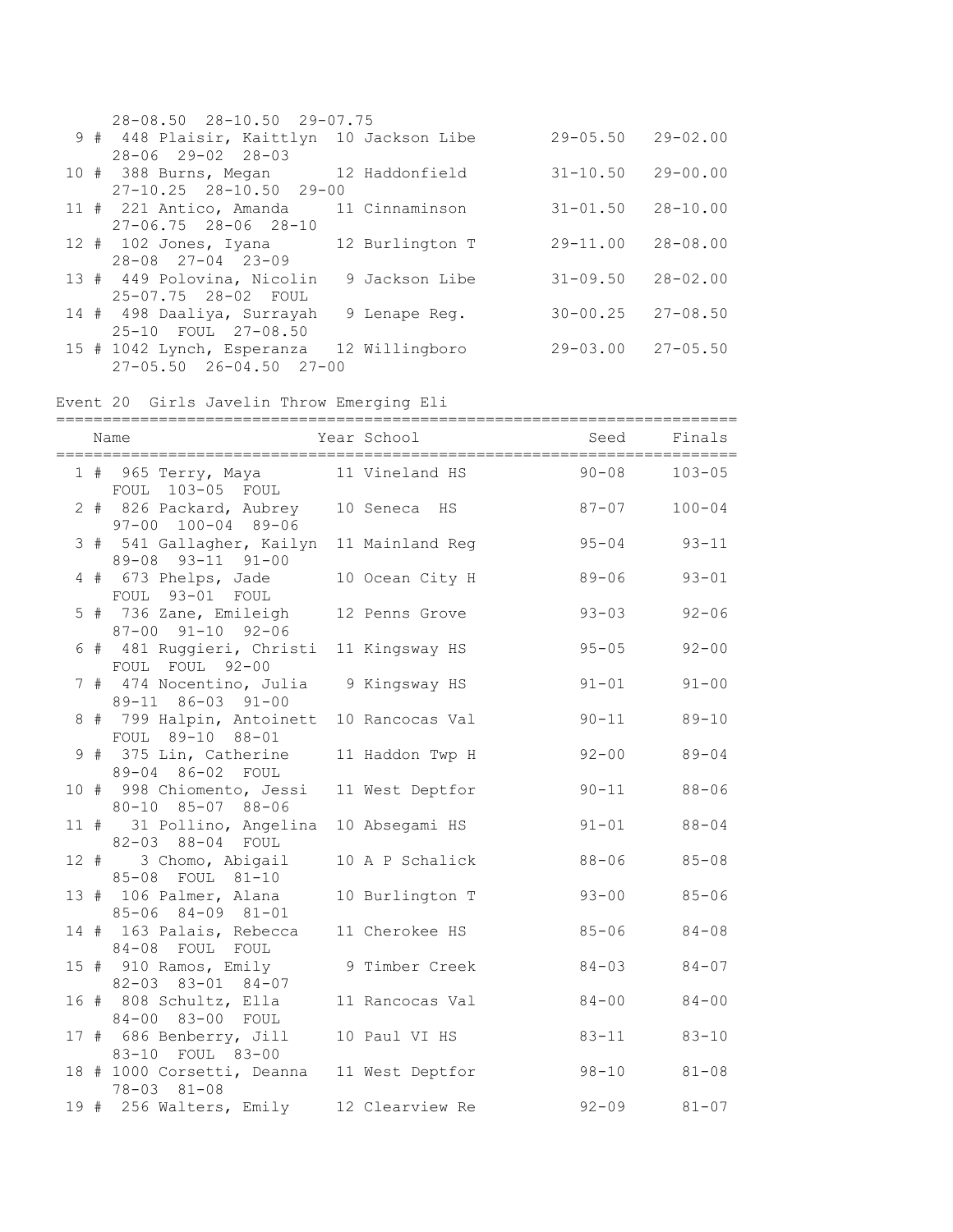```
     28-08.50  28-10.50  29-07.75
  9 #  448 Plaisir, Kaittlyn  10 Jackson Libe        29-05.50   29-02.00
     28-06  29-02  28-03
 10 #  388 Burns, Megan       12 Haddonfield         31-10.50   29-00.00
     27-10.25  28-10.50  29-00
 11 #  221 Antico, Amanda     11 Cinnaminson         31-01.50   28-10.00
     27-06.75  28-06  28-10
 12 #  102 Jones, Iyana       12 Burlington T        29-11.00   28-08.00
     28-08  27-04  23-09
 13 #  449 Polovina, Nicolin   9 Jackson Libe        31-09.50   28-02.00
     25-07.75  28-02  FOUL
 14 #  498 Daaliya, Surrayah   9 Lenape Reg.         30-00.25   27-08.50
     25-10  FOUL  27-08.50
 15 # 1042 Lynch, Esperanza   12 Willingboro         29-03.00   27-05.50
     27-05.50  26-04.50  27-00
```

Event 20  Girls Javelin Throw Emerging Eli

```
=========================================================================
    Name                    Year School                 Seed     Finals
=========================================================================
  1 #  965 Terry, Maya        11 Vineland HS           90-08     103-05
     FOUL  103-05  FOUL
  2 #  826 Packard, Aubrey    10 Seneca  HS            87-07     100-04
     97-00  100-04  89-06
  3 #  541 Gallagher, Kailyn  11 Mainland Reg          95-04      93-11
     89-08  93-11  91-00
  4 #  673 Phelps, Jade       10 Ocean City H          89-06      93-01
     FOUL  93-01  FOUL
  5 #  736 Zane, Emileigh     12 Penns Grove           93-03      92-06
     87-00  91-10  92-06
  6 #  481 Ruggieri, Christi  11 Kingsway HS           95-05      92-00
     FOUL  FOUL  92-00
  7 #  474 Nocentino, Julia    9 Kingsway HS           91-01      91-00
     89-11  86-03  91-00
  8 #  799 Halpin, Antoinett  10 Rancocas Val          90-11      89-10
     FOUL  89-10  88-01
  9 #  375 Lin, Catherine     11 Haddon Twp H          92-00      89-04
     89-04  86-02  FOUL
 10 #  998 Chiomento, Jessi   11 West Deptfor          90-11      88-06
     80-10  85-07  88-06
 11 #   31 Pollino, Angelina  10 Absegami HS           91-01      88-04
     82-03  88-04  FOUL
 12 #    3 Chomo, Abigail     10 A P Schalick          88-06      85-08
     85-08  FOUL  81-10
 13 #  106 Palmer, Alana      10 Burlington T          93-00      85-06
     85-06  84-09  81-01
 14 #  163 Palais, Rebecca    11 Cherokee HS           85-06      84-08
     84-08  FOUL  FOUL
 15 #  910 Ramos, Emily        9 Timber Creek          84-03      84-07
     82-03  83-01  84-07
 16 #  808 Schultz, Ella      11 Rancocas Val          84-00      84-00
     84-00  83-00  FOUL
 17 #  686 Benberry, Jill     10 Paul VI HS            83-11      83-10
     83-10  FOUL  83-00
 18 # 1000 Corsetti, Deanna   11 West Deptfor          98-10      81-08
     78-03  81-08
 19 #  256 Walters, Emily     12 Clearview Re          92-09      81-07
```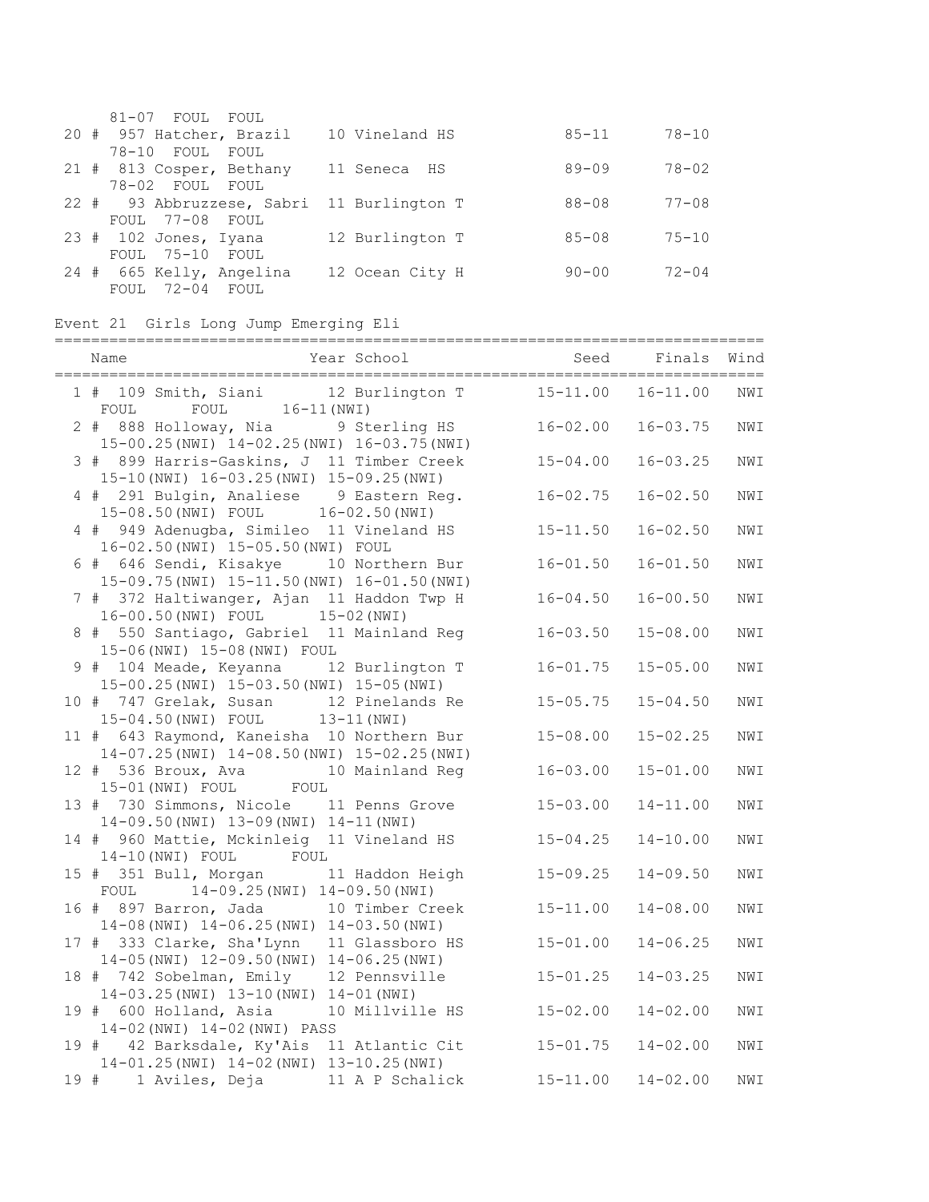81-07 FOUL FOUL

| Place | Name | Year School | Seed | Finals |
|---|---|---|---|---|
| 20 # | 957 Hatcher, Brazil | 10 Vineland HS | 85-11 | 78-10 |
| | 78-10 FOUL FOUL | | | |
| 21 # | 813 Cosper, Bethany | 11 Seneca HS | 89-09 | 78-02 |
| | 78-02 FOUL FOUL | | | |
| 22 # | 93 Abbruzzese, Sabri | 11 Burlington T | 88-08 | 77-08 |
| | FOUL 77-08 FOUL | | | |
| 23 # | 102 Jones, Iyana | 12 Burlington T | 85-08 | 75-10 |
| | FOUL 75-10 FOUL | | | |
| 24 # | 665 Kelly, Angelina | 12 Ocean City H | 90-00 | 72-04 |
| | FOUL 72-04 FOUL | | | |

## Event 21 Girls Long Jump Emerging Eli

| Place | Name | Year School | Seed | Finals | Wind |
|---|---|---|---|---|---|
| 1 # | 109 Smith, Siani | 12 Burlington T | 15-11.00 | 16-11.00 | NWI |
| | FOUL FOUL 16-11(NWI) | | | | |
| 2 # | 888 Holloway, Nia | 9 Sterling HS | 16-02.00 | 16-03.75 | NWI |
| | 15-00.25(NWI) 14-02.25(NWI) 16-03.75(NWI) | | | | |
| 3 # | 899 Harris-Gaskins, J | 11 Timber Creek | 15-04.00 | 16-03.25 | NWI |
| | 15-10(NWI) 16-03.25(NWI) 15-09.25(NWI) | | | | |
| 4 # | 291 Bulgin, Analiese | 9 Eastern Reg. | 16-02.75 | 16-02.50 | NWI |
| | 15-08.50(NWI) FOUL 16-02.50(NWI) | | | | |
| 4 # | 949 Adenugba, Simileo | 11 Vineland HS | 15-11.50 | 16-02.50 | NWI |
| | 16-02.50(NWI) 15-05.50(NWI) FOUL | | | | |
| 6 # | 646 Sendi, Kisakye | 10 Northern Bur | 16-01.50 | 16-01.50 | NWI |
| | 15-09.75(NWI) 15-11.50(NWI) 16-01.50(NWI) | | | | |
| 7 # | 372 Haltiwanger, Ajan | 11 Haddon Twp H | 16-04.50 | 16-00.50 | NWI |
| | 16-00.50(NWI) FOUL 15-02(NWI) | | | | |
| 8 # | 550 Santiago, Gabriel | 11 Mainland Reg | 16-03.50 | 15-08.00 | NWI |
| | 15-06(NWI) 15-08(NWI) FOUL | | | | |
| 9 # | 104 Meade, Keyanna | 12 Burlington T | 16-01.75 | 15-05.00 | NWI |
| | 15-00.25(NWI) 15-03.50(NWI) 15-05(NWI) | | | | |
| 10 # | 747 Grelak, Susan | 12 Pinelands Re | 15-05.75 | 15-04.50 | NWI |
| | 15-04.50(NWI) FOUL 13-11(NWI) | | | | |
| 11 # | 643 Raymond, Kaneisha | 10 Northern Bur | 15-08.00 | 15-02.25 | NWI |
| | 14-07.25(NWI) 14-08.50(NWI) 15-02.25(NWI) | | | | |
| 12 # | 536 Broux, Ava | 10 Mainland Reg | 16-03.00 | 15-01.00 | NWI |
| | 15-01(NWI) FOUL FOUL | | | | |
| 13 # | 730 Simmons, Nicole | 11 Penns Grove | 15-03.00 | 14-11.00 | NWI |
| | 14-09.50(NWI) 13-09(NWI) 14-11(NWI) | | | | |
| 14 # | 960 Mattie, Mckinleig | 11 Vineland HS | 15-04.25 | 14-10.00 | NWI |
| | 14-10(NWI) FOUL FOUL | | | | |
| 15 # | 351 Bull, Morgan | 11 Haddon Heigh | 15-09.25 | 14-09.50 | NWI |
| | FOUL 14-09.25(NWI) 14-09.50(NWI) | | | | |
| 16 # | 897 Barron, Jada | 10 Timber Creek | 15-11.00 | 14-08.00 | NWI |
| | 14-08(NWI) 14-06.25(NWI) 14-03.50(NWI) | | | | |
| 17 # | 333 Clarke, Sha'Lynn | 11 Glassboro HS | 15-01.00 | 14-06.25 | NWI |
| | 14-05(NWI) 12-09.50(NWI) 14-06.25(NWI) | | | | |
| 18 # | 742 Sobelman, Emily | 12 Pennsville | 15-01.25 | 14-03.25 | NWI |
| | 14-03.25(NWI) 13-10(NWI) 14-01(NWI) | | | | |
| 19 # | 600 Holland, Asia | 10 Millville HS | 15-02.00 | 14-02.00 | NWI |
| | 14-02(NWI) 14-02(NWI) PASS | | | | |
| 19 # | 42 Barksdale, Ky'Ais | 11 Atlantic Cit | 15-01.75 | 14-02.00 | NWI |
| | 14-01.25(NWI) 14-02(NWI) 13-10.25(NWI) | | | | |
| 19 # | 1 Aviles, Deja | 11 A P Schalick | 15-11.00 | 14-02.00 | NWI |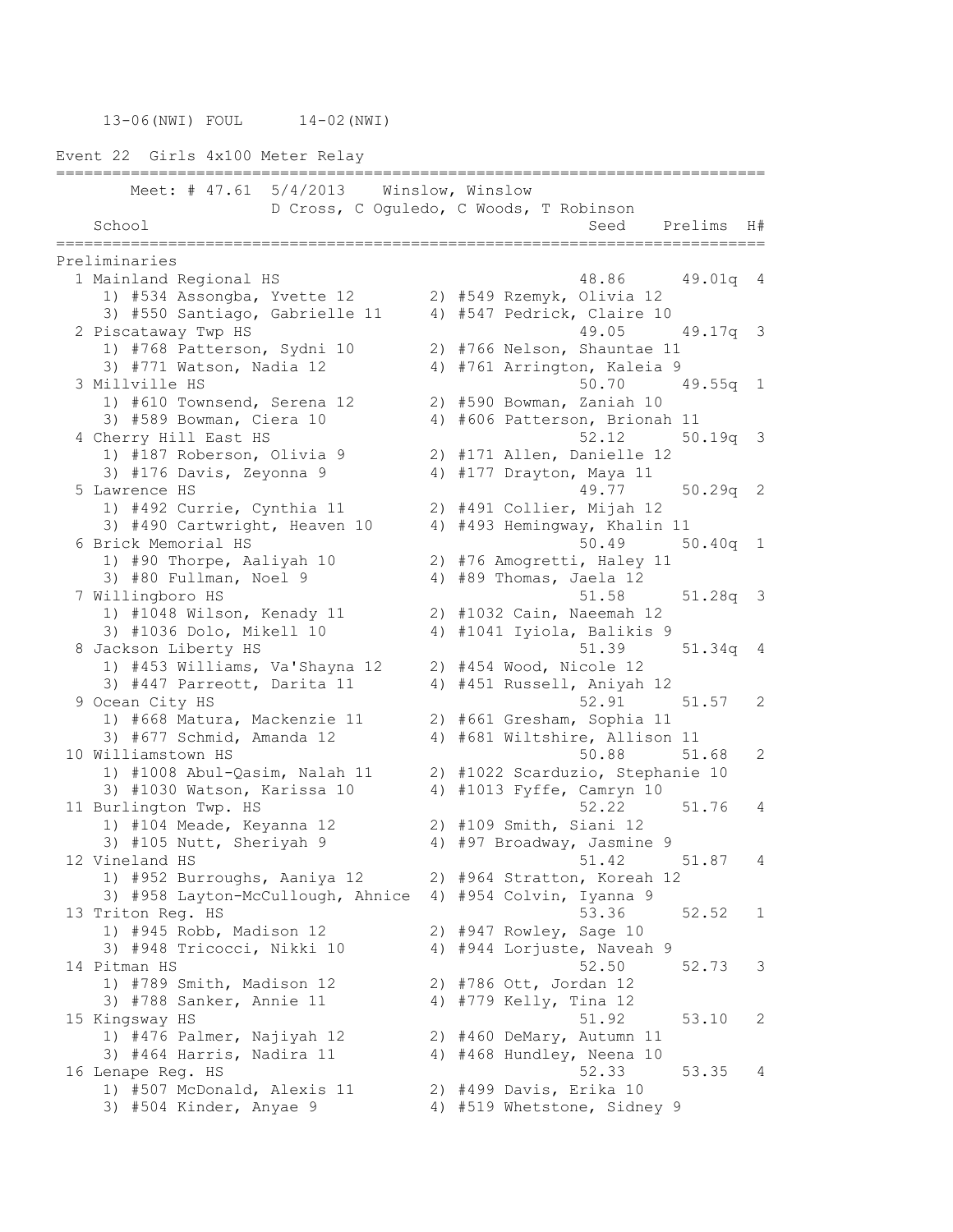13-06(NWI) FOUL 14-02(NWI)

## Event 22 Girls 4x100 Meter Relay

Meet: # 47.61 5/4/2013 Winslow, Winslow
D Cross, C Oguledo, C Woods, T Robinson

### Preliminaries

| | School | Seed | Prelims | H# |
|---|---|---|---|---|
| 1 | Mainland Regional HS | 48.86 | 49.01q | 4 |
| | 1) #534 Assongba, Yvette 12 2) #549 Rzemyk, Olivia 12 3) #550 Santiago, Gabrielle 11 4) #547 Pedrick, Claire 10 | | | |
| 2 | Piscataway Twp HS | 49.05 | 49.17q | 3 |
| | 1) #768 Patterson, Sydni 10 2) #766 Nelson, Shauntae 11 3) #771 Watson, Nadia 12 4) #761 Arrington, Kaleia 9 | | | |
| 3 | Millville HS | 50.70 | 49.55q | 1 |
| | 1) #610 Townsend, Serena 12 2) #590 Bowman, Zaniah 10 3) #589 Bowman, Ciera 10 4) #606 Patterson, Brionah 11 | | | |
| 4 | Cherry Hill East HS | 52.12 | 50.19q | 3 |
| | 1) #187 Roberson, Olivia 9 2) #171 Allen, Danielle 12 3) #176 Davis, Zeyonna 9 4) #177 Drayton, Maya 11 | | | |
| 5 | Lawrence HS | 49.77 | 50.29q | 2 |
| | 1) #492 Currie, Cynthia 11 2) #491 Collier, Mijah 12 3) #490 Cartwright, Heaven 10 4) #493 Hemingway, Khalin 11 | | | |
| 6 | Brick Memorial HS | 50.49 | 50.40q | 1 |
| | 1) #90 Thorpe, Aaliyah 10 2) #76 Amogretti, Haley 11 3) #80 Fullman, Noel 9 4) #89 Thomas, Jaela 12 | | | |
| 7 | Willingboro HS | 51.58 | 51.28q | 3 |
| | 1) #1048 Wilson, Kenady 11 2) #1032 Cain, Naeemah 12 3) #1036 Dolo, Mikell 10 4) #1041 Iyiola, Balikis 9 | | | |
| 8 | Jackson Liberty HS | 51.39 | 51.34q | 4 |
| | 1) #453 Williams, Va'Shayna 12 2) #454 Wood, Nicole 12 3) #447 Parreott, Darita 11 4) #451 Russell, Aniyah 12 | | | |
| 9 | Ocean City HS | 52.91 | 51.57 | 2 |
| | 1) #668 Matura, Mackenzie 11 2) #661 Gresham, Sophia 11 3) #677 Schmid, Amanda 12 4) #681 Wiltshire, Allison 11 | | | |
| 10 | Williamstown HS | 50.88 | 51.68 | 2 |
| | 1) #1008 Abul-Qasim, Nalah 11 2) #1022 Scarduzio, Stephanie 10 3) #1030 Watson, Karissa 10 4) #1013 Fyffe, Camryn 10 | | | |
| 11 | Burlington Twp. HS | 52.22 | 51.76 | 4 |
| | 1) #104 Meade, Keyanna 12 2) #109 Smith, Siani 12 3) #105 Nutt, Sheriyah 9 4) #97 Broadway, Jasmine 9 | | | |
| 12 | Vineland HS | 51.42 | 51.87 | 4 |
| | 1) #952 Burroughs, Aaniya 12 2) #964 Stratton, Koreah 12 3) #958 Layton-McCullough, Ahnice 4) #954 Colvin, Iyanna 9 | | | |
| 13 | Triton Reg. HS | 53.36 | 52.52 | 1 |
| | 1) #945 Robb, Madison 12 2) #947 Rowley, Sage 10 3) #948 Tricocci, Nikki 10 4) #944 Lorjuste, Naveah 9 | | | |
| 14 | Pitman HS | 52.50 | 52.73 | 3 |
| | 1) #789 Smith, Madison 12 2) #786 Ott, Jordan 12 3) #788 Sanker, Annie 11 4) #779 Kelly, Tina 12 | | | |
| 15 | Kingsway HS | 51.92 | 53.10 | 2 |
| | 1) #476 Palmer, Najiyah 12 2) #460 DeMary, Autumn 11 3) #464 Harris, Nadira 11 4) #468 Hundley, Neena 10 | | | |
| 16 | Lenape Reg. HS | 52.33 | 53.35 | 4 |
| | 1) #507 McDonald, Alexis 11 2) #499 Davis, Erika 10 3) #504 Kinder, Anyae 9 4) #519 Whetstone, Sidney 9 | | | |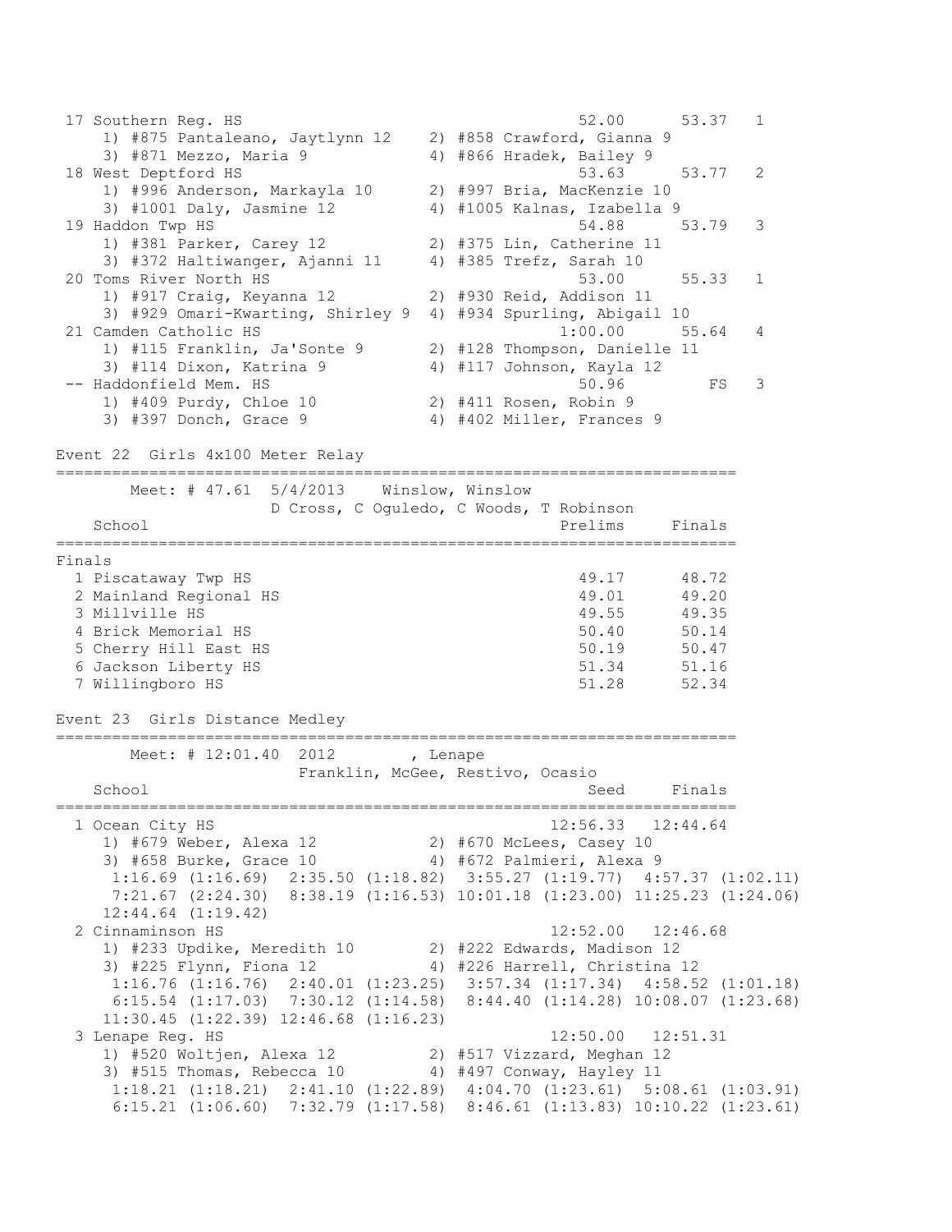```
 17 Southern Reg. HS                                      52.00      53.37   1
     1) #875 Pantaleano, Jaytlynn 12    2) #858 Crawford, Gianna 9
     3) #871 Mezzo, Maria 9             4) #866 Hradek, Bailey 9
 18 West Deptford HS                                      53.63      53.77   2
     1) #996 Anderson, Markayla 10      2) #997 Bria, MacKenzie 10
     3) #1001 Daly, Jasmine 12          4) #1005 Kalnas, Izabella 9
 19 Haddon Twp HS                                         54.88      53.79   3
     1) #381 Parker, Carey 12           2) #375 Lin, Catherine 11
     3) #372 Haltiwanger, Ajanni 11     4) #385 Trefz, Sarah 10
 20 Toms River North HS                                   53.00      55.33   1
     1) #917 Craig, Keyanna 12          2) #930 Reid, Addison 11
     3) #929 Omari-Kwarting, Shirley 9  4) #934 Spurling, Abigail 10
 21 Camden Catholic HS                                  1:00.00      55.64   4
     1) #115 Franklin, Ja'Sonte 9       2) #128 Thompson, Danielle 11
     3) #114 Dixon, Katrina 9           4) #117 Johnson, Kayla 12
 -- Haddonfield Mem. HS                                   50.96         FS   3
     1) #409 Purdy, Chloe 10            2) #411 Rosen, Robin 9
     3) #397 Donch, Grace 9             4) #402 Miller, Frances 9

Event 22  Girls 4x100 Meter Relay
========================================================================
        Meet: # 47.61  5/4/2013    Winslow, Winslow
                    D Cross, C Oguledo, C Woods, T Robinson
    School                                            Prelims     Finals
========================================================================
Finals
  1 Piscataway Twp HS                                   49.17      48.72
  2 Mainland Regional HS                                49.01      49.20
  3 Millville HS                                        49.55      49.35
  4 Brick Memorial HS                                   50.40      50.14
  5 Cherry Hill East HS                                 50.19      50.47
  6 Jackson Liberty HS                                  51.34      51.16
  7 Willingboro HS                                      51.28      52.34

Event 23  Girls Distance Medley
========================================================================
        Meet: # 12:01.40  2012        , Lenape
                      Franklin, McGee, Restivo, Ocasio
    School                                               Seed     Finals
========================================================================
  1 Ocean City HS                                    12:56.33   12:44.64
     1) #679 Weber, Alexa 12            2) #670 McLees, Casey 10
     3) #658 Burke, Grace 10            4) #672 Palmieri, Alexa 9
      1:16.69 (1:16.69)  2:35.50 (1:18.82)  3:55.27 (1:19.77)  4:57.37 (1:02.11)
      7:21.67 (2:24.30)  8:38.19 (1:16.53) 10:01.18 (1:23.00) 11:25.23 (1:24.06)
     12:44.64 (1:19.42)
  2 Cinnaminson HS                                   12:52.00   12:46.68
     1) #233 Updike, Meredith 10        2) #222 Edwards, Madison 12
     3) #225 Flynn, Fiona 12            4) #226 Harrell, Christina 12
      1:16.76 (1:16.76)  2:40.01 (1:23.25)  3:57.34 (1:17.34)  4:58.52 (1:01.18)
      6:15.54 (1:17.03)  7:30.12 (1:14.58)  8:44.40 (1:14.28) 10:08.07 (1:23.68)
     11:30.45 (1:22.39) 12:46.68 (1:16.23)
  3 Lenape Reg. HS                                   12:50.00   12:51.31
     1) #520 Woltjen, Alexa 12          2) #517 Vizzard, Meghan 12
     3) #515 Thomas, Rebecca 10         4) #497 Conway, Hayley 11
      1:18.21 (1:18.21)  2:41.10 (1:22.89)  4:04.70 (1:23.61)  5:08.61 (1:03.91)
      6:15.21 (1:06.60)  7:32.79 (1:17.58)  8:46.61 (1:13.83) 10:10.22 (1:23.61)
```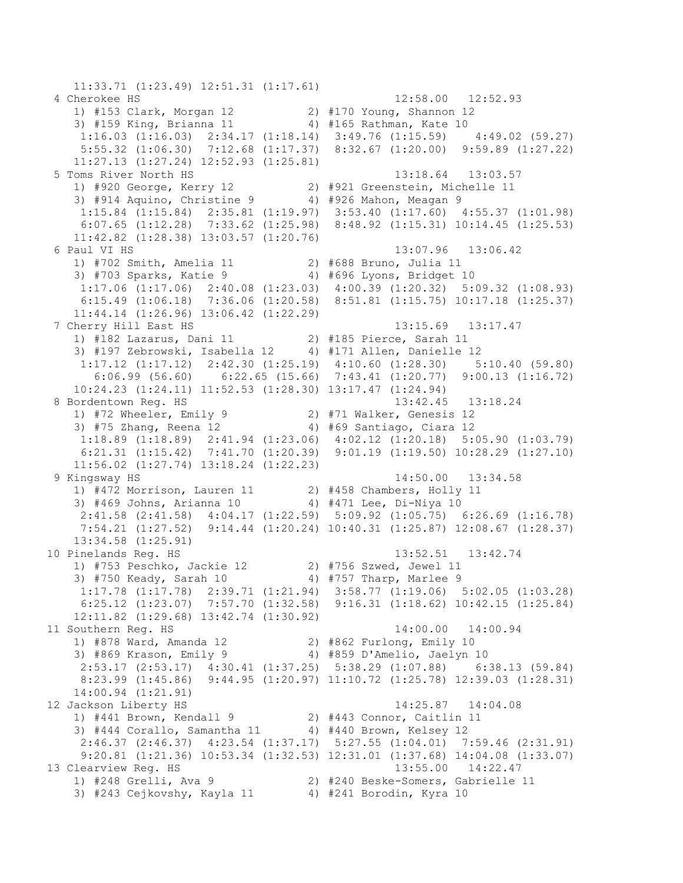```
   11:33.71 (1:23.49) 12:51.31 (1:17.61)
 4 Cherokee HS                                        12:58.00   12:52.93
    1) #153 Clark, Morgan 12          2) #170 Young, Shannon 12
    3) #159 King, Brianna 11          4) #165 Rathman, Kate 10
     1:16.03 (1:16.03)  2:34.17 (1:18.14)  3:49.76 (1:15.59)   4:49.02 (59.27)
     5:55.32 (1:06.30)  7:12.68 (1:17.37)  8:32.67 (1:20.00)  9:59.89 (1:27.22)
    11:27.13 (1:27.24) 12:52.93 (1:25.81)
 5 Toms River North HS                                13:18.64   13:03.57
    1) #920 George, Kerry 12          2) #921 Greenstein, Michelle 11
    3) #914 Aquino, Christine 9       4) #926 Mahon, Meagan 9
     1:15.84 (1:15.84)  2:35.81 (1:19.97)  3:53.40 (1:17.60)  4:55.37 (1:01.98)
     6:07.65 (1:12.28)  7:33.62 (1:25.98)  8:48.92 (1:15.31) 10:14.45 (1:25.53)
    11:42.82 (1:28.38) 13:03.57 (1:20.76)
 6 Paul VI HS                                         13:07.96   13:06.42
    1) #702 Smith, Amelia 11          2) #688 Bruno, Julia 11
    3) #703 Sparks, Katie 9           4) #696 Lyons, Bridget 10
     1:17.06 (1:17.06)  2:40.08 (1:23.03)  4:00.39 (1:20.32)  5:09.32 (1:08.93)
     6:15.49 (1:06.18)  7:36.06 (1:20.58)  8:51.81 (1:15.75) 10:17.18 (1:25.37)
    11:44.14 (1:26.96) 13:06.42 (1:22.29)
 7 Cherry Hill East HS                                13:15.69   13:17.47
    1) #182 Lazarus, Dani 11          2) #185 Pierce, Sarah 11
    3) #197 Zebrowski, Isabella 12    4) #171 Allen, Danielle 12
     1:17.12 (1:17.12)  2:42.30 (1:25.19)  4:10.60 (1:28.30)   5:10.40 (59.80)
       6:06.99 (56.60)    6:22.65 (15.66)  7:43.41 (1:20.77)  9:00.13 (1:16.72)
    10:24.23 (1:24.11) 11:52.53 (1:28.30) 13:17.47 (1:24.94)
 8 Bordentown Reg. HS                                 13:42.45   13:18.24
    1) #72 Wheeler, Emily 9           2) #71 Walker, Genesis 12
    3) #75 Zhang, Reena 12            4) #69 Santiago, Ciara 12
     1:18.89 (1:18.89)  2:41.94 (1:23.06)  4:02.12 (1:20.18)  5:05.90 (1:03.79)
     6:21.31 (1:15.42)  7:41.70 (1:20.39)  9:01.19 (1:19.50) 10:28.29 (1:27.10)
    11:56.02 (1:27.74) 13:18.24 (1:22.23)
 9 Kingsway HS                                        14:50.00   13:34.58
    1) #472 Morrison, Lauren 11       2) #458 Chambers, Holly 11
    3) #469 Johns, Arianna 10         4) #471 Lee, Di-Niya 10
     2:41.58 (2:41.58)  4:04.17 (1:22.59)  5:09.92 (1:05.75)  6:26.69 (1:16.78)
     7:54.21 (1:27.52)  9:14.44 (1:20.24) 10:40.31 (1:25.87) 12:08.67 (1:28.37)
    13:34.58 (1:25.91)
10 Pinelands Reg. HS                                  13:52.51   13:42.74
    1) #753 Peschko, Jackie 12        2) #756 Szwed, Jewel 11
    3) #750 Keady, Sarah 10           4) #757 Tharp, Marlee 9
     1:17.78 (1:17.78)  2:39.71 (1:21.94)  3:58.77 (1:19.06)  5:02.05 (1:03.28)
     6:25.12 (1:23.07)  7:57.70 (1:32.58)  9:16.31 (1:18.62) 10:42.15 (1:25.84)
    12:11.82 (1:29.68) 13:42.74 (1:30.92)
11 Southern Reg. HS                                   14:00.00   14:00.94
    1) #878 Ward, Amanda 12           2) #862 Furlong, Emily 10
    3) #869 Krason, Emily 9           4) #859 D'Amelio, Jaelyn 10
     2:53.17 (2:53.17)  4:30.41 (1:37.25)  5:38.29 (1:07.88)   6:38.13 (59.84)
     8:23.99 (1:45.86)  9:44.95 (1:20.97) 11:10.72 (1:25.78) 12:39.03 (1:28.31)
    14:00.94 (1:21.91)
12 Jackson Liberty HS                                 14:25.87   14:04.08
    1) #441 Brown, Kendall 9          2) #443 Connor, Caitlin 11
    3) #444 Corallo, Samantha 11      4) #440 Brown, Kelsey 12
     2:46.37 (2:46.37)  4:23.54 (1:37.17)  5:27.55 (1:04.01)  7:59.46 (2:31.91)
     9:20.81 (1:21.36) 10:53.34 (1:32.53) 12:31.01 (1:37.68) 14:04.08 (1:33.07)
13 Clearview Reg. HS                                  13:55.00   14:22.47
    1) #248 Grelli, Ava 9             2) #240 Beske-Somers, Gabrielle 11
    3) #243 Cejkovshy, Kayla 11       4) #241 Borodin, Kyra 10
```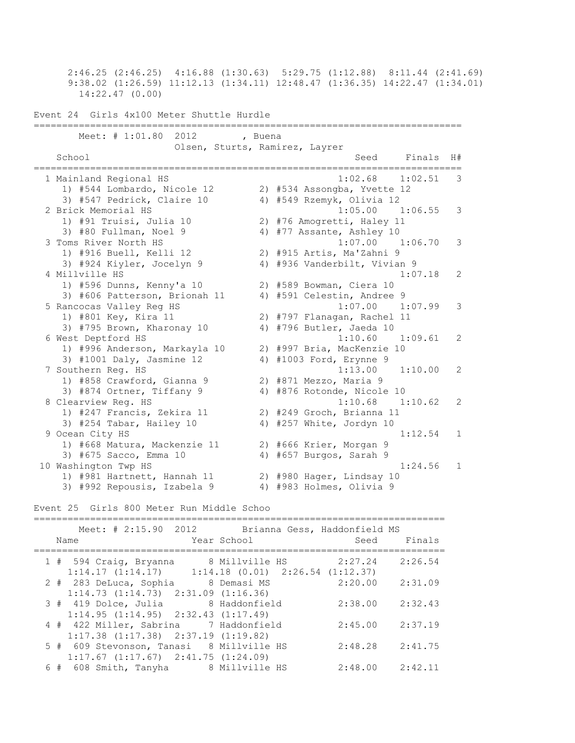2:46.25 (2:46.25)  4:16.88 (1:30.63)  5:29.75 (1:12.88)  8:11.44 (2:41.69)
9:38.02 (1:26.59) 11:12.13 (1:34.11) 12:48.47 (1:36.35) 14:22.47 (1:34.01)
14:22.47 (0.00)

## Event 24  Girls 4x100 Meter Shuttle Hurdle

Meet: # 1:01.80  2012  , Buena
Olsen, Sturts, Ramirez, Layrer

| | School | Seed | Finals | H# |
|---|---|---|---|---|
| 1 | Mainland Regional HS | 1:02.68 | 1:02.51 | 3 |
| | 1) #544 Lombardo, Nicole 12  2) #534 Assongba, Yvette 12  3) #547 Pedrick, Claire 10  4) #549 Rzemyk, Olivia 12 | | | |
| 2 | Brick Memorial HS | 1:05.00 | 1:06.55 | 3 |
| | 1) #91 Truisi, Julia 10  2) #76 Amogretti, Haley 11  3) #80 Fullman, Noel 9  4) #77 Assante, Ashley 10 | | | |
| 3 | Toms River North HS | 1:07.00 | 1:06.70 | 3 |
| | 1) #916 Buell, Kelli 12  2) #915 Artis, Ma'Zahni 9  3) #924 Kiyler, Jocelyn 9  4) #936 Vanderbilt, Vivian 9 | | | |
| 4 | Millville HS | | 1:07.18 | 2 |
| | 1) #596 Dunns, Kenny'a 10  2) #589 Bowman, Ciera 10  3) #606 Patterson, Brionah 11  4) #591 Celestin, Andree 9 | | | |
| 5 | Rancocas Valley Reg HS | 1:07.00 | 1:07.99 | 3 |
| | 1) #801 Key, Kira 11  2) #797 Flanagan, Rachel 11  3) #795 Brown, Kharonay 10  4) #796 Butler, Jaeda 10 | | | |
| 6 | West Deptford HS | 1:10.60 | 1:09.61 | 2 |
| | 1) #996 Anderson, Markayla 10  2) #997 Bria, MacKenzie 10  3) #1001 Daly, Jasmine 12  4) #1003 Ford, Erynne 9 | | | |
| 7 | Southern Reg. HS | 1:13.00 | 1:10.00 | 2 |
| | 1) #858 Crawford, Gianna 9  2) #871 Mezzo, Maria 9  3) #874 Ortner, Tiffany 9  4) #876 Rotonde, Nicole 10 | | | |
| 8 | Clearview Reg. HS | 1:10.68 | 1:10.62 | 2 |
| | 1) #247 Francis, Zekira 11  2) #249 Groch, Brianna 11  3) #254 Tabar, Hailey 10  4) #257 White, Jordyn 10 | | | |
| 9 | Ocean City HS | | 1:12.54 | 1 |
| | 1) #668 Matura, Mackenzie 11  2) #666 Krier, Morgan 9  3) #675 Sacco, Emma 10  4) #657 Burgos, Sarah 9 | | | |
| 10 | Washington Twp HS | | 1:24.56 | 1 |
| | 1) #981 Hartnett, Hannah 11  2) #980 Hager, Lindsay 10  3) #992 Repousis, Izabela 9  4) #983 Holmes, Olivia 9 | | | |

## Event 25  Girls 800 Meter Run Middle Schoo

Meet: # 2:15.90  2012  Brianna Gess, Haddonfield MS

| | Name | Year | School | Seed | Finals |
|---|---|---|---|---|---|
| 1 # | 594 Craig, Bryanna | 8 | Millville HS | 2:27.24 | 2:26.54 |
| | 1:14.17 (1:14.17)  1:14.18 (0.01)  2:26.54 (1:12.37) | | | | |
| 2 # | 283 DeLuca, Sophia | 8 | Demasi MS | 2:20.00 | 2:31.09 |
| | 1:14.73 (1:14.73)  2:31.09 (1:16.36) | | | | |
| 3 # | 419 Dolce, Julia | 8 | Haddonfield | 2:38.00 | 2:32.43 |
| | 1:14.95 (1:14.95)  2:32.43 (1:17.49) | | | | |
| 4 # | 422 Miller, Sabrina | 7 | Haddonfield | 2:45.00 | 2:37.19 |
| | 1:17.38 (1:17.38)  2:37.19 (1:19.82) | | | | |
| 5 # | 609 Stevonson, Tanasi | 8 | Millville HS | 2:48.28 | 2:41.75 |
| | 1:17.67 (1:17.67)  2:41.75 (1:24.09) | | | | |
| 6 # | 608 Smith, Tanyha | 8 | Millville HS | 2:48.00 | 2:42.11 |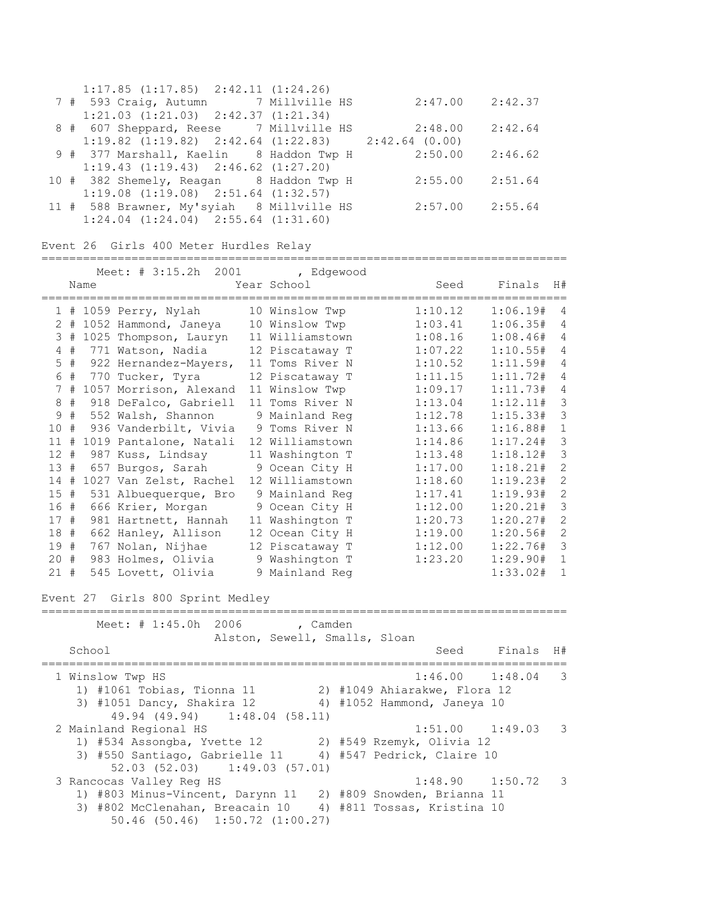```
     1:17.85 (1:17.85)  2:42.11 (1:24.26)
  7 #  593 Craig, Autumn        7 Millville HS          2:47.00    2:42.37
     1:21.03 (1:21.03)  2:42.37 (1:21.34)
  8 #  607 Sheppard, Reese      7 Millville HS          2:48.00    2:42.64
     1:19.82 (1:19.82)  2:42.64 (1:22.83)     2:42.64 (0.00)
  9 #  377 Marshall, Kaelin     8 Haddon Twp H          2:50.00    2:46.62
     1:19.43 (1:19.43)  2:46.62 (1:27.20)
 10 #  382 Shemely, Reagan      8 Haddon Twp H          2:55.00    2:51.64
     1:19.08 (1:19.08)  2:51.64 (1:32.57)
 11 #  588 Brawner, My'syiah   8 Millville HS          2:57.00    2:55.64
     1:24.04 (1:24.04)  2:55.64 (1:31.60)
```

Event 26  Girls 400 Meter Hurdles Relay

```
===========================================================================
       Meet: # 3:15.2h  2001        , Edgewood
    Name                    Year School                 Seed     Finals  H#
===========================================================================
  1 # 1059 Perry, Nylah       10 Winslow Twp          1:10.12    1:06.19#  4
  2 # 1052 Hammond, Janeya    10 Winslow Twp          1:03.41    1:06.35#  4
  3 # 1025 Thompson, Lauryn   11 Williamstown         1:08.16    1:08.46#  4
  4 #  771 Watson, Nadia      12 Piscataway T         1:07.22    1:10.55#  4
  5 #  922 Hernandez-Mayers,  11 Toms River N         1:10.52    1:11.59#  4
  6 #  770 Tucker, Tyra       12 Piscataway T         1:11.15    1:11.72#  4
  7 # 1057 Morrison, Alexand  11 Winslow Twp          1:09.17    1:11.73#  4
  8 #  918 DeFalco, Gabriell  11 Toms River N         1:13.04    1:12.11#  3
  9 #  552 Walsh, Shannon      9 Mainland Reg         1:12.78    1:15.33#  3
 10 #  936 Vanderbilt, Vivia   9 Toms River N         1:13.66    1:16.88#  1
 11 # 1019 Pantalone, Natali  12 Williamstown         1:14.86    1:17.24#  3
 12 #  987 Kuss, Lindsay      11 Washington T         1:13.48    1:18.12#  3
 13 #  657 Burgos, Sarah       9 Ocean City H         1:17.00    1:18.21#  2
 14 # 1027 Van Zelst, Rachel  12 Williamstown         1:18.60    1:19.23#  2
 15 #  531 Albuequerque, Bro   9 Mainland Reg         1:17.41    1:19.93#  2
 16 #  666 Krier, Morgan       9 Ocean City H         1:12.00    1:20.21#  3
 17 #  981 Hartnett, Hannah   11 Washington T         1:20.73    1:20.27#  2
 18 #  662 Hanley, Allison    12 Ocean City H         1:19.00    1:20.56#  2
 19 #  767 Nolan, Nijhae      12 Piscataway T         1:12.00    1:22.76#  3
 20 #  983 Holmes, Olivia      9 Washington T         1:23.20    1:29.90#  1
 21 #  545 Lovett, Olivia      9 Mainland Reg                    1:33.02#  1
```

Event 27  Girls 800 Sprint Medley

```
===========================================================================
       Meet: # 1:45.0h  2006        , Camden
                       Alston, Sewell, Smalls, Sloan
    School                                              Seed     Finals  H#
===========================================================================
  1 Winslow Twp HS                                    1:46.00    1:48.04   3
     1) #1061 Tobias, Tionna 11         2) #1049 Ahiarakwe, Flora 12
     3) #1051 Dancy, Shakira 12         4) #1052 Hammond, Janeya 10
          49.94 (49.94)     1:48.04 (58.11)
  2 Mainland Regional HS                              1:51.00    1:49.03   3
     1) #534 Assongba, Yvette 12        2) #549 Rzemyk, Olivia 12
     3) #550 Santiago, Gabrielle 11     4) #547 Pedrick, Claire 10
          52.03 (52.03)     1:49.03 (57.01)
  3 Rancocas Valley Reg HS                            1:48.90    1:50.72   3
     1) #803 Minus-Vincent, Darynn 11   2) #809 Snowden, Brianna 11
     3) #802 McClenahan, Breacain 10    4) #811 Tossas, Kristina 10
          50.46 (50.46)     1:50.72 (1:00.27)
```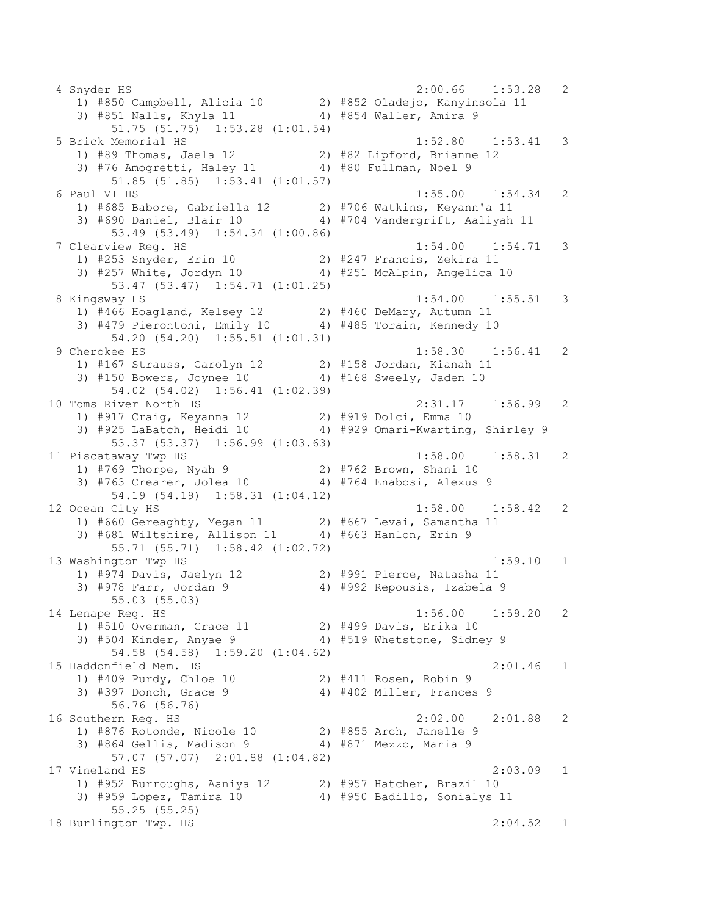```
 4 Snyder HS                                              2:00.66    1:53.28   2 
    1) #850 Campbell, Alicia 10        2) #852 Oladejo, Kanyinsola 11     
    3) #851 Nalls, Khyla 11            4) #854 Waller, Amira 9            
         51.75 (51.75)  1:53.28 (1:01.54)
 5 Brick Memorial HS                                      1:52.80    1:53.41   3 
    1) #89 Thomas, Jaela 12            2) #82 Lipford, Brianne 12         
    3) #76 Amogretti, Haley 11         4) #80 Fullman, Noel 9             
         51.85 (51.85)  1:53.41 (1:01.57)
 6 Paul VI HS                                             1:55.00    1:54.34   2 
    1) #685 Babore, Gabriella 12       2) #706 Watkins, Keyann'a 11       
    3) #690 Daniel, Blair 10           4) #704 Vandergrift, Aaliyah 11    
         53.49 (53.49)  1:54.34 (1:00.86)
 7 Clearview Reg. HS                                      1:54.00    1:54.71   3 
    1) #253 Snyder, Erin 10            2) #247 Francis, Zekira 11         
    3) #257 White, Jordyn 10           4) #251 McAlpin, Angelica 10       
         53.47 (53.47)  1:54.71 (1:01.25)
 8 Kingsway HS                                            1:54.00    1:55.51   3 
    1) #466 Hoagland, Kelsey 12        2) #460 DeMary, Autumn 11          
    3) #479 Pierontoni, Emily 10       4) #485 Torain, Kennedy 10         
         54.20 (54.20)  1:55.51 (1:01.31)
 9 Cherokee HS                                            1:58.30    1:56.41   2 
    1) #167 Strauss, Carolyn 12        2) #158 Jordan, Kianah 11          
    3) #150 Bowers, Joynee 10          4) #168 Sweely, Jaden 10           
         54.02 (54.02)  1:56.41 (1:02.39)
10 Toms River North HS                                    2:31.17    1:56.99   2 
    1) #917 Craig, Keyanna 12          2) #919 Dolci, Emma 10             
    3) #925 LaBatch, Heidi 10          4) #929 Omari-Kwarting, Shirley 9  
         53.37 (53.37)  1:56.99 (1:03.63)
11 Piscataway Twp HS                                      1:58.00    1:58.31   2 
    1) #769 Thorpe, Nyah 9             2) #762 Brown, Shani 10            
    3) #763 Crearer, Jolea 10          4) #764 Enabosi, Alexus 9          
         54.19 (54.19)  1:58.31 (1:04.12)
12 Ocean City HS                                          1:58.00    1:58.42   2 
    1) #660 Gereaghty, Megan 11        2) #667 Levai, Samantha 11         
    3) #681 Wiltshire, Allison 11      4) #663 Hanlon, Erin 9             
         55.71 (55.71)  1:58.42 (1:02.72)
13 Washington Twp HS                                                 1:59.10   1 
    1) #974 Davis, Jaelyn 12           2) #991 Pierce, Natasha 11         
    3) #978 Farr, Jordan 9             4) #992 Repousis, Izabela 9        
         55.03 (55.03)
14 Lenape Reg. HS                                         1:56.00    1:59.20   2 
    1) #510 Overman, Grace 11          2) #499 Davis, Erika 10            
    3) #504 Kinder, Anyae 9            4) #519 Whetstone, Sidney 9        
         54.58 (54.58)  1:59.20 (1:04.62)
15 Haddonfield Mem. HS                                               2:01.46   1 
    1) #409 Purdy, Chloe 10            2) #411 Rosen, Robin 9             
    3) #397 Donch, Grace 9             4) #402 Miller, Frances 9          
         56.76 (56.76)
16 Southern Reg. HS                                       2:02.00    2:01.88   2 
    1) #876 Rotonde, Nicole 10         2) #855 Arch, Janelle 9            
    3) #864 Gellis, Madison 9          4) #871 Mezzo, Maria 9             
         57.07 (57.07)  2:01.88 (1:04.82)
17 Vineland HS                                                       2:03.09   1 
    1) #952 Burroughs, Aaniya 12       2) #957 Hatcher, Brazil 10         
    3) #959 Lopez, Tamira 10           4) #950 Badillo, Sonialys 11       
         55.25 (55.25)
18 Burlington Twp. HS                                                2:04.52   1 
```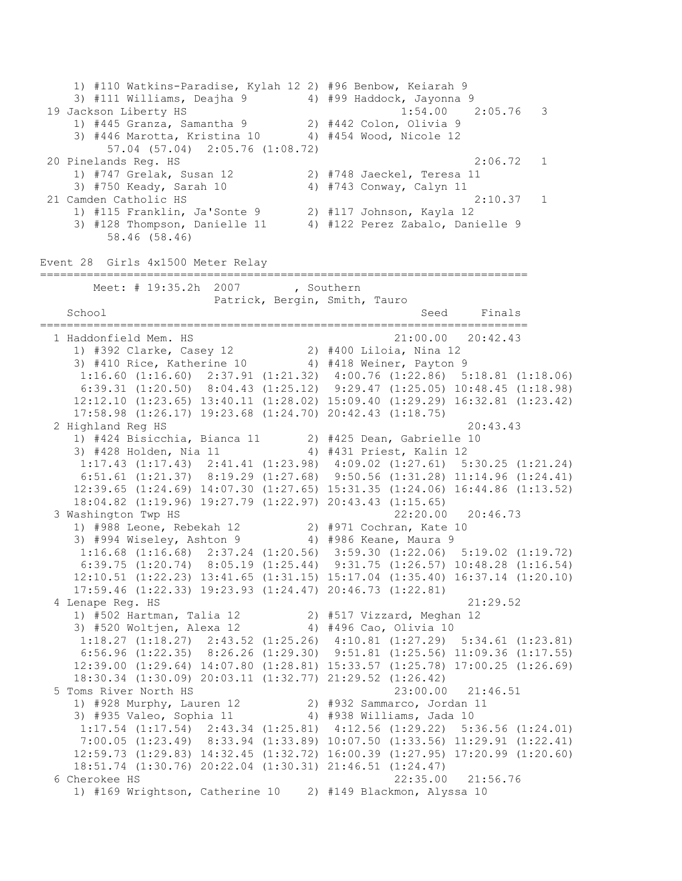```
    1) #110 Watkins-Paradise, Kylah 12 2) #96 Benbow, Keiarah 9
    3) #111 Williams, Deajha 9         4) #99 Haddock, Jayonna 9
 19 Jackson Liberty HS                                 1:54.00    2:05.76   3
    1) #445 Granza, Samantha 9         2) #442 Colon, Olivia 9
    3) #446 Marotta, Kristina 10       4) #454 Wood, Nicole 12
         57.04 (57.04)  2:05.76 (1:08.72)
 20 Pinelands Reg. HS                                             2:06.72   1
    1) #747 Grelak, Susan 12           2) #748 Jaeckel, Teresa 11
    3) #750 Keady, Sarah 10            4) #743 Conway, Calyn 11
 21 Camden Catholic HS                                            2:10.37   1
    1) #115 Franklin, Ja'Sonte 9       2) #117 Johnson, Kayla 12
    3) #128 Thompson, Danielle 11      4) #122 Perez Zabalo, Danielle 9
         58.46 (58.46)
```

Event 28  Girls 4x1500 Meter Relay

```
=========================================================================
        Meet: # 19:35.2h  2007       , Southern
                      Patrick, Bergin, Smith, Tauro
    School                                               Seed     Finals
=========================================================================
  1 Haddonfield Mem. HS                                21:00.00   20:42.43
    1) #392 Clarke, Casey 12           2) #400 Liloia, Nina 12
    3) #410 Rice, Katherine 10         4) #418 Weiner, Payton 9
     1:16.60 (1:16.60)  2:37.91 (1:21.32)  4:00.76 (1:22.86)  5:18.81 (1:18.06)
     6:39.31 (1:20.50)  8:04.43 (1:25.12)  9:29.47 (1:25.05) 10:48.45 (1:18.98)
    12:12.10 (1:23.65) 13:40.11 (1:28.02) 15:09.40 (1:29.29) 16:32.81 (1:23.42)
    17:58.98 (1:26.17) 19:23.68 (1:24.70) 20:42.43 (1:18.75)
  2 Highland Reg HS                                               20:43.43
    1) #424 Bisicchia, Bianca 11       2) #425 Dean, Gabrielle 10
    3) #428 Holden, Nia 11             4) #431 Priest, Kalin 12
     1:17.43 (1:17.43)  2:41.41 (1:23.98)  4:09.02 (1:27.61)  5:30.25 (1:21.24)
     6:51.61 (1:21.37)  8:19.29 (1:27.68)  9:50.56 (1:31.28) 11:14.96 (1:24.41)
    12:39.65 (1:24.69) 14:07.30 (1:27.65) 15:31.35 (1:24.06) 16:44.86 (1:13.52)
    18:04.82 (1:19.96) 19:27.79 (1:22.97) 20:43.43 (1:15.65)
  3 Washington Twp HS                                  22:20.00   20:46.73
    1) #988 Leone, Rebekah 12          2) #971 Cochran, Kate 10
    3) #994 Wiseley, Ashton 9          4) #986 Keane, Maura 9
     1:16.68 (1:16.68)  2:37.24 (1:20.56)  3:59.30 (1:22.06)  5:19.02 (1:19.72)
     6:39.75 (1:20.74)  8:05.19 (1:25.44)  9:31.75 (1:26.57) 10:48.28 (1:16.54)
    12:10.51 (1:22.23) 13:41.65 (1:31.15) 15:17.04 (1:35.40) 16:37.14 (1:20.10)
    17:59.46 (1:22.33) 19:23.93 (1:24.47) 20:46.73 (1:22.81)
  4 Lenape Reg. HS                                                21:29.52
    1) #502 Hartman, Talia 12          2) #517 Vizzard, Meghan 12
    3) #520 Woltjen, Alexa 12          4) #496 Cao, Olivia 10
     1:18.27 (1:18.27)  2:43.52 (1:25.26)  4:10.81 (1:27.29)  5:34.61 (1:23.81)
     6:56.96 (1:22.35)  8:26.26 (1:29.30)  9:51.81 (1:25.56) 11:09.36 (1:17.55)
    12:39.00 (1:29.64) 14:07.80 (1:28.81) 15:33.57 (1:25.78) 17:00.25 (1:26.69)
    18:30.34 (1:30.09) 20:03.11 (1:32.77) 21:29.52 (1:26.42)
  5 Toms River North HS                                23:00.00   21:46.51
    1) #928 Murphy, Lauren 12          2) #932 Sammarco, Jordan 11
    3) #935 Valeo, Sophia 11           4) #938 Williams, Jada 10
     1:17.54 (1:17.54)  2:43.34 (1:25.81)  4:12.56 (1:29.22)  5:36.56 (1:24.01)
     7:00.05 (1:23.49)  8:33.94 (1:33.89) 10:07.50 (1:33.56) 11:29.91 (1:22.41)
    12:59.73 (1:29.83) 14:32.45 (1:32.72) 16:00.39 (1:27.95) 17:20.99 (1:20.60)
    18:51.74 (1:30.76) 20:22.04 (1:30.31) 21:46.51 (1:24.47)
  6 Cherokee HS                                        22:35.00   21:56.76
    1) #169 Wrightson, Catherine 10    2) #149 Blackmon, Alyssa 10
```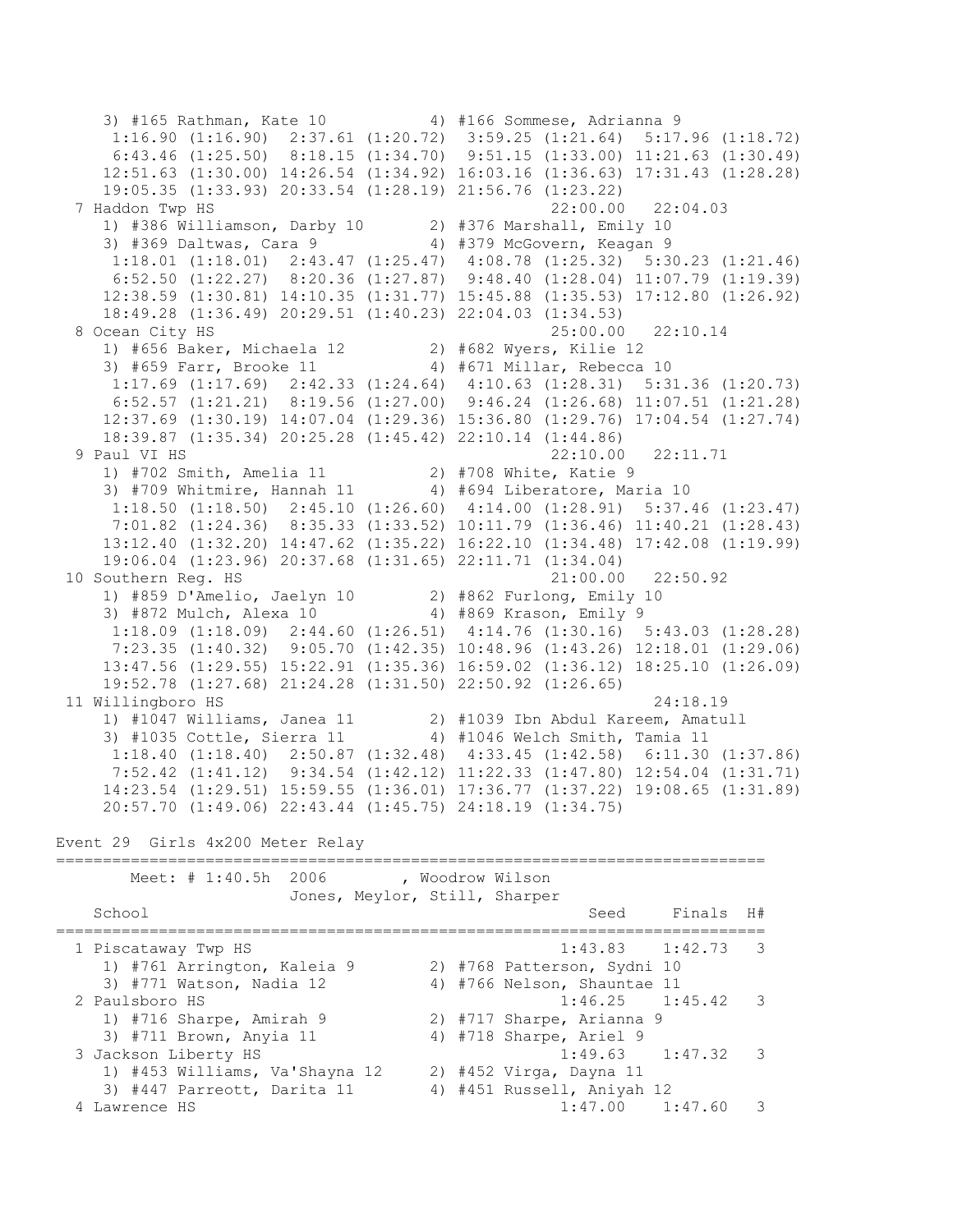```
    3) #165 Rathman, Kate 10          4) #166 Sommese, Adrianna 9
     1:16.90 (1:16.90)  2:37.61 (1:20.72)  3:59.25 (1:21.64)  5:17.96 (1:18.72)
     6:43.46 (1:25.50)  8:18.15 (1:34.70)  9:51.15 (1:33.00) 11:21.63 (1:30.49)
    12:51.63 (1:30.00) 14:26.54 (1:34.92) 16:03.16 (1:36.63) 17:31.43 (1:28.28)
    19:05.35 (1:33.93) 20:33.54 (1:28.19) 21:56.76 (1:23.22)
  7 Haddon Twp HS                                       22:00.00   22:04.03
    1) #386 Williamson, Darby 10      2) #376 Marshall, Emily 10
    3) #369 Daltwas, Cara 9           4) #379 McGovern, Keagan 9
     1:18.01 (1:18.01)  2:43.47 (1:25.47)  4:08.78 (1:25.32)  5:30.23 (1:21.46)
     6:52.50 (1:22.27)  8:20.36 (1:27.87)  9:48.40 (1:28.04) 11:07.79 (1:19.39)
    12:38.59 (1:30.81) 14:10.35 (1:31.77) 15:45.88 (1:35.53) 17:12.80 (1:26.92)
    18:49.28 (1:36.49) 20:29.51 (1:40.23) 22:04.03 (1:34.53)
  8 Ocean City HS                                       25:00.00   22:10.14
    1) #656 Baker, Michaela 12        2) #682 Wyers, Kilie 12
    3) #659 Farr, Brooke 11           4) #671 Millar, Rebecca 10
     1:17.69 (1:17.69)  2:42.33 (1:24.64)  4:10.63 (1:28.31)  5:31.36 (1:20.73)
     6:52.57 (1:21.21)  8:19.56 (1:27.00)  9:46.24 (1:26.68) 11:07.51 (1:21.28)
    12:37.69 (1:30.19) 14:07.04 (1:29.36) 15:36.80 (1:29.76) 17:04.54 (1:27.74)
    18:39.87 (1:35.34) 20:25.28 (1:45.42) 22:10.14 (1:44.86)
  9 Paul VI HS                                          22:10.00   22:11.71
    1) #702 Smith, Amelia 11          2) #708 White, Katie 9
    3) #709 Whitmire, Hannah 11       4) #694 Liberatore, Maria 10
     1:18.50 (1:18.50)  2:45.10 (1:26.60)  4:14.00 (1:28.91)  5:37.46 (1:23.47)
     7:01.82 (1:24.36)  8:35.33 (1:33.52) 10:11.79 (1:36.46) 11:40.21 (1:28.43)
    13:12.40 (1:32.20) 14:47.62 (1:35.22) 16:22.10 (1:34.48) 17:42.08 (1:19.99)
    19:06.04 (1:23.96) 20:37.68 (1:31.65) 22:11.71 (1:34.04)
 10 Southern Reg. HS                                    21:00.00   22:50.92
    1) #859 D'Amelio, Jaelyn 10       2) #862 Furlong, Emily 10
    3) #872 Mulch, Alexa 10           4) #869 Krason, Emily 9
     1:18.09 (1:18.09)  2:44.60 (1:26.51)  4:14.76 (1:30.16)  5:43.03 (1:28.28)
     7:23.35 (1:40.32)  9:05.70 (1:42.35) 10:48.96 (1:43.26) 12:18.01 (1:29.06)
    13:47.56 (1:29.55) 15:22.91 (1:35.36) 16:59.02 (1:36.12) 18:25.10 (1:26.09)
    19:52.78 (1:27.68) 21:24.28 (1:31.50) 22:50.92 (1:26.65)
 11 Willingboro HS                                                 24:18.19
    1) #1047 Williams, Janea 11       2) #1039 Ibn Abdul Kareem, Amatull
    3) #1035 Cottle, Sierra 11        4) #1046 Welch Smith, Tamia 11
     1:18.40 (1:18.40)  2:50.87 (1:32.48)  4:33.45 (1:42.58)  6:11.30 (1:37.86)
     7:52.42 (1:41.12)  9:34.54 (1:42.12) 11:22.33 (1:47.80) 12:54.04 (1:31.71)
    14:23.54 (1:29.51) 15:59.55 (1:36.01) 17:36.77 (1:37.22) 19:08.65 (1:31.89)
    20:57.70 (1:49.06) 22:43.44 (1:45.75) 24:18.19 (1:34.75)

Event 29  Girls 4x200 Meter Relay
===========================================================================
       Meet: # 1:40.5h  2006        , Woodrow Wilson
                    Jones, Meylor, Still, Sharper
   School                                            Seed     Finals  H#
===========================================================================
  1 Piscataway Twp HS                               1:43.83    1:42.73   3
    1) #761 Arrington, Kaleia 9       2) #768 Patterson, Sydni 10
    3) #771 Watson, Nadia 12          4) #766 Nelson, Shauntae 11
  2 Paulsboro HS                                    1:46.25    1:45.42   3
    1) #716 Sharpe, Amirah 9          2) #717 Sharpe, Arianna 9
    3) #711 Brown, Anyia 11           4) #718 Sharpe, Ariel 9
  3 Jackson Liberty HS                              1:49.63    1:47.32   3
    1) #453 Williams, Va'Shayna 12    2) #452 Virga, Dayna 11
    3) #447 Parreott, Darita 11       4) #451 Russell, Aniyah 12
  4 Lawrence HS                                     1:47.00    1:47.60   3
```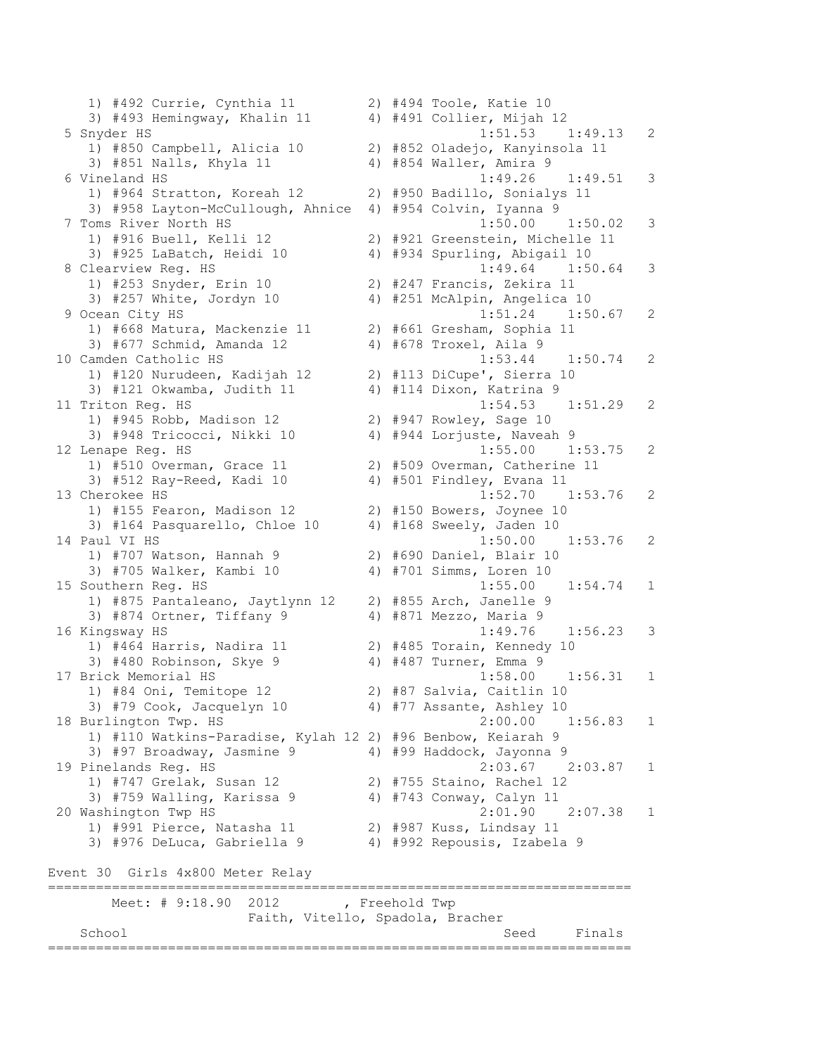```
    1) #492 Currie, Cynthia 11         2) #494 Toole, Katie 10
    3) #493 Hemingway, Khalin 11       4) #491 Collier, Mijah 12
  5 Snyder HS                                         1:51.53    1:49.13   2
    1) #850 Campbell, Alicia 10        2) #852 Oladejo, Kanyinsola 11
    3) #851 Nalls, Khyla 11            4) #854 Waller, Amira 9
  6 Vineland HS                                       1:49.26    1:49.51   3
    1) #964 Stratton, Koreah 12        2) #950 Badillo, Sonialys 11
    3) #958 Layton-McCullough, Ahnice  4) #954 Colvin, Iyanna 9
  7 Toms River North HS                               1:50.00    1:50.02   3
    1) #916 Buell, Kelli 12            2) #921 Greenstein, Michelle 11
    3) #925 LaBatch, Heidi 10          4) #934 Spurling, Abigail 10
  8 Clearview Reg. HS                                 1:49.64    1:50.64   3
    1) #253 Snyder, Erin 10            2) #247 Francis, Zekira 11
    3) #257 White, Jordyn 10           4) #251 McAlpin, Angelica 10
  9 Ocean City HS                                     1:51.24    1:50.67   2
    1) #668 Matura, Mackenzie 11       2) #661 Gresham, Sophia 11
    3) #677 Schmid, Amanda 12          4) #678 Troxel, Aila 9
 10 Camden Catholic HS                                 1:53.44    1:50.74   2
    1) #120 Nurudeen, Kadijah 12       2) #113 DiCupe', Sierra 10
    3) #121 Okwamba, Judith 11         4) #114 Dixon, Katrina 9
 11 Triton Reg. HS                                    1:54.53    1:51.29   2
    1) #945 Robb, Madison 12           2) #947 Rowley, Sage 10
    3) #948 Tricocci, Nikki 10         4) #944 Lorjuste, Naveah 9
 12 Lenape Reg. HS                                    1:55.00    1:53.75   2
    1) #510 Overman, Grace 11          2) #509 Overman, Catherine 11
    3) #512 Ray-Reed, Kadi 10          4) #501 Findley, Evana 11
 13 Cherokee HS                                       1:52.70    1:53.76   2
    1) #155 Fearon, Madison 12         2) #150 Bowers, Joynee 10
    3) #164 Pasquarello, Chloe 10      4) #168 Sweely, Jaden 10
 14 Paul VI HS                                        1:50.00    1:53.76   2
    1) #707 Watson, Hannah 9           2) #690 Daniel, Blair 10
    3) #705 Walker, Kambi 10           4) #701 Simms, Loren 10
 15 Southern Reg. HS                                  1:55.00    1:54.74   1
    1) #875 Pantaleano, Jaytlynn 12    2) #855 Arch, Janelle 9
    3) #874 Ortner, Tiffany 9          4) #871 Mezzo, Maria 9
 16 Kingsway HS                                       1:49.76    1:56.23   3
    1) #464 Harris, Nadira 11          2) #485 Torain, Kennedy 10
    3) #480 Robinson, Skye 9           4) #487 Turner, Emma 9
 17 Brick Memorial HS                                 1:58.00    1:56.31   1
    1) #84 Oni, Temitope 12            2) #87 Salvia, Caitlin 10
    3) #79 Cook, Jacquelyn 10          4) #77 Assante, Ashley 10
 18 Burlington Twp. HS                                2:00.00    1:56.83   1
    1) #110 Watkins-Paradise, Kylah 12 2) #96 Benbow, Keiarah 9
    3) #97 Broadway, Jasmine 9         4) #99 Haddock, Jayonna 9
 19 Pinelands Reg. HS                                 2:03.67    2:03.87   1
    1) #747 Grelak, Susan 12           2) #755 Staino, Rachel 12
    3) #759 Walling, Karissa 9         4) #743 Conway, Calyn 11
 20 Washington Twp HS                                 2:01.90    2:07.38   1
    1) #991 Pierce, Natasha 11         2) #987 Kuss, Lindsay 11
    3) #976 DeLuca, Gabriella 9        4) #992 Repousis, Izabela 9

Event 30  Girls 4x800 Meter Relay
=========================================================================
        Meet: # 9:18.90  2012        , Freehold Twp
                     Faith, Vitello, Spadola, Bracher
    School                                            Seed     Finals
=========================================================================
```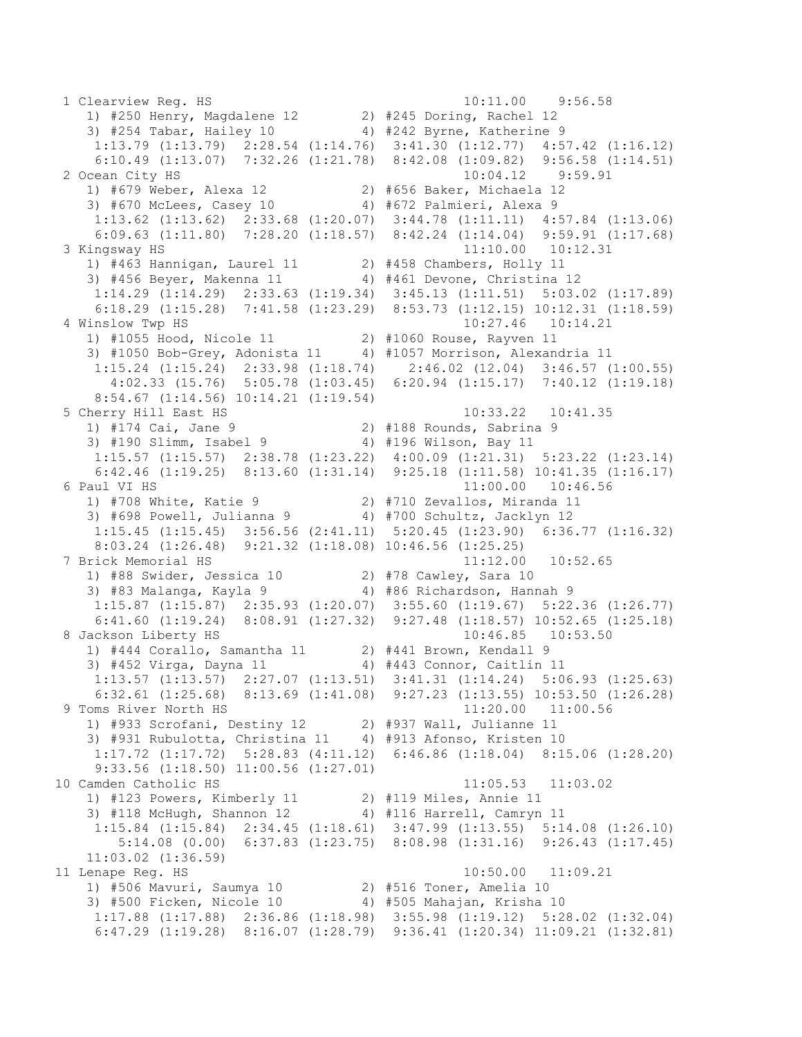```
 1 Clearview Reg. HS                                 10:11.00    9:56.58
    1) #250 Henry, Magdalene 12        2) #245 Doring, Rachel 12
    3) #254 Tabar, Hailey 10           4) #242 Byrne, Katherine 9
     1:13.79 (1:13.79)  2:28.54 (1:14.76)  3:41.30 (1:12.77)  4:57.42 (1:16.12)
     6:10.49 (1:13.07)  7:32.26 (1:21.78)  8:42.08 (1:09.82)  9:56.58 (1:14.51)
 2 Ocean City HS                                     10:04.12    9:59.91
    1) #679 Weber, Alexa 12            2) #656 Baker, Michaela 12
    3) #670 McLees, Casey 10           4) #672 Palmieri, Alexa 9
     1:13.62 (1:13.62)  2:33.68 (1:20.07)  3:44.78 (1:11.11)  4:57.84 (1:13.06)
     6:09.63 (1:11.80)  7:28.20 (1:18.57)  8:42.24 (1:14.04)  9:59.91 (1:17.68)
 3 Kingsway HS                                       11:10.00   10:12.31
    1) #463 Hannigan, Laurel 11        2) #458 Chambers, Holly 11
    3) #456 Beyer, Makenna 11          4) #461 Devone, Christina 12
     1:14.29 (1:14.29)  2:33.63 (1:19.34)  3:45.13 (1:11.51)  5:03.02 (1:17.89)
     6:18.29 (1:15.28)  7:41.58 (1:23.29)  8:53.73 (1:12.15) 10:12.31 (1:18.59)
 4 Winslow Twp HS                                    10:27.46   10:14.21
    1) #1055 Hood, Nicole 11           2) #1060 Rouse, Rayven 11
    3) #1050 Bob-Grey, Adonista 11     4) #1057 Morrison, Alexandria 11
     1:15.24 (1:15.24)  2:33.98 (1:18.74)    2:46.02 (12.04)  3:46.57 (1:00.55)
       4:02.33 (15.76)  5:05.78 (1:03.45)  6:20.94 (1:15.17)  7:40.12 (1:19.18)
     8:54.67 (1:14.56) 10:14.21 (1:19.54)
 5 Cherry Hill East HS                               10:33.22   10:41.35
    1) #174 Cai, Jane 9                2) #188 Rounds, Sabrina 9
    3) #190 Slimm, Isabel 9            4) #196 Wilson, Bay 11
     1:15.57 (1:15.57)  2:38.78 (1:23.22)  4:00.09 (1:21.31)  5:23.22 (1:23.14)
     6:42.46 (1:19.25)  8:13.60 (1:31.14)  9:25.18 (1:11.58) 10:41.35 (1:16.17)
 6 Paul VI HS                                        11:00.00   10:46.56
    1) #708 White, Katie 9             2) #710 Zevallos, Miranda 11
    3) #698 Powell, Julianna 9         4) #700 Schultz, Jacklyn 12
     1:15.45 (1:15.45)  3:56.56 (2:41.11)  5:20.45 (1:23.90)  6:36.77 (1:16.32)
     8:03.24 (1:26.48)  9:21.32 (1:18.08) 10:46.56 (1:25.25)
 7 Brick Memorial HS                                 11:12.00   10:52.65
    1) #88 Swider, Jessica 10          2) #78 Cawley, Sara 10
    3) #83 Malanga, Kayla 9            4) #86 Richardson, Hannah 9
     1:15.87 (1:15.87)  2:35.93 (1:20.07)  3:55.60 (1:19.67)  5:22.36 (1:26.77)
     6:41.60 (1:19.24)  8:08.91 (1:27.32)  9:27.48 (1:18.57) 10:52.65 (1:25.18)
 8 Jackson Liberty HS                                10:46.85   10:53.50
    1) #444 Corallo, Samantha 11       2) #441 Brown, Kendall 9
    3) #452 Virga, Dayna 11            4) #443 Connor, Caitlin 11
     1:13.57 (1:13.57)  2:27.07 (1:13.51)  3:41.31 (1:14.24)  5:06.93 (1:25.63)
     6:32.61 (1:25.68)  8:13.69 (1:41.08)  9:27.23 (1:13.55) 10:53.50 (1:26.28)
 9 Toms River North HS                               11:20.00   11:00.56
    1) #933 Scrofani, Destiny 12       2) #937 Wall, Julianne 11
    3) #931 Rubulotta, Christina 11    4) #913 Afonso, Kristen 10
     1:17.72 (1:17.72)  5:28.83 (4:11.12)  6:46.86 (1:18.04)  8:15.06 (1:28.20)
     9:33.56 (1:18.50) 11:00.56 (1:27.01)
10 Camden Catholic HS                                11:05.53   11:03.02
    1) #123 Powers, Kimberly 11        2) #119 Miles, Annie 11
    3) #118 McHugh, Shannon 12         4) #116 Harrell, Camryn 11
     1:15.84 (1:15.84)  2:34.45 (1:18.61)  3:47.99 (1:13.55)  5:14.08 (1:26.10)
        5:14.08 (0.00)  6:37.83 (1:23.75)  8:08.98 (1:31.16)  9:26.43 (1:17.45)
    11:03.02 (1:36.59)
11 Lenape Reg. HS                                    10:50.00   11:09.21
    1) #506 Mavuri, Saumya 10          2) #516 Toner, Amelia 10
    3) #500 Ficken, Nicole 10          4) #505 Mahajan, Krisha 10
     1:17.88 (1:17.88)  2:36.86 (1:18.98)  3:55.98 (1:19.12)  5:28.02 (1:32.04)
     6:47.29 (1:19.28)  8:16.07 (1:28.79)  9:36.41 (1:20.34) 11:09.21 (1:32.81)
```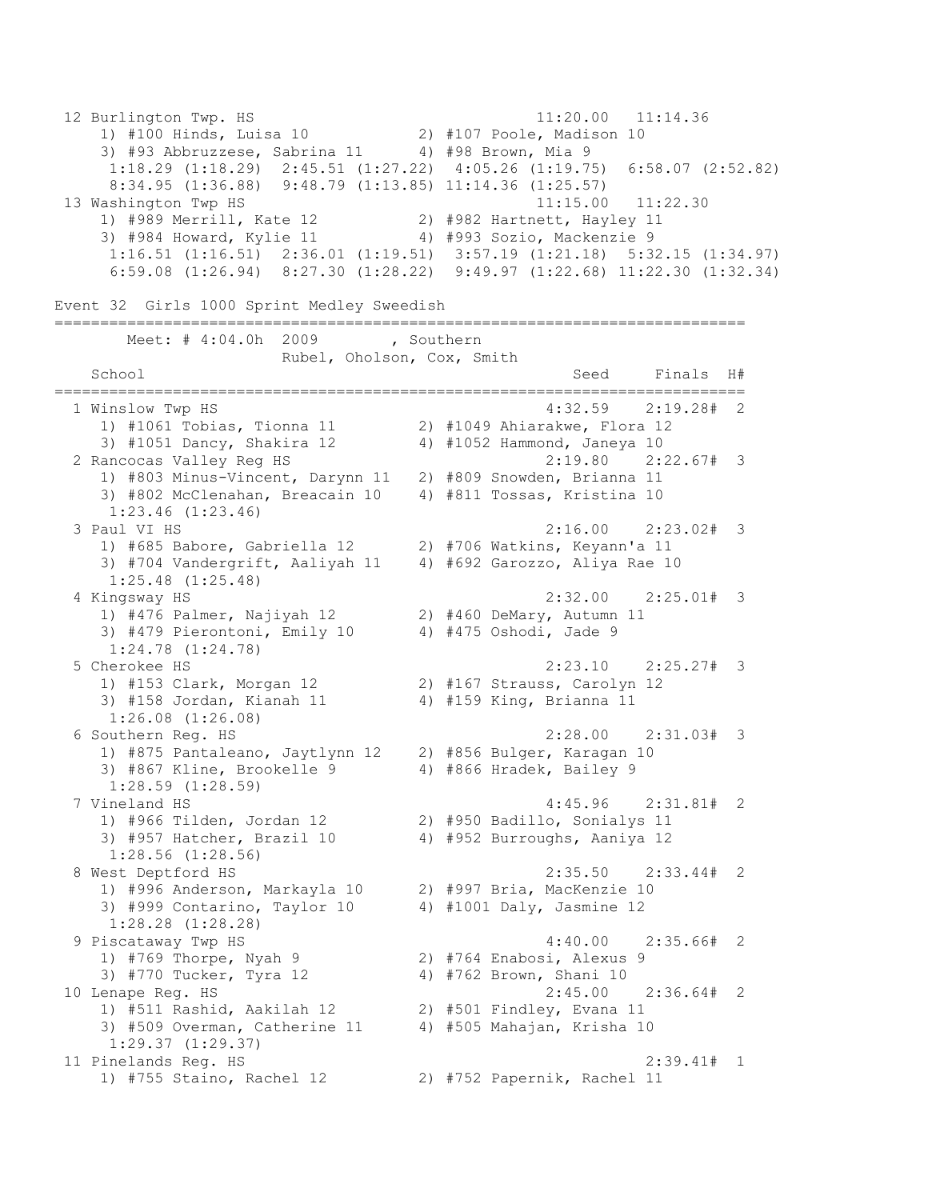```
 12 Burlington Twp. HS                                 11:20.00   11:14.36  
     1) #100 Hinds, Luisa 10           2) #107 Poole, Madison 10          
     3) #93 Abbruzzese, Sabrina 11     4) #98 Brown, Mia 9                
      1:18.29 (1:18.29)  2:45.51 (1:27.22)  4:05.26 (1:19.75)  6:58.07 (2:52.82)
      8:34.95 (1:36.88)  9:48.79 (1:13.85) 11:14.36 (1:25.57)
 13 Washington Twp HS                                  11:15.00   11:22.30  
     1) #989 Merrill, Kate 12          2) #982 Hartnett, Hayley 11        
     3) #984 Howard, Kylie 11          4) #993 Sozio, Mackenzie 9         
      1:16.51 (1:16.51)  2:36.01 (1:19.51)  3:57.19 (1:21.18)  5:32.15 (1:34.97)
      6:59.08 (1:26.94)  8:27.30 (1:28.22)  9:49.97 (1:22.68) 11:22.30 (1:32.34)
```

Event 32  Girls 1000 Sprint Medley Sweedish

```
=============================================================================
       Meet: # 4:04.0h  2009        , Southern                     
                     Rubel, Oholson, Cox, Smith                           
   School                                            Seed     Finals  H#
=============================================================================
  1 Winslow Twp HS                                    4:32.59    2:19.28#  2  
     1) #1061 Tobias, Tionna 11        2) #1049 Ahiarakwe, Flora 12       
     3) #1051 Dancy, Shakira 12        4) #1052 Hammond, Janeya 10        
  2 Rancocas Valley Reg HS                            2:19.80    2:22.67#  3  
     1) #803 Minus-Vincent, Darynn 11  2) #809 Snowden, Brianna 11        
     3) #802 McClenahan, Breacain 10   4) #811 Tossas, Kristina 10        
      1:23.46 (1:23.46)
  3 Paul VI HS                                        2:16.00    2:23.02#  3  
     1) #685 Babore, Gabriella 12      2) #706 Watkins, Keyann'a 11       
     3) #704 Vandergrift, Aaliyah 11   4) #692 Garozzo, Aliya Rae 10      
      1:25.48 (1:25.48)
  4 Kingsway HS                                       2:32.00    2:25.01#  3  
     1) #476 Palmer, Najiyah 12        2) #460 DeMary, Autumn 11          
     3) #479 Pierontoni, Emily 10      4) #475 Oshodi, Jade 9             
      1:24.78 (1:24.78)
  5 Cherokee HS                                       2:23.10    2:25.27#  3  
     1) #153 Clark, Morgan 12          2) #167 Strauss, Carolyn 12        
     3) #158 Jordan, Kianah 11         4) #159 King, Brianna 11           
      1:26.08 (1:26.08)
  6 Southern Reg. HS                                  2:28.00    2:31.03#  3  
     1) #875 Pantaleano, Jaytlynn 12   2) #856 Bulger, Karagan 10         
     3) #867 Kline, Brookelle 9        4) #866 Hradek, Bailey 9           
      1:28.59 (1:28.59)
  7 Vineland HS                                       4:45.96    2:31.81#  2  
     1) #966 Tilden, Jordan 12         2) #950 Badillo, Sonialys 11       
     3) #957 Hatcher, Brazil 10        4) #952 Burroughs, Aaniya 12       
      1:28.56 (1:28.56)
  8 West Deptford HS                                  2:35.50    2:33.44#  2  
     1) #996 Anderson, Markayla 10     2) #997 Bria, MacKenzie 10         
     3) #999 Contarino, Taylor 10      4) #1001 Daly, Jasmine 12          
      1:28.28 (1:28.28)
  9 Piscataway Twp HS                                 4:40.00    2:35.66#  2  
     1) #769 Thorpe, Nyah 9            2) #764 Enabosi, Alexus 9          
     3) #770 Tucker, Tyra 12           4) #762 Brown, Shani 10            
 10 Lenape Reg. HS                                    2:45.00    2:36.64#  2  
     1) #511 Rashid, Aakilah 12        2) #501 Findley, Evana 11          
     3) #509 Overman, Catherine 11     4) #505 Mahajan, Krisha 10         
      1:29.37 (1:29.37)
 11 Pinelands Reg. HS                                            2:39.41#  1  
     1) #755 Staino, Rachel 12         2) #752 Papernik, Rachel 11        
```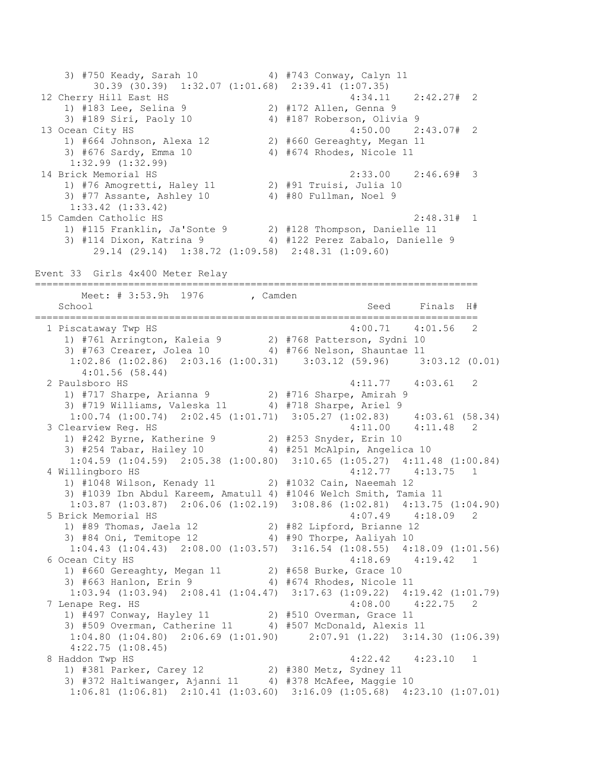```
    3) #750 Keady, Sarah 10            4) #743 Conway, Calyn 11
         30.39 (30.39)  1:32.07 (1:01.68)  2:39.41 (1:07.35)
 12 Cherry Hill East HS                                4:34.11    2:42.27#  2
    1) #183 Lee, Selina 9              2) #172 Allen, Genna 9
    3) #189 Siri, Paoly 10             4) #187 Roberson, Olivia 9
 13 Ocean City HS                                      4:50.00    2:43.07#  2
    1) #664 Johnson, Alexa 12          2) #660 Gereaghty, Megan 11
    3) #676 Sardy, Emma 10             4) #674 Rhodes, Nicole 11
     1:32.99 (1:32.99)
 14 Brick Memorial HS                                  2:33.00    2:46.69#  3
    1) #76 Amogretti, Haley 11         2) #91 Truisi, Julia 10
    3) #77 Assante, Ashley 10          4) #80 Fullman, Noel 9
     1:33.42 (1:33.42)
 15 Camden Catholic HS                                            2:48.31#  1
    1) #115 Franklin, Ja'Sonte 9       2) #128 Thompson, Danielle 11
    3) #114 Dixon, Katrina 9           4) #122 Perez Zabalo, Danielle 9
         29.14 (29.14)  1:38.72 (1:09.58)  2:48.31 (1:09.60)
```

Event 33  Girls 4x400 Meter Relay

```
===========================================================================
       Meet: # 3:53.9h  1976        , Camden
   School                                              Seed     Finals  H#
===========================================================================
  1 Piscataway Twp HS                                  4:00.71    4:01.56   2
    1) #761 Arrington, Kaleia 9        2) #768 Patterson, Sydni 10
    3) #763 Crearer, Jolea 10          4) #766 Nelson, Shauntae 11
     1:02.86 (1:02.86)  2:03.16 (1:00.31)    3:03.12 (59.96)     3:03.12 (0.01)
       4:01.56 (58.44)
  2 Paulsboro HS                                       4:11.77    4:03.61   2
    1) #717 Sharpe, Arianna 9          2) #716 Sharpe, Amirah 9
    3) #719 Williams, Valeska 11       4) #718 Sharpe, Ariel 9
     1:00.74 (1:00.74)  2:02.45 (1:01.71)  3:05.27 (1:02.83)    4:03.61 (58.34)
  3 Clearview Reg. HS                                  4:11.00    4:11.48   2
    1) #242 Byrne, Katherine 9         2) #253 Snyder, Erin 10
    3) #254 Tabar, Hailey 10           4) #251 McAlpin, Angelica 10
     1:04.59 (1:04.59)  2:05.38 (1:00.80)  3:10.65 (1:05.27)  4:11.48 (1:00.84)
  4 Willingboro HS                                     4:12.77    4:13.75   1
    1) #1048 Wilson, Kenady 11         2) #1032 Cain, Naeemah 12
    3) #1039 Ibn Abdul Kareem, Amatull 4) #1046 Welch Smith, Tamia 11
     1:03.87 (1:03.87)  2:06.06 (1:02.19)  3:08.86 (1:02.81)  4:13.75 (1:04.90)
  5 Brick Memorial HS                                  4:07.49    4:18.09   2
    1) #89 Thomas, Jaela 12            2) #82 Lipford, Brianne 12
    3) #84 Oni, Temitope 12            4) #90 Thorpe, Aaliyah 10
     1:04.43 (1:04.43)  2:08.00 (1:03.57)  3:16.54 (1:08.55)  4:18.09 (1:01.56)
  6 Ocean City HS                                      4:18.69    4:19.42   1
    1) #660 Gereaghty, Megan 11        2) #658 Burke, Grace 10
    3) #663 Hanlon, Erin 9             4) #674 Rhodes, Nicole 11
     1:03.94 (1:03.94)  2:08.41 (1:04.47)  3:17.63 (1:09.22)  4:19.42 (1:01.79)
  7 Lenape Reg. HS                                     4:08.00    4:22.75   2
    1) #497 Conway, Hayley 11          2) #510 Overman, Grace 11
    3) #509 Overman, Catherine 11      4) #507 McDonald, Alexis 11
     1:04.80 (1:04.80)  2:06.69 (1:01.90)     2:07.91 (1.22)  3:14.30 (1:06.39)
     4:22.75 (1:08.45)
  8 Haddon Twp HS                                      4:22.42    4:23.10   1
    1) #381 Parker, Carey 12           2) #380 Metz, Sydney 11
    3) #372 Haltiwanger, Ajanni 11     4) #378 McAfee, Maggie 10
     1:06.81 (1:06.81)  2:10.41 (1:03.60)  3:16.09 (1:05.68)  4:23.10 (1:07.01)
```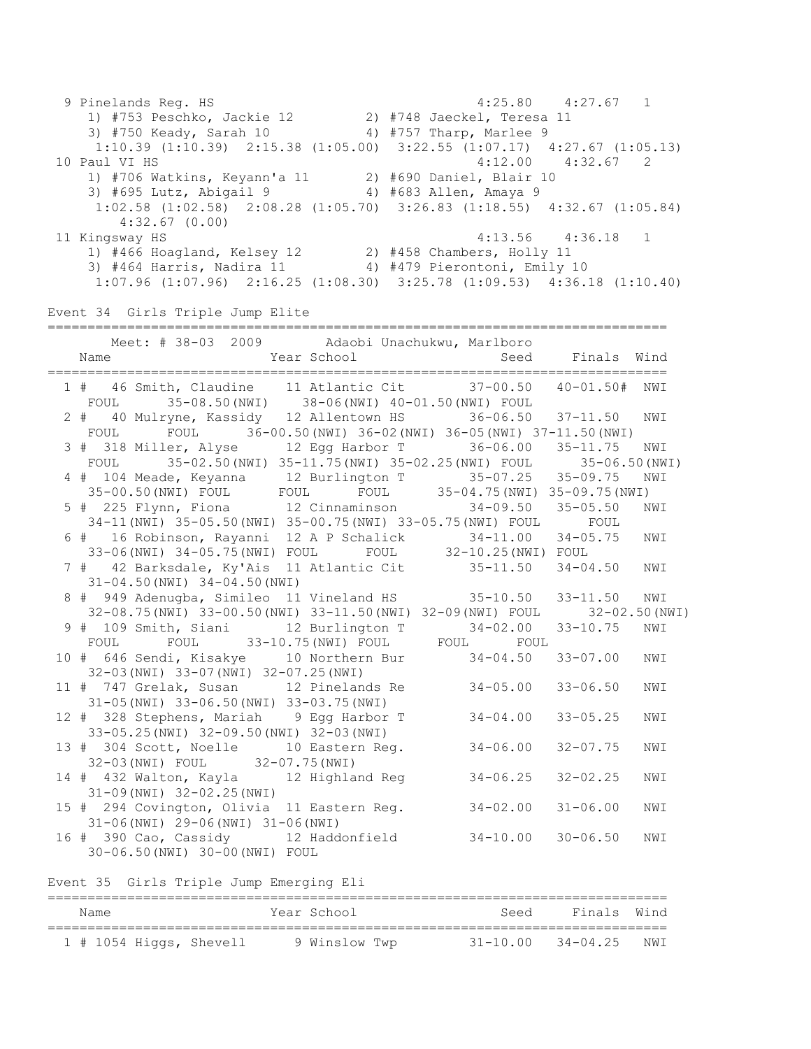```
  9 Pinelands Reg. HS                                   4:25.80    4:27.67   1 
     1) #753 Peschko, Jackie 12         2) #748 Jaeckel, Teresa 11        
     3) #750 Keady, Sarah 10            4) #757 Tharp, Marlee 9           
      1:10.39 (1:10.39)  2:15.38 (1:05.00)  3:22.55 (1:07.17)  4:27.67 (1:05.13)
 10 Paul VI HS                                          4:12.00    4:32.67   2 
     1) #706 Watkins, Keyann'a 11       2) #690 Daniel, Blair 10          
     3) #695 Lutz, Abigail 9            4) #683 Allen, Amaya 9            
      1:02.58 (1:02.58)  2:08.28 (1:05.70)  3:26.83 (1:18.55)  4:32.67 (1:05.84)
        4:32.67 (0.00)
 11 Kingsway HS                                         4:13.56    4:36.18   1 
     1) #466 Hoagland, Kelsey 12        2) #458 Chambers, Holly 11        
     3) #464 Harris, Nadira 11          4) #479 Pierontoni, Emily 10      
      1:07.96 (1:07.96)  2:16.25 (1:08.30)  3:25.78 (1:09.53)  4:36.18 (1:10.40)
```

Event 34  Girls Triple Jump Elite

```
==============================================================================
        Meet: # 38-03  2009       Adaobi Unachukwu, Marlboro            
    Name                    Year School               Seed     Finals  Wind 
==============================================================================
  1 #   46 Smith, Claudine    11 Atlantic Cit       37-00.50   40-01.50#  NWI 
     FOUL      35-08.50(NWI)    38-06(NWI) 40-01.50(NWI) FOUL          
  2 #   40 Mulryne, Kassidy   12 Allentown HS       36-06.50   37-11.50   NWI 
     FOUL      FOUL      36-00.50(NWI) 36-02(NWI) 36-05(NWI) 37-11.50(NWI)
  3 #  318 Miller, Alyse      12 Egg Harbor T       36-06.00   35-11.75   NWI 
     FOUL      35-02.50(NWI) 35-11.75(NWI) 35-02.25(NWI) FOUL      35-06.50(NWI)
  4 #  104 Meade, Keyanna     12 Burlington T       35-07.25   35-09.75   NWI 
     35-00.50(NWI) FOUL      FOUL      35-04.75(NWI) 35-09.75(NWI)
  5 #  225 Flynn, Fiona       12 Cinnaminson        34-09.50   35-05.50   NWI 
     34-11(NWI) 35-05.50(NWI) 35-00.75(NWI) 33-05.75(NWI) FOUL      FOUL
  6 #   16 Robinson, Rayanni  12 A P Schalick       34-11.00   34-05.75   NWI 
     33-06(NWI) 34-05.75(NWI) FOUL      FOUL      32-10.25(NWI) FOUL
  7 #   42 Barksdale, Ky'Ais  11 Atlantic Cit       35-11.50   34-04.50   NWI 
     31-04.50(NWI) 34-04.50(NWI)
  8 #  949 Adenugba, Simileo  11 Vineland HS        35-10.50   33-11.50   NWI 
     32-08.75(NWI) 33-00.50(NWI) 33-11.50(NWI) 32-09(NWI) FOUL      32-02.50(NWI)
  9 #  109 Smith, Siani       12 Burlington T       34-02.00   33-10.75   NWI 
     FOUL      FOUL      33-10.75(NWI) FOUL      FOUL      FOUL
 10 #  646 Sendi, Kisakye     10 Northern Bur       34-04.50   33-07.00   NWI 
     32-03(NWI) 33-07(NWI) 32-07.25(NWI)
 11 #  747 Grelak, Susan      12 Pinelands Re       34-05.00   33-06.50   NWI 
     31-05(NWI) 33-06.50(NWI) 33-03.75(NWI)
 12 #  328 Stephens, Mariah    9 Egg Harbor T       34-04.00   33-05.25   NWI 
     33-05.25(NWI) 32-09.50(NWI) 32-03(NWI)
 13 #  304 Scott, Noelle      10 Eastern Reg.       34-06.00   32-07.75   NWI 
     32-03(NWI) FOUL      32-07.75(NWI)
 14 #  432 Walton, Kayla      12 Highland Reg       34-06.25   32-02.25   NWI 
     31-09(NWI) 32-02.25(NWI)
 15 #  294 Covington, Olivia  11 Eastern Reg.       34-02.00   31-06.00   NWI 
     31-06(NWI) 29-06(NWI) 31-06(NWI)
 16 #  390 Cao, Cassidy       12 Haddonfield        34-10.00   30-06.50   NWI 
     30-06.50(NWI) 30-00(NWI) FOUL
```

Event 35  Girls Triple Jump Emerging Eli

```
==============================================================================
    Name                    Year School               Seed     Finals  Wind 
==============================================================================
  1 # 1054 Higgs, Shevell      9 Winslow Twp        31-10.00   34-04.25   NWI 
```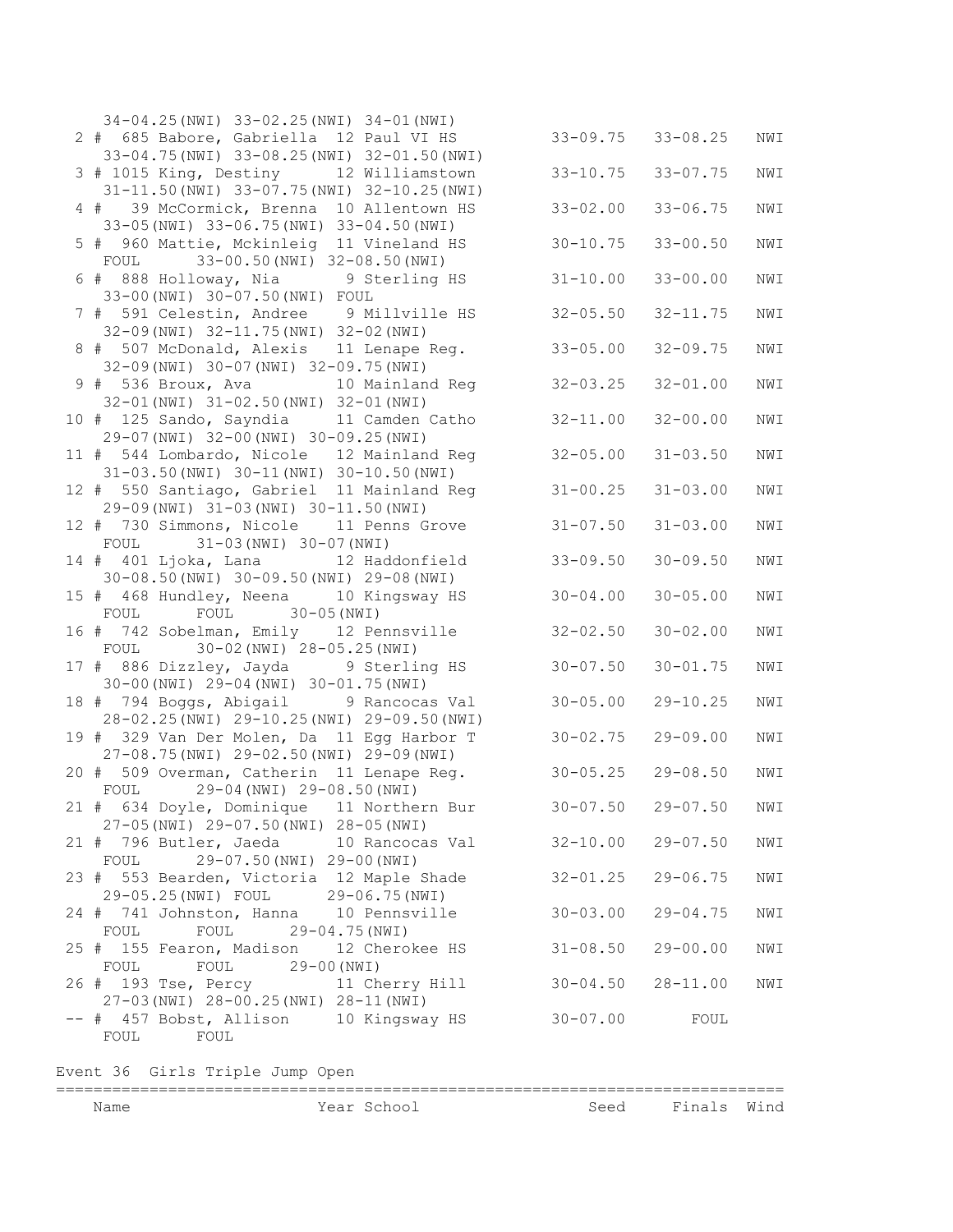```
    34-04.25(NWI) 33-02.25(NWI) 34-01(NWI)
  2 #  685 Babore, Gabriella  12 Paul VI HS         33-09.75   33-08.25   NWI
    33-04.75(NWI) 33-08.25(NWI) 32-01.50(NWI)
  3 # 1015 King, Destiny      12 Williamstown       33-10.75   33-07.75   NWI
    31-11.50(NWI) 33-07.75(NWI) 32-10.25(NWI)
  4 #   39 McCormick, Brenna  10 Allentown HS       33-02.00   33-06.75   NWI
    33-05(NWI) 33-06.75(NWI) 33-04.50(NWI)
  5 #  960 Mattie, Mckinleig  11 Vineland HS        30-10.75   33-00.50   NWI
    FOUL      33-00.50(NWI) 32-08.50(NWI)
  6 #  888 Holloway, Nia       9 Sterling HS        31-10.00   33-00.00   NWI
    33-00(NWI) 30-07.50(NWI) FOUL
  7 #  591 Celestin, Andree    9 Millville HS       32-05.50   32-11.75   NWI
    32-09(NWI) 32-11.75(NWI) 32-02(NWI)
  8 #  507 McDonald, Alexis   11 Lenape Reg.        33-05.00   32-09.75   NWI
    32-09(NWI) 30-07(NWI) 32-09.75(NWI)
  9 #  536 Broux, Ava         10 Mainland Reg       32-03.25   32-01.00   NWI
    32-01(NWI) 31-02.50(NWI) 32-01(NWI)
 10 #  125 Sando, Sayndia     11 Camden Catho       32-11.00   32-00.00   NWI
    29-07(NWI) 32-00(NWI) 30-09.25(NWI)
 11 #  544 Lombardo, Nicole   12 Mainland Reg       32-05.00   31-03.50   NWI
    31-03.50(NWI) 30-11(NWI) 30-10.50(NWI)
 12 #  550 Santiago, Gabriel  11 Mainland Reg       31-00.25   31-03.00   NWI
    29-09(NWI) 31-03(NWI) 30-11.50(NWI)
 12 #  730 Simmons, Nicole    11 Penns Grove        31-07.50   31-03.00   NWI
    FOUL      31-03(NWI) 30-07(NWI)
 14 #  401 Ljoka, Lana        12 Haddonfield        33-09.50   30-09.50   NWI
    30-08.50(NWI) 30-09.50(NWI) 29-08(NWI)
 15 #  468 Hundley, Neena     10 Kingsway HS        30-04.00   30-05.00   NWI
    FOUL      FOUL      30-05(NWI)
 16 #  742 Sobelman, Emily    12 Pennsville         32-02.50   30-02.00   NWI
    FOUL      30-02(NWI) 28-05.25(NWI)
 17 #  886 Dizzley, Jayda      9 Sterling HS        30-07.50   30-01.75   NWI
    30-00(NWI) 29-04(NWI) 30-01.75(NWI)
 18 #  794 Boggs, Abigail      9 Rancocas Val       30-05.00   29-10.25   NWI
    28-02.25(NWI) 29-10.25(NWI) 29-09.50(NWI)
 19 #  329 Van Der Molen, Da  11 Egg Harbor T       30-02.75   29-09.00   NWI
    27-08.75(NWI) 29-02.50(NWI) 29-09(NWI)
 20 #  509 Overman, Catherin  11 Lenape Reg.        30-05.25   29-08.50   NWI
    FOUL      29-04(NWI) 29-08.50(NWI)
 21 #  634 Doyle, Dominique   11 Northern Bur       30-07.50   29-07.50   NWI
    27-05(NWI) 29-07.50(NWI) 28-05(NWI)
 21 #  796 Butler, Jaeda      10 Rancocas Val       32-10.00   29-07.50   NWI
    FOUL      29-07.50(NWI) 29-00(NWI)
 23 #  553 Bearden, Victoria  12 Maple Shade        32-01.25   29-06.75   NWI
    29-05.25(NWI) FOUL      29-06.75(NWI)
 24 #  741 Johnston, Hanna    10 Pennsville         30-03.00   29-04.75   NWI
    FOUL      FOUL      29-04.75(NWI)
 25 #  155 Fearon, Madison    12 Cherokee HS        31-08.50   29-00.00   NWI
    FOUL      FOUL      29-00(NWI)
 26 #  193 Tse, Percy         11 Cherry Hill        30-04.50   28-11.00   NWI
    27-03(NWI) 28-00.25(NWI) 28-11(NWI)
 -- #  457 Bobst, Allison     10 Kingsway HS        30-07.00       FOUL
    FOUL      FOUL
```

Event 36 Girls Triple Jump Open

```
================================================================================
    Name                    Year School                 Seed     Finals  Wind
```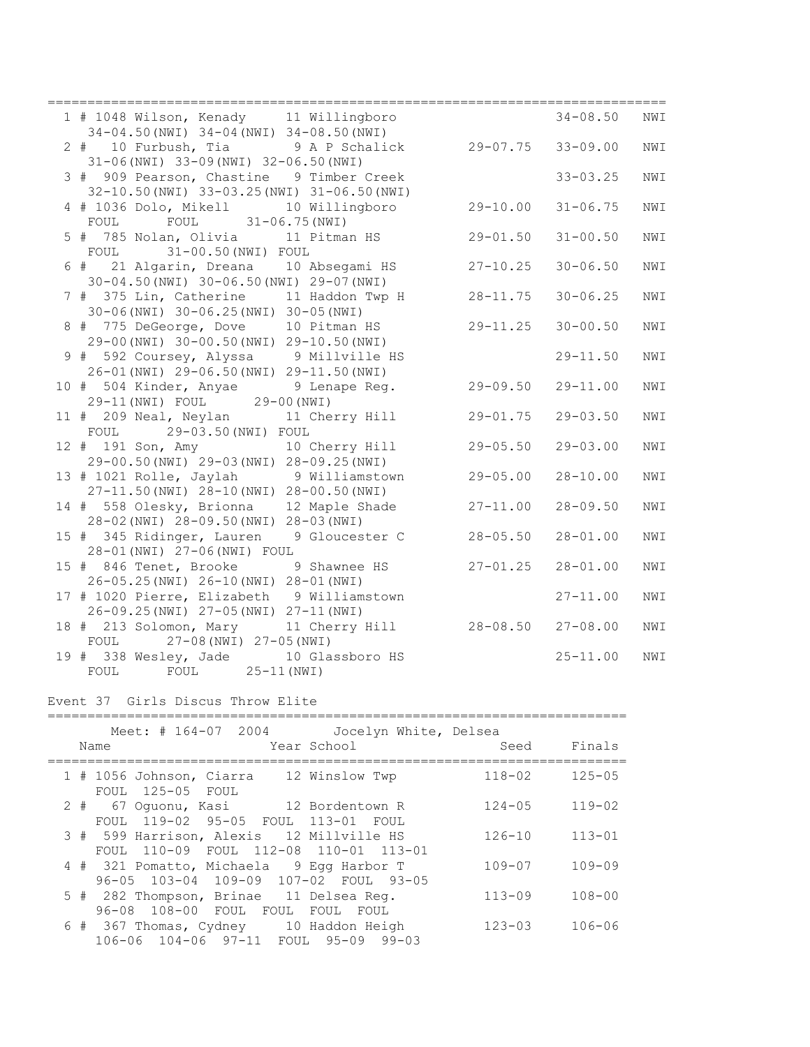```
=================================================================================
  1 # 1048 Wilson, Kenady     11 Willingboro                       34-08.50   NWI
     34-04.50(NWI) 34-04(NWI) 34-08.50(NWI)
  2 #   10 Furbush, Tia        9 A P Schalick         29-07.75    33-09.00   NWI
     31-06(NWI) 33-09(NWI) 32-06.50(NWI)
  3 #  909 Pearson, Chastine   9 Timber Creek                      33-03.25   NWI
     32-10.50(NWI) 33-03.25(NWI) 31-06.50(NWI)
  4 # 1036 Dolo, Mikell       10 Willingboro          29-10.00    31-06.75   NWI
     FOUL      FOUL      31-06.75(NWI)
  5 #  785 Nolan, Olivia      11 Pitman HS            29-01.50    31-00.50   NWI
     FOUL      31-00.50(NWI) FOUL
  6 #   21 Algarin, Dreana    10 Absegami HS          27-10.25    30-06.50   NWI
     30-04.50(NWI) 30-06.50(NWI) 29-07(NWI)
  7 #  375 Lin, Catherine     11 Haddon Twp H         28-11.75    30-06.25   NWI
     30-06(NWI) 30-06.25(NWI) 30-05(NWI)
  8 #  775 DeGeorge, Dove     10 Pitman HS            29-11.25    30-00.50   NWI
     29-00(NWI) 30-00.50(NWI) 29-10.50(NWI)
  9 #  592 Coursey, Alyssa     9 Millville HS                      29-11.50   NWI
     26-01(NWI) 29-06.50(NWI) 29-11.50(NWI)
 10 #  504 Kinder, Anyae       9 Lenape Reg.          29-09.50    29-11.00   NWI
     29-11(NWI) FOUL      29-00(NWI)
 11 #  209 Neal, Neylan       11 Cherry Hill          29-01.75    29-03.50   NWI
     FOUL      29-03.50(NWI) FOUL
 12 #  191 Son, Amy          10 Cherry Hill          29-05.50    29-03.00   NWI
     29-00.50(NWI) 29-03(NWI) 28-09.25(NWI)
 13 # 1021 Rolle, Jaylah       9 Williamstown         29-05.00    28-10.00   NWI
     27-11.50(NWI) 28-10(NWI) 28-00.50(NWI)
 14 #  558 Olesky, Brionna    12 Maple Shade          27-11.00    28-09.50   NWI
     28-02(NWI) 28-09.50(NWI) 28-03(NWI)
 15 #  345 Ridinger, Lauren    9 Gloucester C         28-05.50    28-01.00   NWI
     28-01(NWI) 27-06(NWI) FOUL
 15 #  846 Tenet, Brooke       9 Shawnee HS           27-01.25    28-01.00   NWI
     26-05.25(NWI) 26-10(NWI) 28-01(NWI)
 17 # 1020 Pierre, Elizabeth   9 Williamstown                      27-11.00   NWI
     26-09.25(NWI) 27-05(NWI) 27-11(NWI)
 18 #  213 Solomon, Mary     11 Cherry Hill          28-08.50    27-08.00   NWI
     FOUL      27-08(NWI) 27-05(NWI)
 19 #  338 Wesley, Jade      10 Glassboro HS                      25-11.00   NWI
     FOUL      FOUL      25-11(NWI)
```

Event 37  Girls Discus Throw Elite

```
==========================================================================
       Meet: # 164-07  2004       Jocelyn White, Delsea
    Name                    Year School                 Seed     Finals
==========================================================================
  1 # 1056 Johnson, Ciarra    12 Winslow Twp           118-02     125-05
     FOUL  125-05  FOUL
  2 #   67 Oguonu, Kasi       12 Bordentown R          124-05     119-02
     FOUL  119-02  95-05  FOUL  113-01  FOUL
  3 #  599 Harrison, Alexis   12 Millville HS          126-10     113-01
     FOUL  110-09  FOUL  112-08  110-01  113-01
  4 #  321 Pomatto, Michaela   9 Egg Harbor T          109-07     109-09
     96-05  103-04  109-09  107-02  FOUL  93-05
  5 #  282 Thompson, Brinae   11 Delsea Reg.           113-09     108-00
     96-08  108-00  FOUL  FOUL  FOUL  FOUL
  6 #  367 Thomas, Cydney     10 Haddon Heigh          123-03     106-06
     106-06  104-06  97-11  FOUL  95-09  99-03
```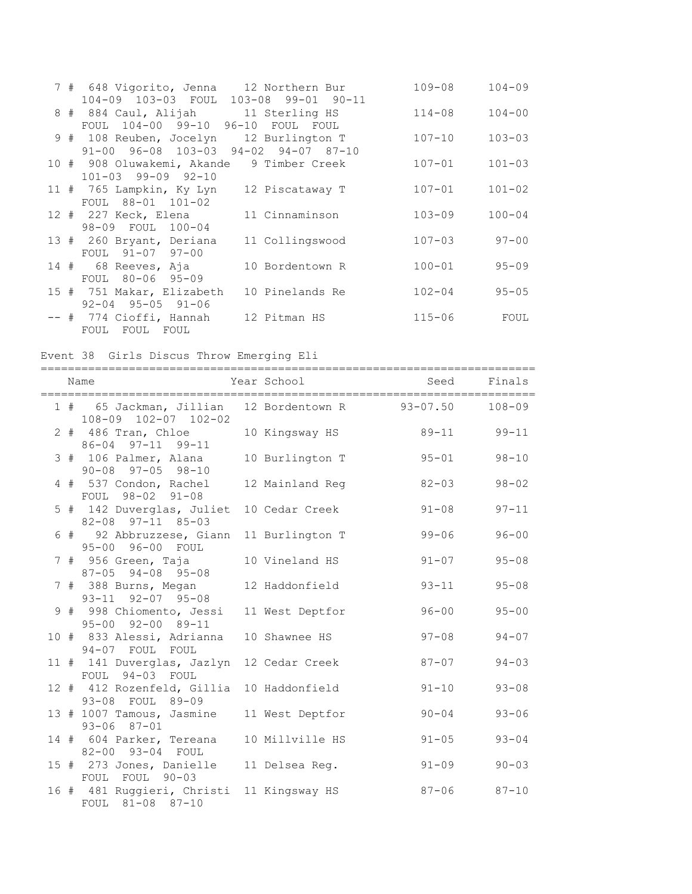```
  7 #  648 Vigorito, Jenna    12 Northern Bur          109-08     104-09
     104-09  103-03  FOUL  103-08  99-01  90-11
  8 #  884 Caul, Alijah       11 Sterling HS           114-08     104-00
     FOUL  104-00  99-10  96-10  FOUL  FOUL
  9 #  108 Reuben, Jocelyn    12 Burlington T          107-10     103-03
     91-00  96-08  103-03  94-02  94-07  87-10
 10 #  908 Oluwakemi, Akande   9 Timber Creek          107-01     101-03
     101-03  99-09  92-10
 11 #  765 Lampkin, Ky Lyn    12 Piscataway T          107-01     101-02
     FOUL  88-01  101-02
 12 #  227 Keck, Elena        11 Cinnaminson           103-09     100-04
     98-09  FOUL  100-04
 13 #  260 Bryant, Deriana    11 Collingswood          107-03      97-00
     FOUL  91-07  97-00
 14 #   68 Reeves, Aja        10 Bordentown R          100-01      95-09
     FOUL  80-06  95-09
 15 #  751 Makar, Elizabeth   10 Pinelands Re          102-04      95-05
     92-04  95-05  91-06
 -- #  774 Cioffi, Hannah     12 Pitman HS             115-06       FOUL
     FOUL  FOUL  FOUL
```

Event 38  Girls Discus Throw Emerging Eli

```
========================================================================
    Name                    Year School               Seed     Finals
========================================================================
  1 #   65 Jackman, Jillian   12 Bordentown R       93-07.50    108-09
     108-09  102-07  102-02
  2 #  486 Tran, Chloe        10 Kingsway HS           89-11      99-11
     86-04  97-11  99-11
  3 #  106 Palmer, Alana      10 Burlington T          95-01      98-10
     90-08  97-05  98-10
  4 #  537 Condon, Rachel     12 Mainland Reg          82-03      98-02
     FOUL  98-02  91-08
  5 #  142 Duverglas, Juliet  10 Cedar Creek           91-08      97-11
     82-08  97-11  85-03
  6 #   92 Abbruzzese, Giann  11 Burlington T          99-06      96-00
     95-00  96-00  FOUL
  7 #  956 Green, Taja        10 Vineland HS           91-07      95-08
     87-05  94-08  95-08
  7 #  388 Burns, Megan       12 Haddonfield           93-11      95-08
     93-11  92-07  95-08
  9 #  998 Chiomento, Jessi   11 West Deptfor          96-00      95-00
     95-00  92-00  89-11
 10 #  833 Alessi, Adrianna   10 Shawnee HS            97-08      94-07
     94-07  FOUL  FOUL
 11 #  141 Duverglas, Jazlyn  12 Cedar Creek           87-07      94-03
     FOUL  94-03  FOUL
 12 #  412 Rozenfeld, Gillia  10 Haddonfield           91-10      93-08
     93-08  FOUL  89-09
 13 # 1007 Tamous, Jasmine    11 West Deptfor          90-04      93-06
     93-06  87-01
 14 #  604 Parker, Tereana    10 Millville HS          91-05      93-04
     82-00  93-04  FOUL
 15 #  273 Jones, Danielle    11 Delsea Reg.           91-09      90-03
     FOUL  FOUL  90-03
 16 #  481 Ruggieri, Christi  11 Kingsway HS           87-06      87-10
     FOUL  81-08  87-10
```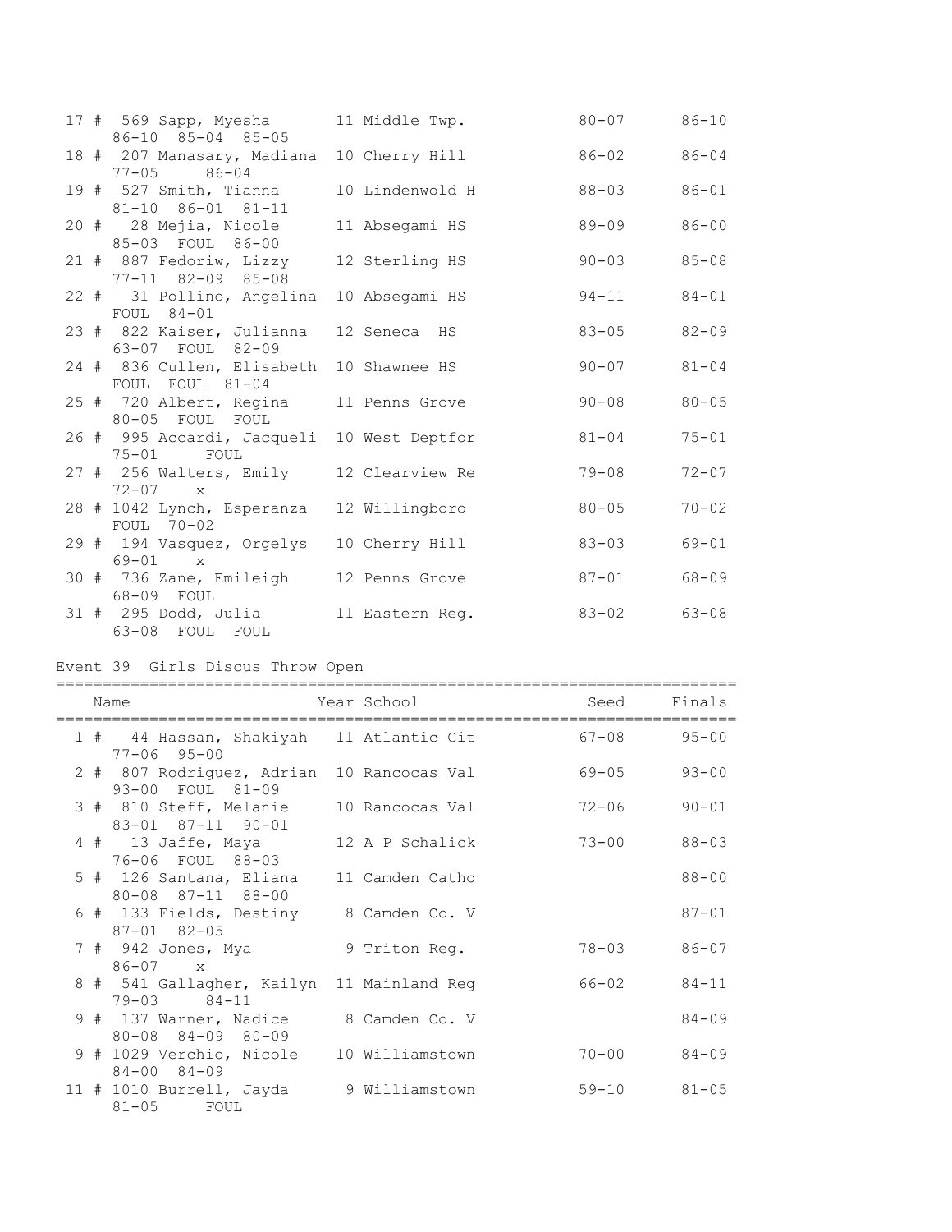| Place | # | Name | Year | School | Seed | Finals |
|---|---|---|---|---|---|---|
| 17 # | 569 | Sapp, Myesha | 11 | Middle Twp. | 80-07 | 86-10 |
| | | 86-10 85-04 85-05 | | | | |
| 18 # | 207 | Manasary, Madiana | 10 | Cherry Hill | 86-02 | 86-04 |
| | | 77-05 86-04 | | | | |
| 19 # | 527 | Smith, Tianna | 10 | Lindenwold H | 88-03 | 86-01 |
| | | 81-10 86-01 81-11 | | | | |
| 20 # | 28 | Mejia, Nicole | 11 | Absegami HS | 89-09 | 86-00 |
| | | 85-03 FOUL 86-00 | | | | |
| 21 # | 887 | Fedoriw, Lizzy | 12 | Sterling HS | 90-03 | 85-08 |
| | | 77-11 82-09 85-08 | | | | |
| 22 # | 31 | Pollino, Angelina | 10 | Absegami HS | 94-11 | 84-01 |
| | | FOUL 84-01 | | | | |
| 23 # | 822 | Kaiser, Julianna | 12 | Seneca HS | 83-05 | 82-09 |
| | | 63-07 FOUL 82-09 | | | | |
| 24 # | 836 | Cullen, Elisabeth | 10 | Shawnee HS | 90-07 | 81-04 |
| | | FOUL FOUL 81-04 | | | | |
| 25 # | 720 | Albert, Regina | 11 | Penns Grove | 90-08 | 80-05 |
| | | 80-05 FOUL FOUL | | | | |
| 26 # | 995 | Accardi, Jacqueli | 10 | West Deptfor | 81-04 | 75-01 |
| | | 75-01 FOUL | | | | |
| 27 # | 256 | Walters, Emily | 12 | Clearview Re | 79-08 | 72-07 |
| | | 72-07 x | | | | |
| 28 # | 1042 | Lynch, Esperanza | 12 | Willingboro | 80-05 | 70-02 |
| | | FOUL 70-02 | | | | |
| 29 # | 194 | Vasquez, Orgelys | 10 | Cherry Hill | 83-03 | 69-01 |
| | | 69-01 x | | | | |
| 30 # | 736 | Zane, Emileigh | 12 | Penns Grove | 87-01 | 68-09 |
| | | 68-09 FOUL | | | | |
| 31 # | 295 | Dodd, Julia | 11 | Eastern Reg. | 83-02 | 63-08 |
| | | 63-08 FOUL FOUL | | | | |

## Event 39 Girls Discus Throw Open

| Place | # | Name | Year | School | Seed | Finals |
|---|---|---|---|---|---|---|
| 1 # | 44 | Hassan, Shakiyah | 11 | Atlantic Cit | 67-08 | 95-00 |
| | | 77-06 95-00 | | | | |
| 2 # | 807 | Rodriguez, Adrian | 10 | Rancocas Val | 69-05 | 93-00 |
| | | 93-00 FOUL 81-09 | | | | |
| 3 # | 810 | Steff, Melanie | 10 | Rancocas Val | 72-06 | 90-01 |
| | | 83-01 87-11 90-01 | | | | |
| 4 # | 13 | Jaffe, Maya | 12 | A P Schalick | 73-00 | 88-03 |
| | | 76-06 FOUL 88-03 | | | | |
| 5 # | 126 | Santana, Eliana | 11 | Camden Catho | | 88-00 |
| | | 80-08 87-11 88-00 | | | | |
| 6 # | 133 | Fields, Destiny | 8 | Camden Co. V | | 87-01 |
| | | 87-01 82-05 | | | | |
| 7 # | 942 | Jones, Mya | 9 | Triton Reg. | 78-03 | 86-07 |
| | | 86-07 x | | | | |
| 8 # | 541 | Gallagher, Kailyn | 11 | Mainland Reg | 66-02 | 84-11 |
| | | 79-03 84-11 | | | | |
| 9 # | 137 | Warner, Nadice | 8 | Camden Co. V | | 84-09 |
| | | 80-08 84-09 80-09 | | | | |
| 9 # | 1029 | Verchio, Nicole | 10 | Williamstown | 70-00 | 84-09 |
| | | 84-00 84-09 | | | | |
| 11 # | 1010 | Burrell, Jayda | 9 | Williamstown | 59-10 | 81-05 |
| | | 81-05 FOUL | | | | |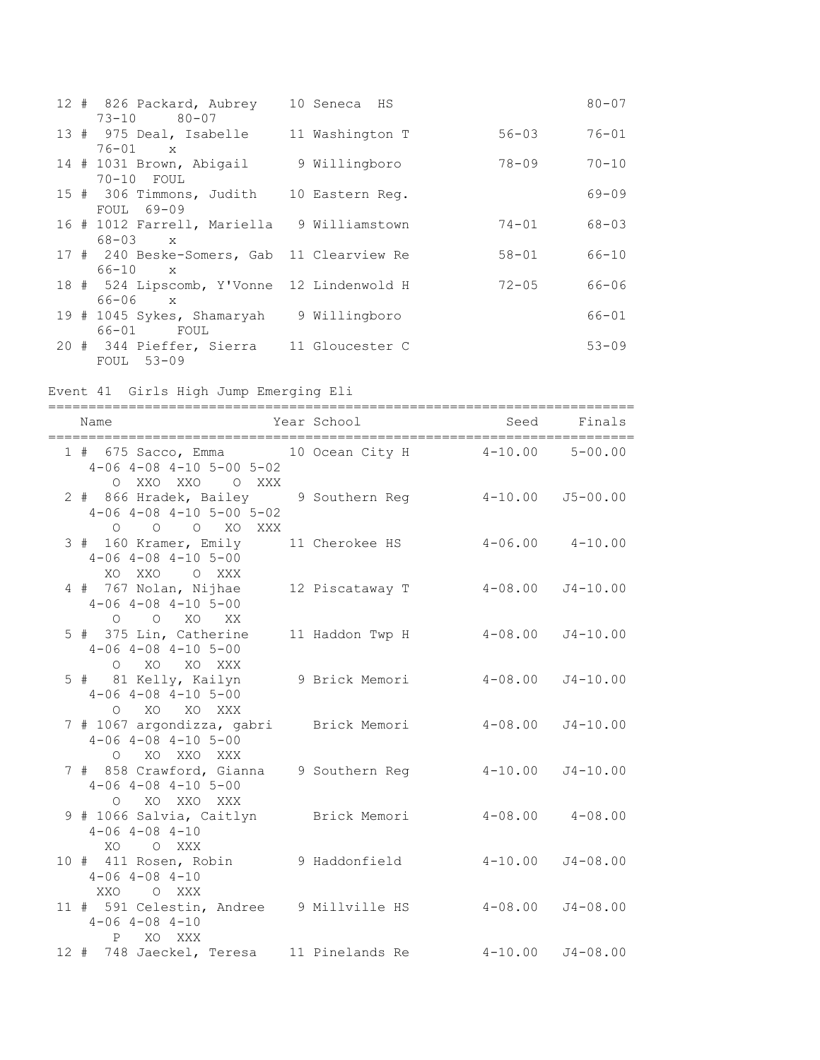```
 12 #  826 Packard, Aubrey    10 Seneca  HS                        80-07
     73-10     80-07
 13 #  975 Deal, Isabelle     11 Washington T           56-03      76-01
     76-01    x
 14 # 1031 Brown, Abigail      9 Willingboro            78-09      70-10
     70-10  FOUL
 15 #  306 Timmons, Judith    10 Eastern Reg.                      69-09
     FOUL  69-09
 16 # 1012 Farrell, Mariella   9 Williamstown           74-01      68-03
     68-03    x
 17 #  240 Beske-Somers, Gab  11 Clearview Re           58-01      66-10
     66-10    x
 18 #  524 Lipscomb, Y'Vonne  12 Lindenwold H           72-05      66-06
     66-06    x
 19 # 1045 Sykes, Shamaryah    9 Willingboro                       66-01
     66-01     FOUL
 20 #  344 Pieffer, Sierra    11 Gloucester C                      53-09
     FOUL  53-09
```

Event 41  Girls High Jump Emerging Eli

```
=========================================================================
    Name                    Year School                Seed     Finals
=========================================================================
  1 #  675 Sacco, Emma       10 Ocean City H        4-10.00    5-00.00
     4-06 4-08 4-10 5-00 5-02
        O  XXO  XXO    O  XXX
  2 #  866 Hradek, Bailey     9 Southern Reg        4-10.00   J5-00.00
     4-06 4-08 4-10 5-00 5-02
        O    O    O   XO  XXX
  3 #  160 Kramer, Emily     11 Cherokee HS         4-06.00    4-10.00
     4-06 4-08 4-10 5-00
       XO  XXO    O  XXX
  4 #  767 Nolan, Nijhae     12 Piscataway T        4-08.00   J4-10.00
     4-06 4-08 4-10 5-00
        O    O   XO   XX
  5 #  375 Lin, Catherine    11 Haddon Twp H        4-08.00   J4-10.00
     4-06 4-08 4-10 5-00
        O   XO   XO  XXX
  5 #   81 Kelly, Kailyn      9 Brick Memori        4-08.00   J4-10.00
     4-06 4-08 4-10 5-00
        O   XO   XO  XXX
  7 # 1067 argondizza, gabri    Brick Memori        4-08.00   J4-10.00
     4-06 4-08 4-10 5-00
        O   XO  XXO  XXX
  7 #  858 Crawford, Gianna   9 Southern Reg        4-10.00   J4-10.00
     4-06 4-08 4-10 5-00
        O   XO  XXO  XXX
  9 # 1066 Salvia, Caitlyn      Brick Memori        4-08.00    4-08.00
     4-06 4-08 4-10
       XO    O  XXX
 10 #  411 Rosen, Robin       9 Haddonfield         4-10.00   J4-08.00
     4-06 4-08 4-10
      XXO    O  XXX
 11 #  591 Celestin, Andree   9 Millville HS        4-08.00   J4-08.00
     4-06 4-08 4-10
        P   XO  XXX
 12 #  748 Jaeckel, Teresa   11 Pinelands Re        4-10.00   J4-08.00
```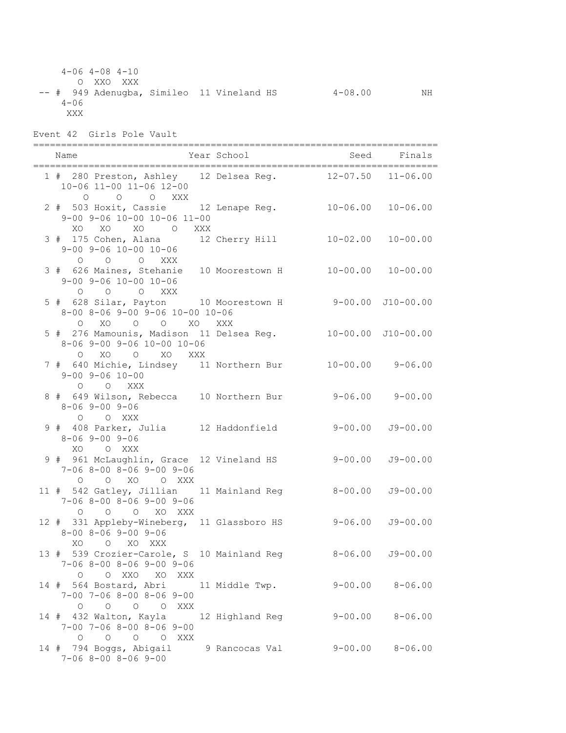```
      4-06 4-08 4-10
        O  XXO  XXX
 -- #  949 Adenugba, Simileo  11 Vineland HS          4-08.00         NH
     4-06
      XXX
```

Event 42  Girls Pole Vault

```
=========================================================================
    Name                    Year School                  Seed     Finals
=========================================================================
  1 #  280 Preston, Ashley    12 Delsea Reg.         12-07.50   11-06.00
     10-06 11-00 11-06 12-00
         O     O     O   XXX
  2 #  503 Hoxit, Cassie      12 Lenape Reg.         10-06.00   10-06.00
     9-00 9-06 10-00 10-06 11-00
       XO   XO    XO     O   XXX
  3 #  175 Cohen, Alana       12 Cherry Hill         10-02.00   10-00.00
     9-00 9-06 10-00 10-06
        O    O     O   XXX
  3 #  626 Maines, Stehanie   10 Moorestown H        10-00.00   10-00.00
     9-00 9-06 10-00 10-06
        O    O     O   XXX
  5 #  628 Silar, Payton      10 Moorestown H         9-00.00  J10-00.00
     8-00 8-06 9-00 9-06 10-00 10-06
        O   XO    O    O    XO   XXX
  5 #  276 Mamounis, Madison  11 Delsea Reg.         10-00.00  J10-00.00
     8-06 9-00 9-06 10-00 10-06
        O   XO    O    XO   XXX
  7 #  640 Michie, Lindsey    11 Northern Bur        10-00.00    9-06.00
     9-00 9-06 10-00
        O    O   XXX
  8 #  649 Wilson, Rebecca    10 Northern Bur         9-06.00    9-00.00
     8-06 9-00 9-06
        O    O  XXX
  9 #  408 Parker, Julia      12 Haddonfield          9-00.00   J9-00.00
     8-06 9-00 9-06
       XO    O  XXX
  9 #  961 McLaughlin, Grace  12 Vineland HS          9-00.00   J9-00.00
     7-06 8-00 8-06 9-00 9-06
        O    O   XO    O  XXX
 11 #  542 Gatley, Jillian    11 Mainland Reg         8-00.00   J9-00.00
     7-06 8-00 8-06 9-00 9-06
        O    O    O   XO  XXX
 12 #  331 Appleby-Wineberg,  11 Glassboro HS         9-06.00   J9-00.00
     8-00 8-06 9-00 9-06
       XO    O   XO  XXX
 13 #  539 Crozier-Carole, S  10 Mainland Reg         8-06.00   J9-00.00
     7-06 8-00 8-06 9-00 9-06
        O    O  XXO   XO  XXX
 14 #  564 Bostard, Abri      11 Middle Twp.          9-00.00    8-06.00
     7-00 7-06 8-00 8-06 9-00
        O    O    O    O  XXX
 14 #  432 Walton, Kayla      12 Highland Reg         9-00.00    8-06.00
     7-00 7-06 8-00 8-06 9-00
        O    O    O    O  XXX
 14 #  794 Boggs, Abigail      9 Rancocas Val         9-00.00    8-06.00
     7-06 8-00 8-06 9-00
```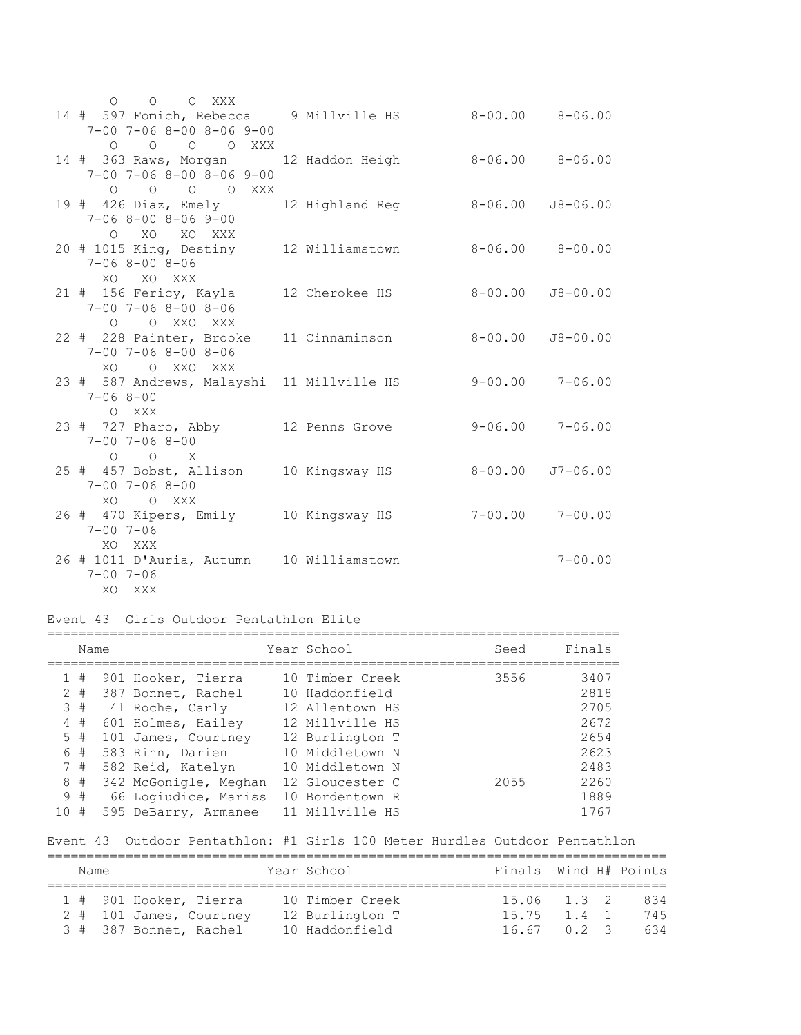```
      O    O    O  XXX
 14 #  597 Fomich, Rebecca     9 Millville HS         8-00.00    8-06.00
     7-00 7-06 8-00 8-06 9-00
       O    O    O    O  XXX
 14 #  363 Raws, Morgan       12 Haddon Heigh         8-06.00    8-06.00
     7-00 7-06 8-00 8-06 9-00
       O    O    O    O  XXX
 19 #  426 Diaz, Emely        12 Highland Reg         8-06.00   J8-06.00
     7-06 8-00 8-06 9-00
       O   XO   XO  XXX
 20 # 1015 King, Destiny      12 Williamstown         8-06.00    8-00.00
     7-06 8-00 8-06
      XO   XO  XXX
 21 #  156 Fericy, Kayla      12 Cherokee HS          8-00.00   J8-00.00
     7-00 7-06 8-00 8-06
       O    O  XXO  XXX
 22 #  228 Painter, Brooke    11 Cinnaminson          8-00.00   J8-00.00
     7-00 7-06 8-00 8-06
      XO    O  XXO  XXX
 23 #  587 Andrews, Malayshi  11 Millville HS         9-00.00    7-06.00
     7-06 8-00
       O  XXX
 23 #  727 Pharo, Abby        12 Penns Grove          9-06.00    7-06.00
     7-00 7-06 8-00
       O    O    X
 25 #  457 Bobst, Allison     10 Kingsway HS          8-00.00   J7-06.00
     7-00 7-06 8-00
      XO    O  XXX
 26 #  470 Kipers, Emily     10 Kingsway HS          7-00.00    7-00.00
     7-00 7-06
      XO  XXX
 26 # 1011 D'Auria, Autumn    10 Williamstown                    7-00.00
     7-00 7-06
      XO  XXX
```

## Event 43 Girls Outdoor Pentathlon Elite

| Place | Name | Year | School | Seed | Finals |
|---|---|---|---|---|---|
| 1 | # 901 Hooker, Tierra | 10 | Timber Creek | 3556 | 3407 |
| 2 | # 387 Bonnet, Rachel | 10 | Haddonfield | | 2818 |
| 3 | # 41 Roche, Carly | 12 | Allentown HS | | 2705 |
| 4 | # 601 Holmes, Hailey | 12 | Millville HS | | 2672 |
| 5 | # 101 James, Courtney | 12 | Burlington T | | 2654 |
| 6 | # 583 Rinn, Darien | 10 | Middletown N | | 2623 |
| 7 | # 582 Reid, Katelyn | 10 | Middletown N | | 2483 |
| 8 | # 342 McGonigle, Meghan | 12 | Gloucester C | 2055 | 2260 |
| 9 | # 66 Logiudice, Mariss | 10 | Bordentown R | | 1889 |
| 10 | # 595 DeBarry, Armanee | 11 | Millville HS | | 1767 |

## Event 43 Outdoor Pentathlon: #1 Girls 100 Meter Hurdles Outdoor Pentathlon

| Place | Name | Year | School | Finals | Wind | H# | Points |
|---|---|---|---|---|---|---|---|
| 1 | # 901 Hooker, Tierra | 10 | Timber Creek | 15.06 | 1.3 | 2 | 834 |
| 2 | # 101 James, Courtney | 12 | Burlington T | 15.75 | 1.4 | 1 | 745 |
| 3 | # 387 Bonnet, Rachel | 10 | Haddonfield | 16.67 | 0.2 | 3 | 634 |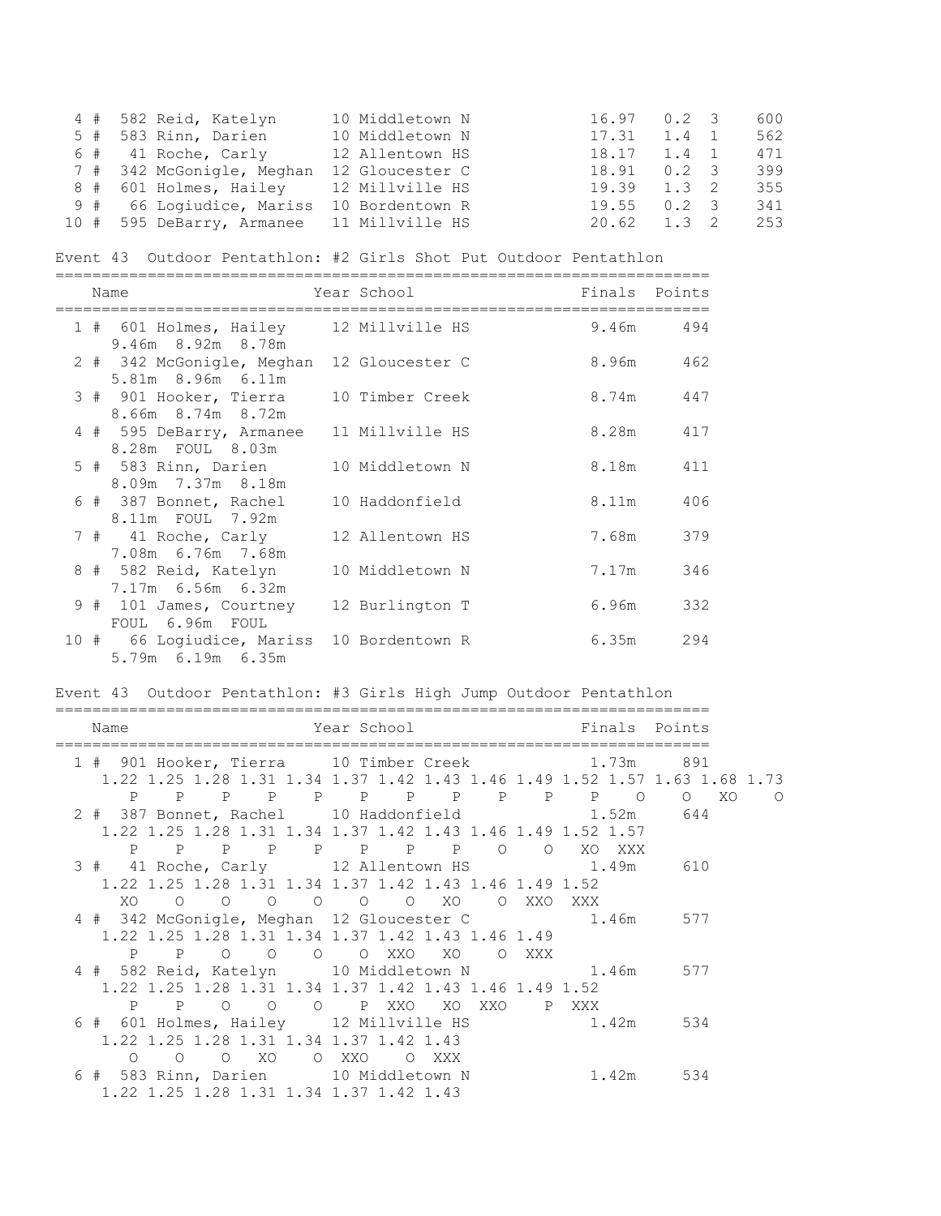| Place | Name | Year | School | Finals | Wind | H# | Points |
|---|---|---|---|---|---|---|---|
| 4 # | 582 Reid, Katelyn | 10 | Middletown N | 16.97 | 0.2 | 3 | 600 |
| 5 # | 583 Rinn, Darien | 10 | Middletown N | 17.31 | 1.4 | 1 | 562 |
| 6 # | 41 Roche, Carly | 12 | Allentown HS | 18.17 | 1.4 | 1 | 471 |
| 7 # | 342 McGonigle, Meghan | 12 | Gloucester C | 18.91 | 0.2 | 3 | 399 |
| 8 # | 601 Holmes, Hailey | 12 | Millville HS | 19.39 | 1.3 | 2 | 355 |
| 9 # | 66 Logiudice, Mariss | 10 | Bordentown R | 19.55 | 0.2 | 3 | 341 |
| 10 # | 595 DeBarry, Armanee | 11 | Millville HS | 20.62 | 1.3 | 2 | 253 |

Event 43 Outdoor Pentathlon: #2 Girls Shot Put Outdoor Pentathlon

| Place | Name | Year | School | Finals | Points |
|---|---|---|---|---|---|
| 1 # | 601 Holmes, Hailey | 12 | Millville HS | 9.46m | 494 |
| | 9.46m 8.92m 8.78m | | | | |
| 2 # | 342 McGonigle, Meghan | 12 | Gloucester C | 8.96m | 462 |
| | 5.81m 8.96m 6.11m | | | | |
| 3 # | 901 Hooker, Tierra | 10 | Timber Creek | 8.74m | 447 |
| | 8.66m 8.74m 8.72m | | | | |
| 4 # | 595 DeBarry, Armanee | 11 | Millville HS | 8.28m | 417 |
| | 8.28m FOUL 8.03m | | | | |
| 5 # | 583 Rinn, Darien | 10 | Middletown N | 8.18m | 411 |
| | 8.09m 7.37m 8.18m | | | | |
| 6 # | 387 Bonnet, Rachel | 10 | Haddonfield | 8.11m | 406 |
| | 8.11m FOUL 7.92m | | | | |
| 7 # | 41 Roche, Carly | 12 | Allentown HS | 7.68m | 379 |
| | 7.08m 6.76m 7.68m | | | | |
| 8 # | 582 Reid, Katelyn | 10 | Middletown N | 7.17m | 346 |
| | 7.17m 6.56m 6.32m | | | | |
| 9 # | 101 James, Courtney | 12 | Burlington T | 6.96m | 332 |
| | FOUL 6.96m FOUL | | | | |
| 10 # | 66 Logiudice, Mariss | 10 | Bordentown R | 6.35m | 294 |
| | 5.79m 6.19m 6.35m | | | | |

Event 43 Outdoor Pentathlon: #3 Girls High Jump Outdoor Pentathlon

```
=======================================================================
    Name                    Year School                  Finals  Points
=======================================================================
  1 #  901 Hooker, Tierra     10 Timber Creek            1.73m     891
     1.22 1.25 1.28 1.31 1.34 1.37 1.42 1.43 1.46 1.49 1.52 1.57 1.63 1.68 1.73
        P    P    P    P    P    P    P    P    P    P    P    O    O   XO    O
  2 #  387 Bonnet, Rachel     10 Haddonfield             1.52m     644
     1.22 1.25 1.28 1.31 1.34 1.37 1.42 1.43 1.46 1.49 1.52 1.57
        P    P    P    P    P    P    P    P    O    O   XO  XXX
  3 #   41 Roche, Carly       12 Allentown HS            1.49m     610
     1.22 1.25 1.28 1.31 1.34 1.37 1.42 1.43 1.46 1.49 1.52
       XO    O    O    O    O    O    O   XO    O  XXO  XXX
  4 #  342 McGonigle, Meghan  12 Gloucester C            1.46m     577
     1.22 1.25 1.28 1.31 1.34 1.37 1.42 1.43 1.46 1.49
        P    P    O    O    O    O  XXO   XO    O  XXX
  4 #  582 Reid, Katelyn      10 Middletown N            1.46m     577
     1.22 1.25 1.28 1.31 1.34 1.37 1.42 1.43 1.46 1.49 1.52
        P    P    O    O    O    P  XXO   XO  XXO    P  XXX
  6 #  601 Holmes, Hailey     12 Millville HS            1.42m     534
     1.22 1.25 1.28 1.31 1.34 1.37 1.42 1.43
        O    O    O   XO    O  XXO    O  XXX
  6 #  583 Rinn, Darien       10 Middletown N            1.42m     534
     1.22 1.25 1.28 1.31 1.34 1.37 1.42 1.43
```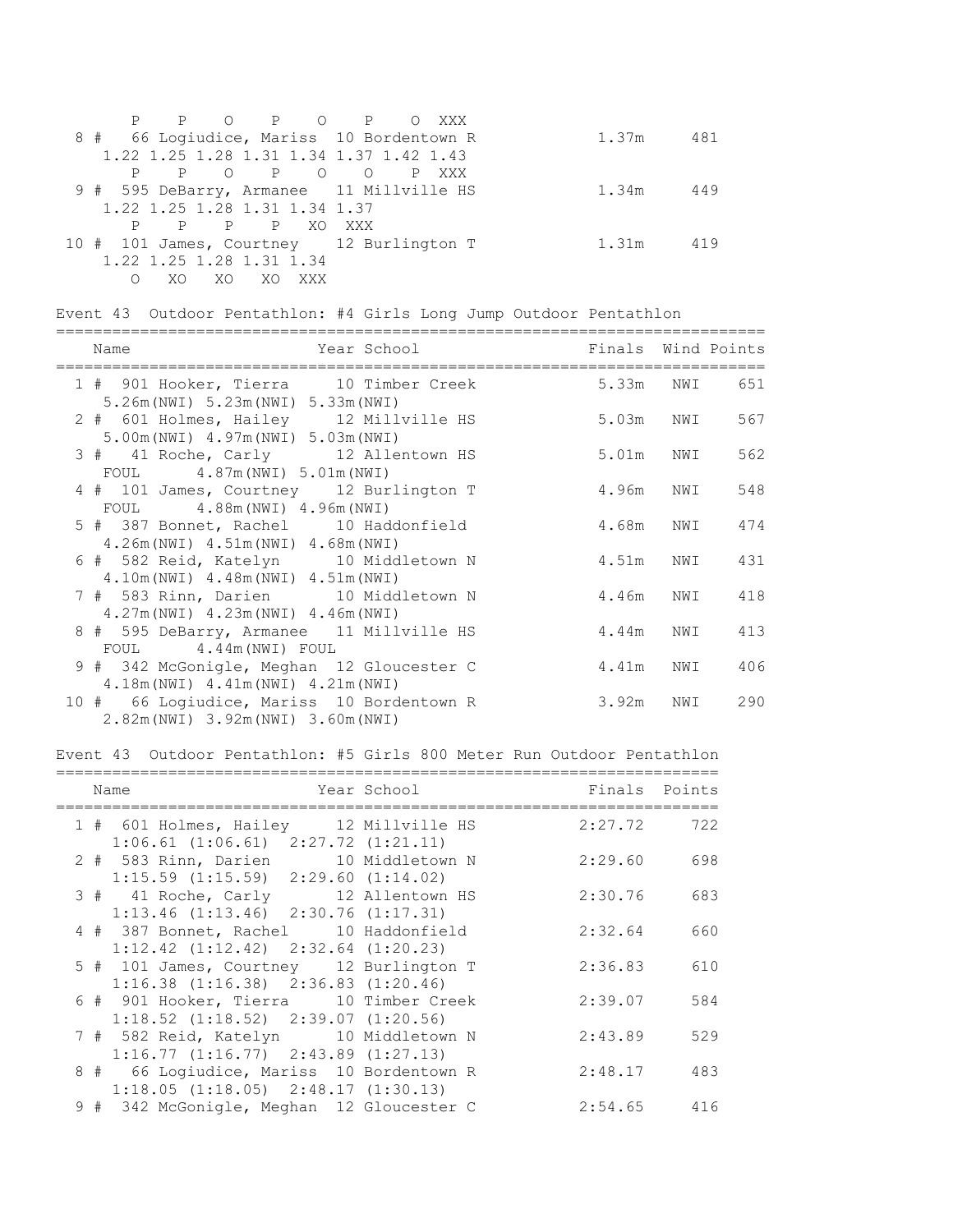```
       P    P    O    P    O    P    O  XXX
  8 #   66 Logiudice, Mariss  10 Bordentown R            1.37m     481
     1.22 1.25 1.28 1.31 1.34 1.37 1.42 1.43
       P    P    O    P    O    O    P  XXX
  9 #  595 DeBarry, Armanee  11 Millville HS             1.34m     449
     1.22 1.25 1.28 1.31 1.34 1.37
       P    P    P    P   XO  XXX
 10 #  101 James, Courtney    12 Burlington T            1.31m     419
     1.22 1.25 1.28 1.31 1.34
       O   XO   XO   XO  XXX
```

Event 43  Outdoor Pentathlon: #4 Girls Long Jump Outdoor Pentathlon

```
================================================================================
    Name                    Year School                 Finals  Wind Points
================================================================================
  1 #  901 Hooker, Tierra      10 Timber Creek            5.33m   NWI    651
     5.26m(NWI) 5.23m(NWI) 5.33m(NWI)
  2 #  601 Holmes, Hailey      12 Millville HS            5.03m   NWI    567
     5.00m(NWI) 4.97m(NWI) 5.03m(NWI)
  3 #   41 Roche, Carly        12 Allentown HS            5.01m   NWI    562
     FOUL      4.87m(NWI) 5.01m(NWI)
  4 #  101 James, Courtney    12 Burlington T             4.96m   NWI    548
     FOUL      4.88m(NWI) 4.96m(NWI)
  5 #  387 Bonnet, Rachel      10 Haddonfield             4.68m   NWI    474
     4.26m(NWI) 4.51m(NWI) 4.68m(NWI)
  6 #  582 Reid, Katelyn      10 Middletown N             4.51m   NWI    431
     4.10m(NWI) 4.48m(NWI) 4.51m(NWI)
  7 #  583 Rinn, Darien       10 Middletown N             4.46m   NWI    418
     4.27m(NWI) 4.23m(NWI) 4.46m(NWI)
  8 #  595 DeBarry, Armanee  11 Millville HS             4.44m   NWI    413
     FOUL      4.44m(NWI) FOUL
  9 #  342 McGonigle, Meghan  12 Gloucester C            4.41m   NWI    406
     4.18m(NWI) 4.41m(NWI) 4.21m(NWI)
 10 #   66 Logiudice, Mariss  10 Bordentown R            3.92m   NWI    290
     2.82m(NWI) 3.92m(NWI) 3.60m(NWI)
```

Event 43  Outdoor Pentathlon: #5 Girls 800 Meter Run Outdoor Pentathlon

```
=========================================================================
    Name                    Year School                 Finals  Points
=========================================================================
  1 #  601 Holmes, Hailey      12 Millville HS          2:27.72     722
     1:06.61 (1:06.61)  2:27.72 (1:21.11)
  2 #  583 Rinn, Darien       10 Middletown N           2:29.60     698
     1:15.59 (1:15.59)  2:29.60 (1:14.02)
  3 #   41 Roche, Carly        12 Allentown HS          2:30.76     683
     1:13.46 (1:13.46)  2:30.76 (1:17.31)
  4 #  387 Bonnet, Rachel      10 Haddonfield           2:32.64     660
     1:12.42 (1:12.42)  2:32.64 (1:20.23)
  5 #  101 James, Courtney    12 Burlington T           2:36.83     610
     1:16.38 (1:16.38)  2:36.83 (1:20.46)
  6 #  901 Hooker, Tierra      10 Timber Creek          2:39.07     584
     1:18.52 (1:18.52)  2:39.07 (1:20.56)
  7 #  582 Reid, Katelyn      10 Middletown N           2:43.89     529
     1:16.77 (1:16.77)  2:43.89 (1:27.13)
  8 #   66 Logiudice, Mariss  10 Bordentown R          2:48.17     483
     1:18.05 (1:18.05)  2:48.17 (1:30.13)
  9 #  342 McGonigle, Meghan  12 Gloucester C          2:54.65     416
```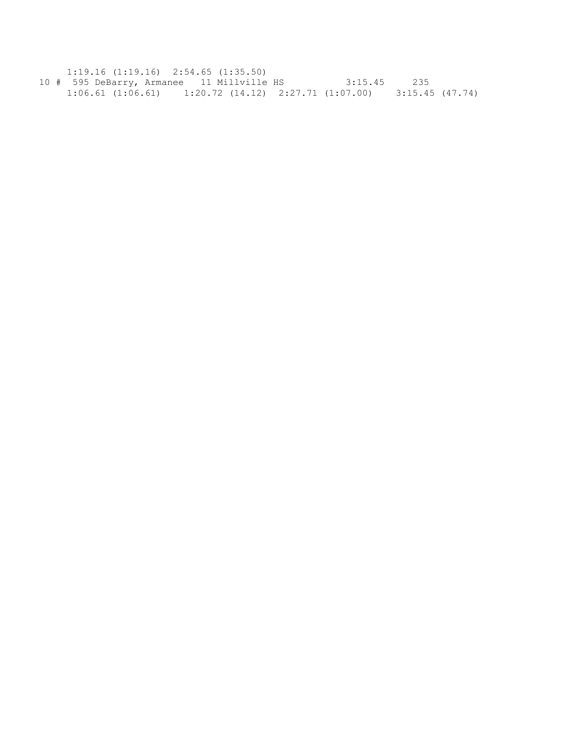```
     1:19.16 (1:19.16)  2:54.65 (1:35.50)
10 #  595 DeBarry, Armanee   11 Millville HS           3:15.45     235
     1:06.61 (1:06.61)    1:20.72 (14.12)  2:27.71 (1:07.00)    3:15.45 (47.74)
```